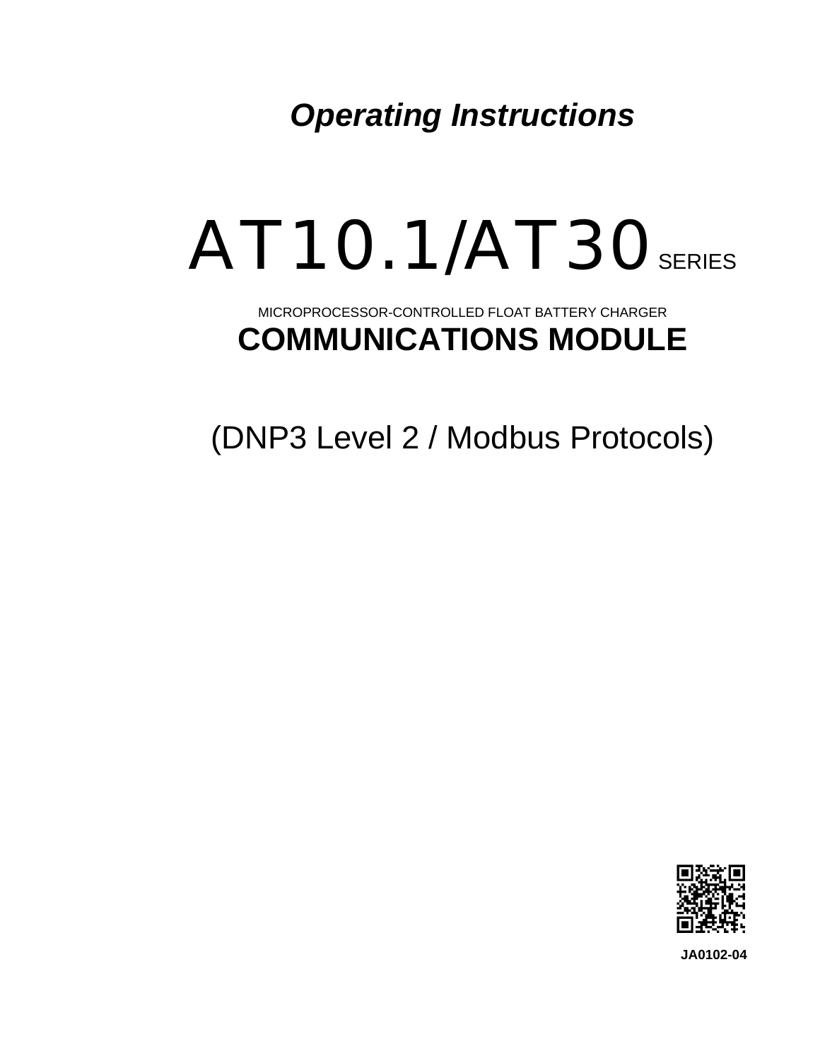***Operating Instructions***

# AT10.1/AT30 SERIES

MICROPROCESSOR-CONTROLLED FLOAT BATTERY CHARGER

## COMMUNICATIONS MODULE

(DNP3 Level 2 / Modbus Protocols)

**JA0102-04**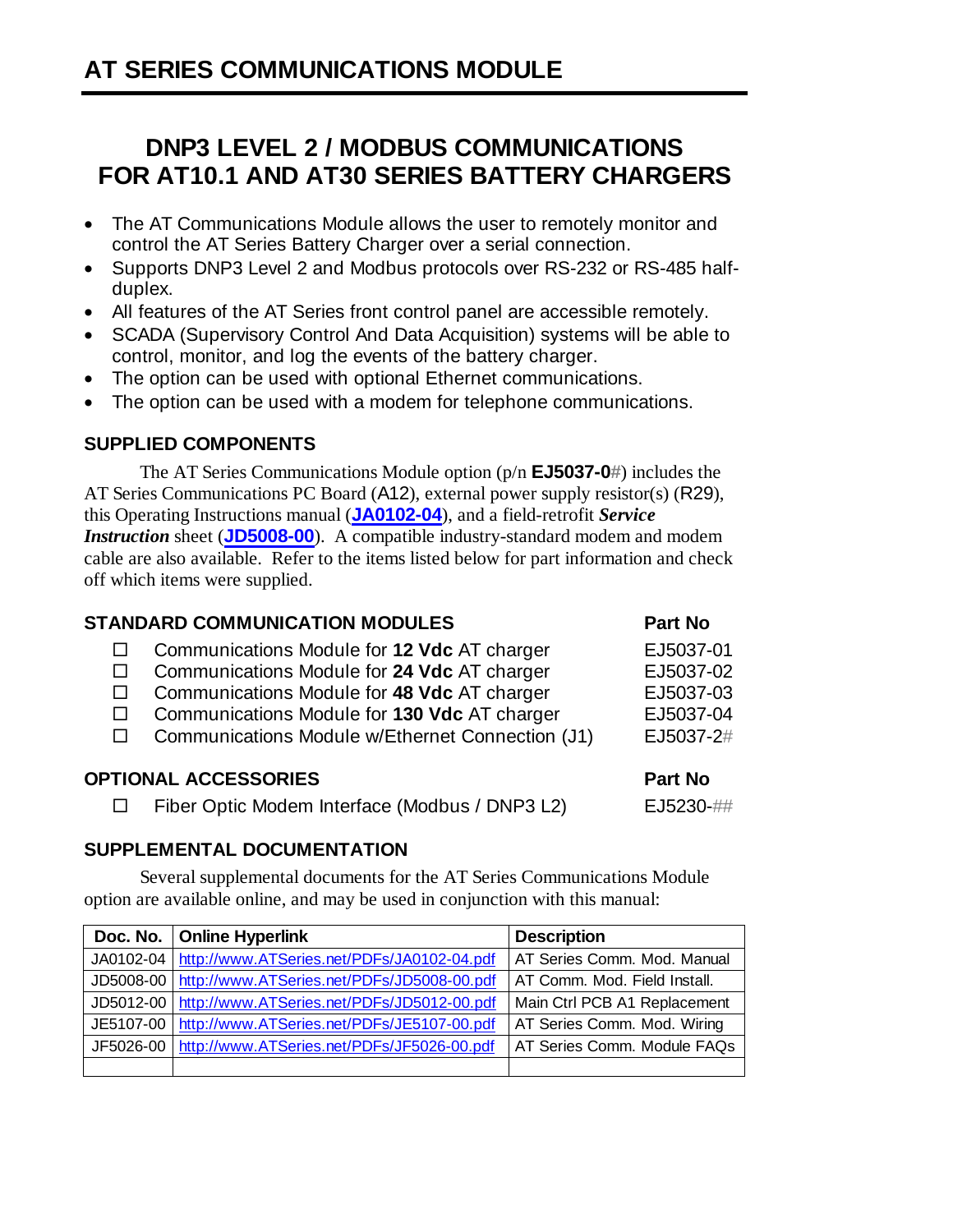# AT SERIES COMMUNICATIONS MODULE

## DNP3 LEVEL 2 / MODBUS COMMUNICATIONS FOR AT10.1 AND AT30 SERIES BATTERY CHARGERS

- The AT Communications Module allows the user to remotely monitor and control the AT Series Battery Charger over a serial connection.
- Supports DNP3 Level 2 and Modbus protocols over RS-232 or RS-485 half-duplex.
- All features of the AT Series front control panel are accessible remotely.
- SCADA (Supervisory Control And Data Acquisition) systems will be able to control, monitor, and log the events of the battery charger.
- The option can be used with optional Ethernet communications.
- The option can be used with a modem for telephone communications.

### SUPPLIED COMPONENTS

The AT Series Communications Module option (p/n **EJ5037-0**#) includes the AT Series Communications PC Board (A12), external power supply resistor(s) (R29), this Operating Instructions manual (**JA0102-04**), and a field-retrofit ***Service Instruction*** sheet (**JD5008-00**). A compatible industry-standard modem and modem cable are also available. Refer to the items listed below for part information and check off which items were supplied.

| STANDARD COMMUNICATION MODULES | Part No |
|---|---|
| ☐ Communications Module for **12 Vdc** AT charger | EJ5037-01 |
| ☐ Communications Module for **24 Vdc** AT charger | EJ5037-02 |
| ☐ Communications Module for **48 Vdc** AT charger | EJ5037-03 |
| ☐ Communications Module for **130 Vdc** AT charger | EJ5037-04 |
| ☐ Communications Module w/Ethernet Connection (J1) | EJ5037-2# |

| OPTIONAL ACCESSORIES | Part No |
|---|---|
| ☐ Fiber Optic Modem Interface (Modbus / DNP3 L2) | EJ5230-## |

### SUPPLEMENTAL DOCUMENTATION

Several supplemental documents for the AT Series Communications Module option are available online, and may be used in conjunction with this manual:

| Doc. No. | Online Hyperlink | Description |
|---|---|---|
| JA0102-04 | http://www.ATSeries.net/PDFs/JA0102-04.pdf | AT Series Comm. Mod. Manual |
| JD5008-00 | http://www.ATSeries.net/PDFs/JD5008-00.pdf | AT Comm. Mod. Field Install. |
| JD5012-00 | http://www.ATSeries.net/PDFs/JD5012-00.pdf | Main Ctrl PCB A1 Replacement |
| JE5107-00 | http://www.ATSeries.net/PDFs/JE5107-00.pdf | AT Series Comm. Mod. Wiring |
| JF5026-00 | http://www.ATSeries.net/PDFs/JF5026-00.pdf | AT Series Comm. Module FAQs |
| | | |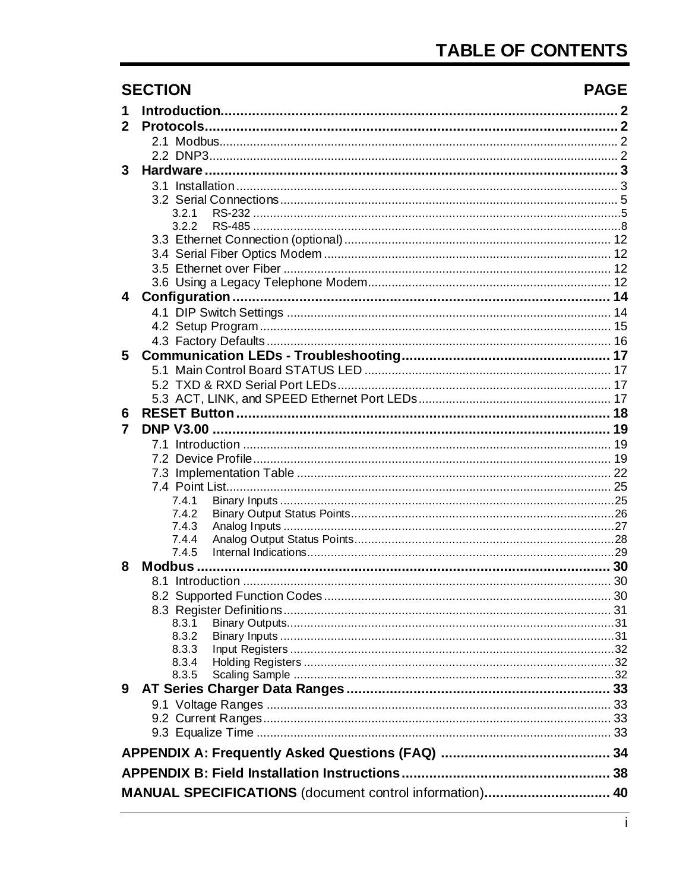# TABLE OF CONTENTS

| SECTION | PAGE |
|---|---|
| **1 Introduction** | **2** |
| **2 Protocols** | **2** |
| 2.1 Modbus | 2 |
| 2.2 DNP3 | 2 |
| **3 Hardware** | **3** |
| 3.1 Installation | 3 |
| 3.2 Serial Connections | 5 |
| 3.2.1 RS-232 | 5 |
| 3.2.2 RS-485 | 8 |
| 3.3 Ethernet Connection (optional) | 12 |
| 3.4 Serial Fiber Optics Modem | 12 |
| 3.5 Ethernet over Fiber | 12 |
| 3.6 Using a Legacy Telephone Modem | 12 |
| **4 Configuration** | **14** |
| 4.1 DIP Switch Settings | 14 |
| 4.2 Setup Program | 15 |
| 4.3 Factory Defaults | 16 |
| **5 Communication LEDs - Troubleshooting** | **17** |
| 5.1 Main Control Board STATUS LED | 17 |
| 5.2 TXD & RXD Serial Port LEDs | 17 |
| 5.3 ACT, LINK, and SPEED Ethernet Port LEDs | 17 |
| **6 RESET Button** | **18** |
| **7 DNP V3.00** | **19** |
| 7.1 Introduction | 19 |
| 7.2 Device Profile | 19 |
| 7.3 Implementation Table | 22 |
| 7.4 Point List | 25 |
| 7.4.1 Binary Inputs | 25 |
| 7.4.2 Binary Output Status Points | 26 |
| 7.4.3 Analog Inputs | 27 |
| 7.4.4 Analog Output Status Points | 28 |
| 7.4.5 Internal Indications | 29 |
| **8 Modbus** | **30** |
| 8.1 Introduction | 30 |
| 8.2 Supported Function Codes | 30 |
| 8.3 Register Definitions | 31 |
| 8.3.1 Binary Outputs | 31 |
| 8.3.2 Binary Inputs | 31 |
| 8.3.3 Input Registers | 32 |
| 8.3.4 Holding Registers | 32 |
| 8.3.5 Scaling Sample | 32 |
| **9 AT Series Charger Data Ranges** | **33** |
| 9.1 Voltage Ranges | 33 |
| 9.2 Current Ranges | 33 |
| 9.3 Equalize Time | 33 |
| **APPENDIX A: Frequently Asked Questions (FAQ)** | **34** |
| **APPENDIX B: Field Installation Instructions** | **38** |
| **MANUAL SPECIFICATIONS** (document control information) | **40** |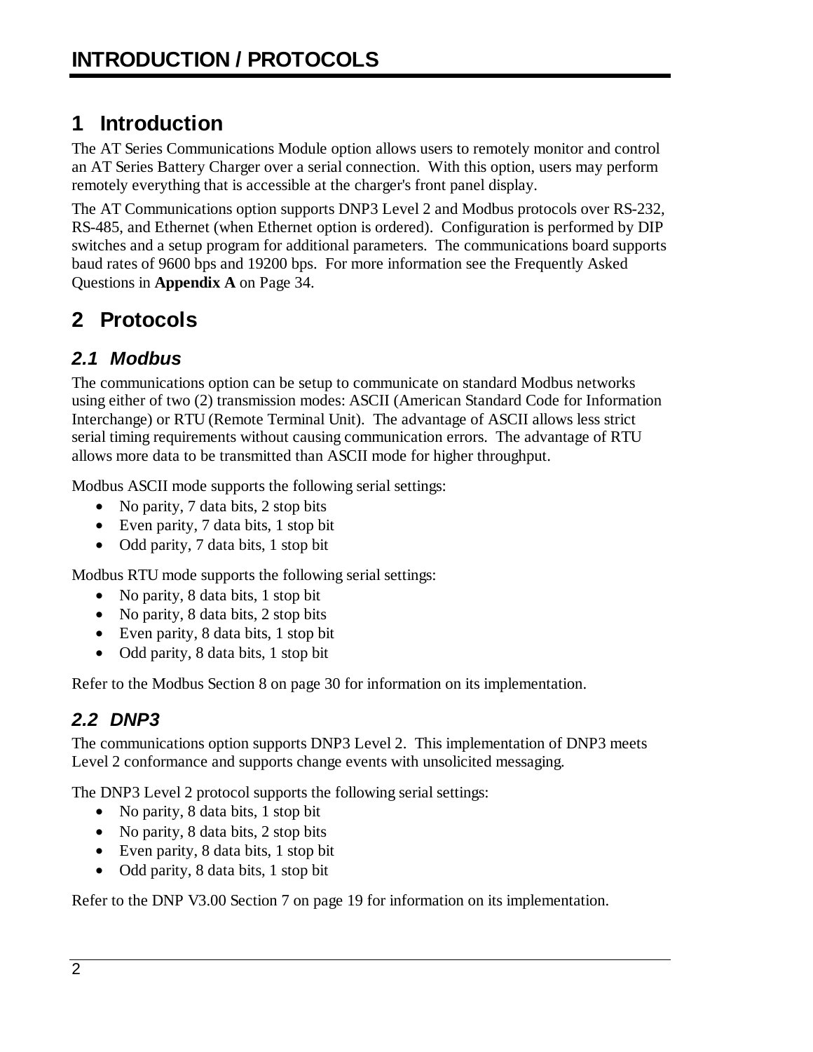# 1 Introduction

The AT Series Communications Module option allows users to remotely monitor and control an AT Series Battery Charger over a serial connection. With this option, users may perform remotely everything that is accessible at the charger's front panel display.

The AT Communications option supports DNP3 Level 2 and Modbus protocols over RS-232, RS-485, and Ethernet (when Ethernet option is ordered). Configuration is performed by DIP switches and a setup program for additional parameters. The communications board supports baud rates of 9600 bps and 19200 bps. For more information see the Frequently Asked Questions in **Appendix A** on Page 34.

# 2 Protocols

## *2.1 Modbus*

The communications option can be setup to communicate on standard Modbus networks using either of two (2) transmission modes: ASCII (American Standard Code for Information Interchange) or RTU (Remote Terminal Unit). The advantage of ASCII allows less strict serial timing requirements without causing communication errors. The advantage of RTU allows more data to be transmitted than ASCII mode for higher throughput.

Modbus ASCII mode supports the following serial settings:

- No parity, 7 data bits, 2 stop bits
- Even parity, 7 data bits, 1 stop bit
- Odd parity, 7 data bits, 1 stop bit

Modbus RTU mode supports the following serial settings:

- No parity, 8 data bits, 1 stop bit
- No parity, 8 data bits, 2 stop bits
- Even parity, 8 data bits, 1 stop bit
- Odd parity, 8 data bits, 1 stop bit

Refer to the Modbus Section 8 on page 30 for information on its implementation.

## *2.2 DNP3*

The communications option supports DNP3 Level 2. This implementation of DNP3 meets Level 2 conformance and supports change events with unsolicited messaging.

The DNP3 Level 2 protocol supports the following serial settings:

- No parity, 8 data bits, 1 stop bit
- No parity, 8 data bits, 2 stop bits
- Even parity, 8 data bits, 1 stop bit
- Odd parity, 8 data bits, 1 stop bit

Refer to the DNP V3.00 Section 7 on page 19 for information on its implementation.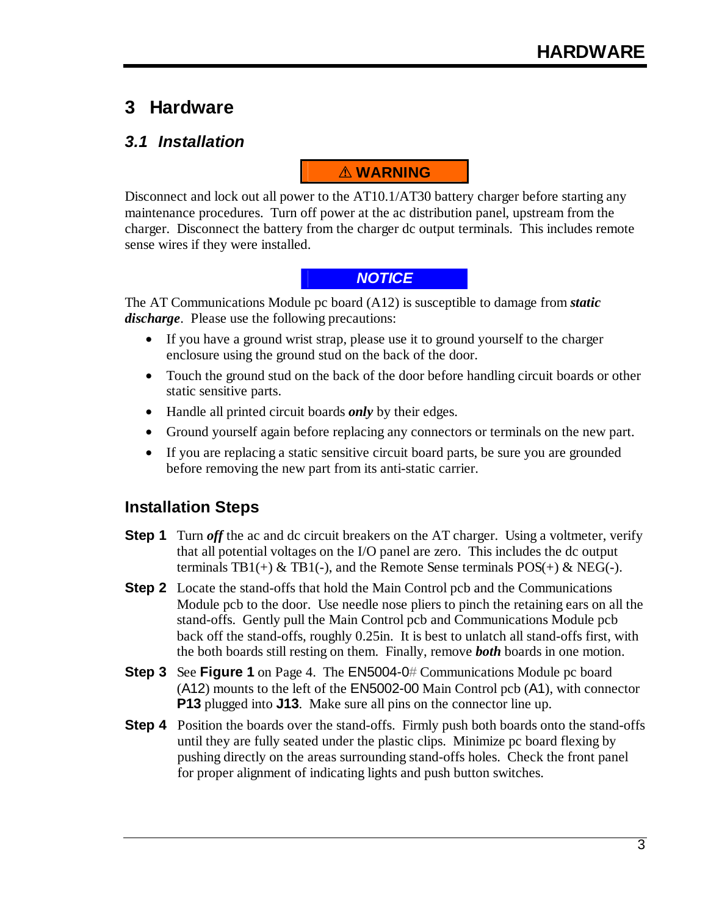# 3 Hardware

## *3.1 Installation*

**⚠ WARNING**

Disconnect and lock out all power to the AT10.1/AT30 battery charger before starting any maintenance procedures. Turn off power at the ac distribution panel, upstream from the charger. Disconnect the battery from the charger dc output terminals. This includes remote sense wires if they were installed.

***NOTICE***

The AT Communications Module pc board (A12) is susceptible to damage from ***static discharge***. Please use the following precautions:

- If you have a ground wrist strap, please use it to ground yourself to the charger enclosure using the ground stud on the back of the door.
- Touch the ground stud on the back of the door before handling circuit boards or other static sensitive parts.
- Handle all printed circuit boards ***only*** by their edges.
- Ground yourself again before replacing any connectors or terminals on the new part.
- If you are replacing a static sensitive circuit board parts, be sure you are grounded before removing the new part from its anti-static carrier.

### Installation Steps

**Step 1** Turn ***off*** the ac and dc circuit breakers on the AT charger. Using a voltmeter, verify that all potential voltages on the I/O panel are zero. This includes the dc output terminals TB1(+) & TB1(-), and the Remote Sense terminals POS(+) & NEG(-).

**Step 2** Locate the stand-offs that hold the Main Control pcb and the Communications Module pcb to the door. Use needle nose pliers to pinch the retaining ears on all the stand-offs. Gently pull the Main Control pcb and Communications Module pcb back off the stand-offs, roughly 0.25in. It is best to unlatch all stand-offs first, with the both boards still resting on them. Finally, remove ***both*** boards in one motion.

**Step 3** See **Figure 1** on Page 4. The EN5004-0# Communications Module pc board (A12) mounts to the left of the EN5002-00 Main Control pcb (A1), with connector **P13** plugged into **J13**. Make sure all pins on the connector line up.

**Step 4** Position the boards over the stand-offs. Firmly push both boards onto the stand-offs until they are fully seated under the plastic clips. Minimize pc board flexing by pushing directly on the areas surrounding stand-offs holes. Check the front panel for proper alignment of indicating lights and push button switches.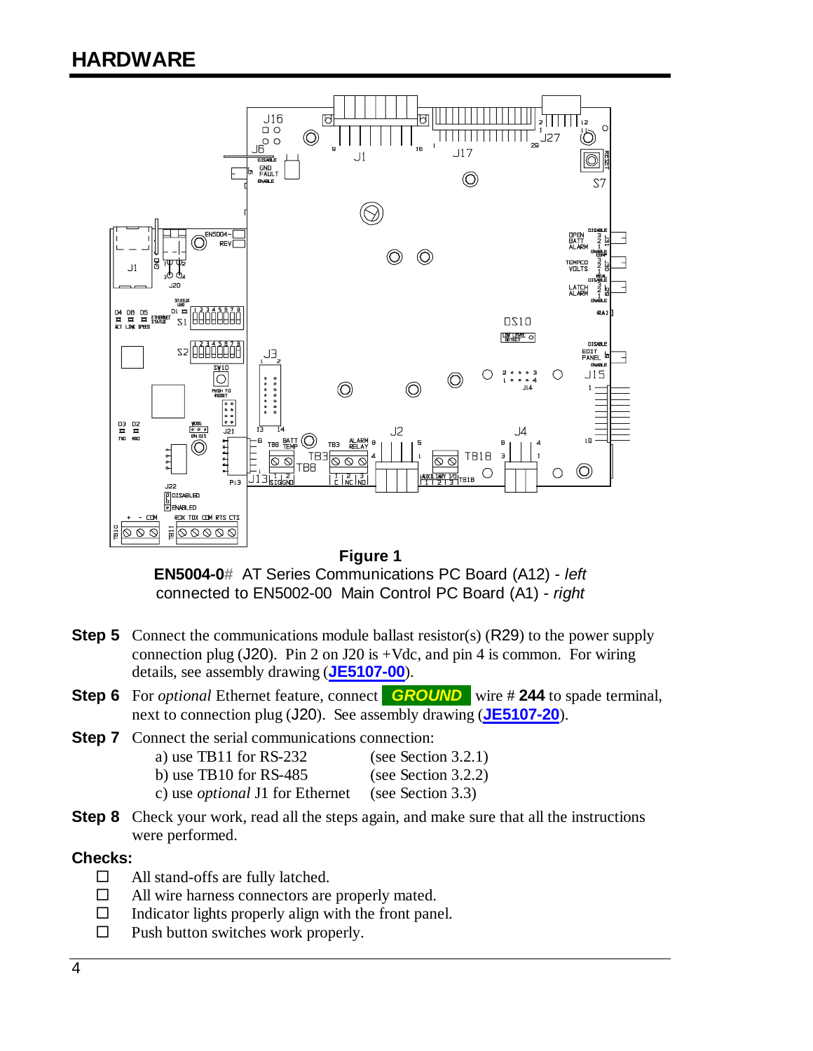# HARDWARE

**Figure 1**

**EN5004-0#** AT Series Communications PC Board (A12) - *left* connected to EN5002-00 Main Control PC Board (A1) - *right*

**Step 5** Connect the communications module ballast resistor(s) (R29) to the power supply connection plug (J20). Pin 2 on J20 is +Vdc, and pin 4 is common. For wiring details, see assembly drawing (**JE5107-00**).

**Step 6** For *optional* Ethernet feature, connect ***GROUND*** wire # **244** to spade terminal, next to connection plug (J20). See assembly drawing (**JE5107-20**).

**Step 7** Connect the serial communications connection:

- a) use TB11 for RS-232 (see Section 3.2.1)
- b) use TB10 for RS-485 (see Section 3.2.2)
- c) use *optional* J1 for Ethernet (see Section 3.3)

**Step 8** Check your work, read all the steps again, and make sure that all the instructions were performed.

**Checks:**

- ☐ All stand-offs are fully latched.
- ☐ All wire harness connectors are properly mated.
- ☐ Indicator lights properly align with the front panel.
- ☐ Push button switches work properly.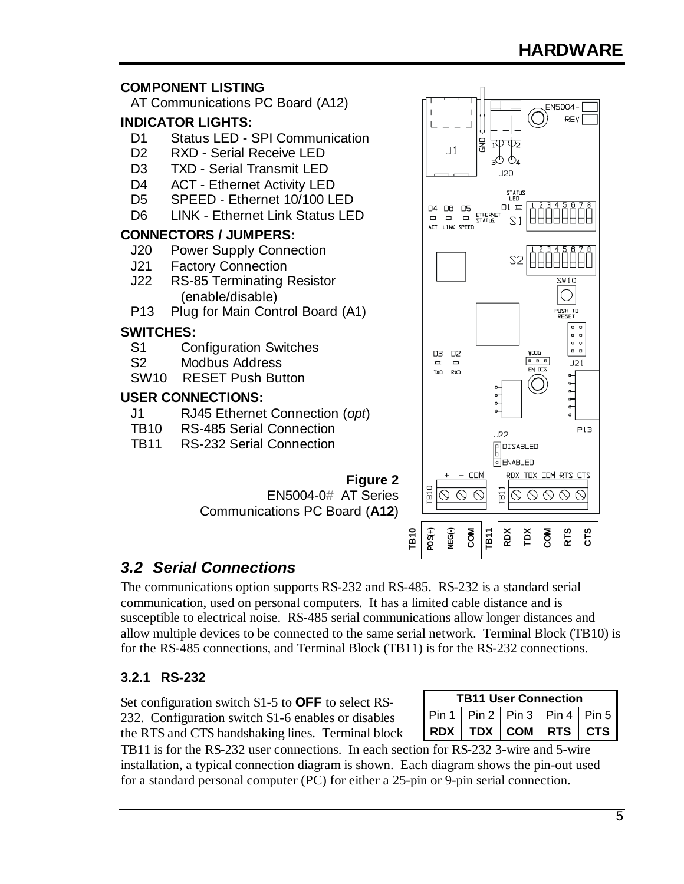## COMPONENT LISTING

AT Communications PC Board (A12)

### INDICATOR LIGHTS:

- D1 Status LED - SPI Communication
- D2 RXD - Serial Receive LED
- D3 TXD - Serial Transmit LED
- D4 ACT - Ethernet Activity LED
- D5 SPEED - Ethernet 10/100 LED
- D6 LINK - Ethernet Link Status LED

### CONNECTORS / JUMPERS:

- J20 Power Supply Connection
- J21 Factory Connection
- J22 RS-85 Terminating Resistor (enable/disable)
- P13 Plug for Main Control Board (A1)

### SWITCHES:

- S1 Configuration Switches
- S2 Modbus Address
- SW10 RESET Push Button

### USER CONNECTIONS:

- J1 RJ45 Ethernet Connection (*opt*)
- TB10 RS-485 Serial Connection
- TB11 RS-232 Serial Connection

**Figure 2**
EN5004-0# AT Series
Communications PC Board (**A12**)

| TB10 | POS(+) | NEG(-) | COM | TB11 | RDX | TDX | COM | RTS | CTS |
|---|---|---|---|---|---|---|---|---|---|

## *3.2 Serial Connections*

The communications option supports RS-232 and RS-485. RS-232 is a standard serial communication, used on personal computers. It has a limited cable distance and is susceptible to electrical noise. RS-485 serial communications allow longer distances and allow multiple devices to be connected to the same serial network. Terminal Block (TB10) is for the RS-485 connections, and Terminal Block (TB11) is for the RS-232 connections.

### 3.2.1 RS-232

Set configuration switch S1-5 to **OFF** to select RS-232. Configuration switch S1-6 enables or disables the RTS and CTS handshaking lines. Terminal block TB11 is for the RS-232 user connections. In each section for RS-232 3-wire and 5-wire installation, a typical connection diagram is shown. Each diagram shows the pin-out used for a standard personal computer (PC) for either a 25-pin or 9-pin serial connection.

| TB11 User Connection | | | | |
|---|---|---|---|---|
| Pin 1 | Pin 2 | Pin 3 | Pin 4 | Pin 5 |
| **RDX** | **TDX** | **COM** | **RTS** | **CTS** |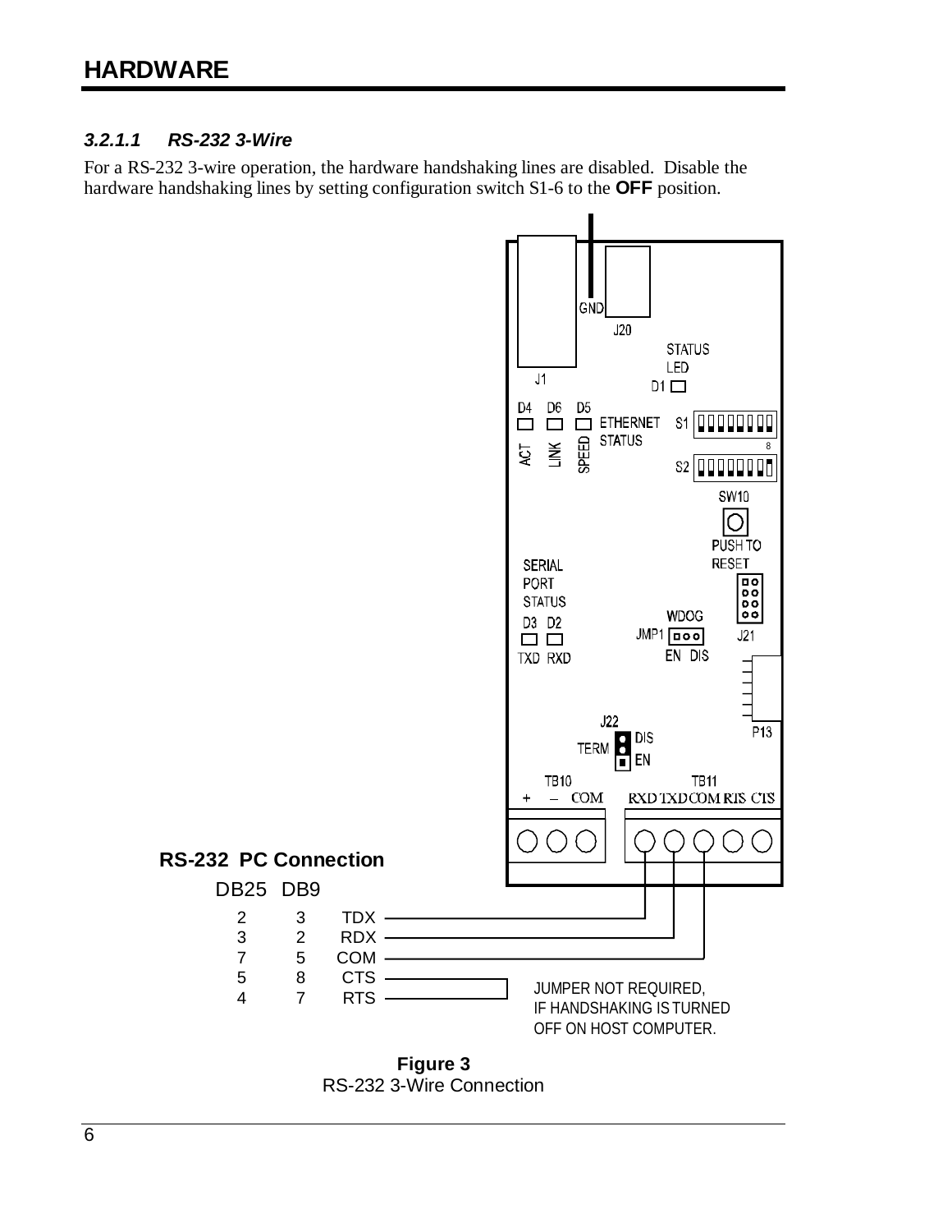### 3.2.1.1 RS-232 3-Wire

For a RS-232 3-wire operation, the hardware handshaking lines are disabled. Disable the hardware handshaking lines by setting configuration switch S1-6 to the **OFF** position.

**RS-232 PC Connection**

| DB25 | DB9 | Signal |
|---|---|---|
| 2 | 3 | TDX |
| 3 | 2 | RDX |
| 7 | 5 | COM |
| 5 | 8 | CTS |
| 4 | 7 | RTS |

JUMPER NOT REQUIRED, IF HANDSHAKING IS TURNED OFF ON HOST COMPUTER.

**Figure 3**
RS-232 3-Wire Connection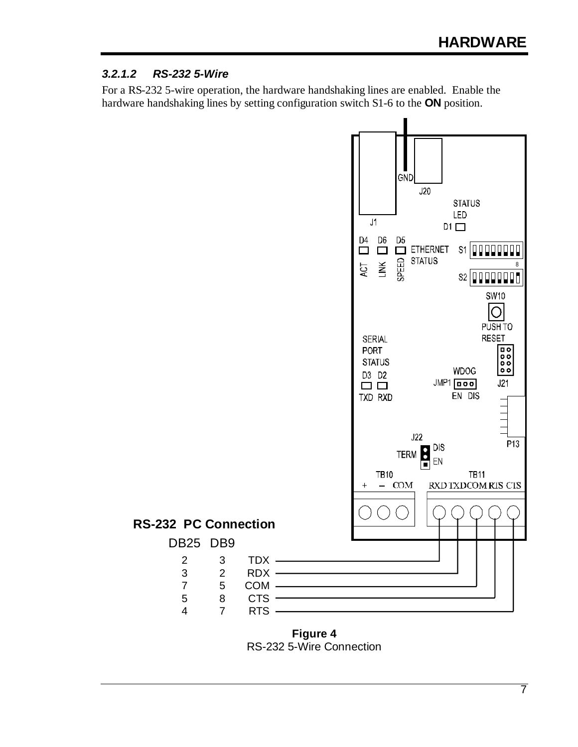### 3.2.1.2 RS-232 5-Wire

For a RS-232 5-wire operation, the hardware handshaking lines are enabled. Enable the hardware handshaking lines by setting configuration switch S1-6 to the **ON** position.

**RS-232 PC Connection**

| DB25 | DB9 | |
|---|---|---|
| 2 | 3 | TDX |
| 3 | 2 | RDX |
| 7 | 5 | COM |
| 5 | 8 | CTS |
| 4 | 7 | RTS |

**Figure 4**
RS-232 5-Wire Connection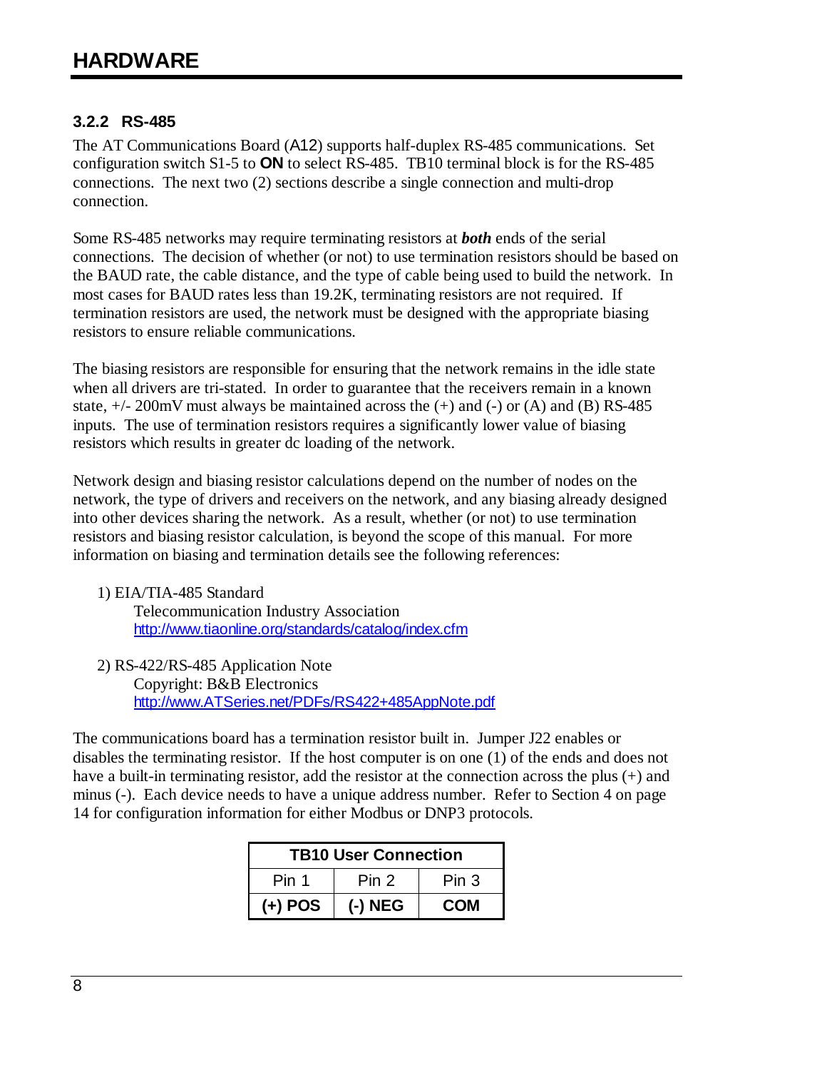# HARDWARE

### 3.2.2 RS-485

The AT Communications Board (A12) supports half-duplex RS-485 communications. Set configuration switch S1-5 to **ON** to select RS-485. TB10 terminal block is for the RS-485 connections. The next two (2) sections describe a single connection and multi-drop connection.

Some RS-485 networks may require terminating resistors at ***both*** ends of the serial connections. The decision of whether (or not) to use termination resistors should be based on the BAUD rate, the cable distance, and the type of cable being used to build the network. In most cases for BAUD rates less than 19.2K, terminating resistors are not required. If termination resistors are used, the network must be designed with the appropriate biasing resistors to ensure reliable communications.

The biasing resistors are responsible for ensuring that the network remains in the idle state when all drivers are tri-stated. In order to guarantee that the receivers remain in a known state, +/- 200mV must always be maintained across the (+) and (-) or (A) and (B) RS-485 inputs. The use of termination resistors requires a significantly lower value of biasing resistors which results in greater dc loading of the network.

Network design and biasing resistor calculations depend on the number of nodes on the network, the type of drivers and receivers on the network, and any biasing already designed into other devices sharing the network. As a result, whether (or not) to use termination resistors and biasing resistor calculation, is beyond the scope of this manual. For more information on biasing and termination details see the following references:

1) EIA/TIA-485 Standard
   Telecommunication Industry Association
   http://www.tiaonline.org/standards/catalog/index.cfm

2) RS-422/RS-485 Application Note
   Copyright: B&B Electronics
   http://www.ATSeries.net/PDFs/RS422+485AppNote.pdf

The communications board has a termination resistor built in. Jumper J22 enables or disables the terminating resistor. If the host computer is on one (1) of the ends and does not have a built-in terminating resistor, add the resistor at the connection across the plus (+) and minus (-). Each device needs to have a unique address number. Refer to Section 4 on page 14 for configuration information for either Modbus or DNP3 protocols.

| TB10 User Connection | | |
|---|---|---|
| Pin 1 | Pin 2 | Pin 3 |
| **(+) POS** | **(-) NEG** | **COM** |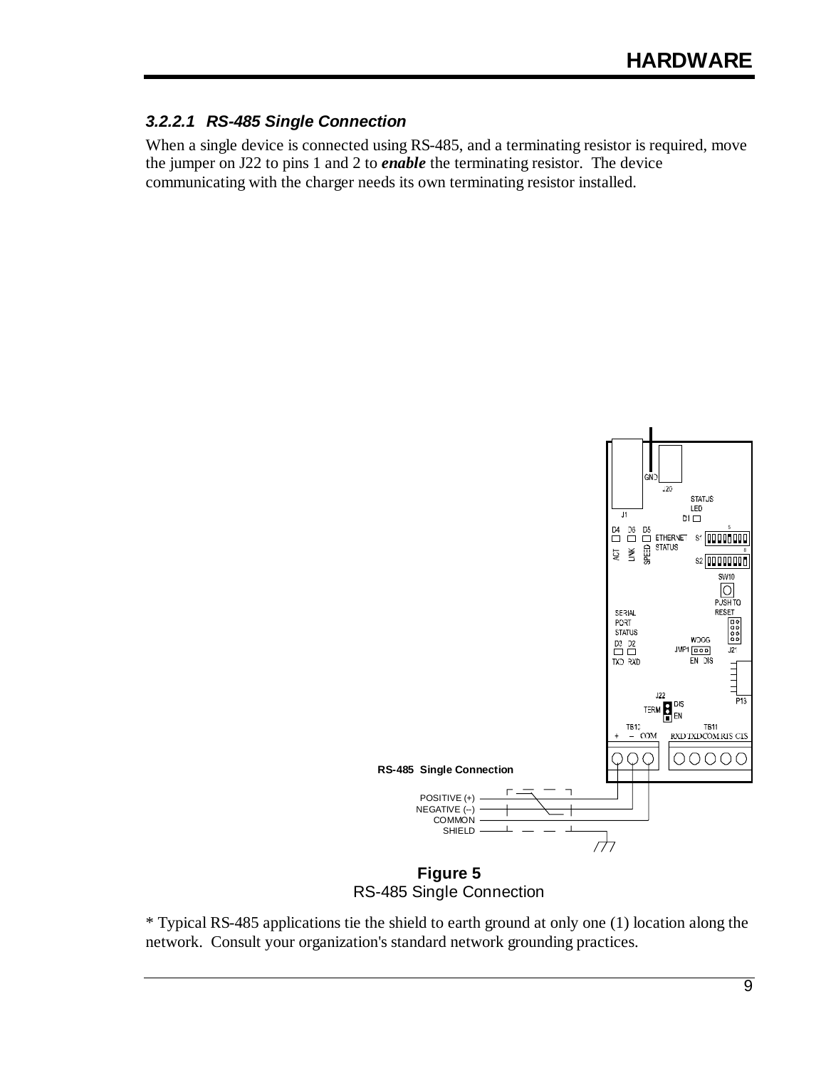### 3.2.2.1 RS-485 Single Connection

When a single device is connected using RS-485, and a terminating resistor is required, move the jumper on J22 to pins 1 and 2 to ***enable*** the terminating resistor. The device communicating with the charger needs its own terminating resistor installed.

**Figure 5**
RS-485 Single Connection

* Typical RS-485 applications tie the shield to earth ground at only one (1) location along the network. Consult your organization's standard network grounding practices.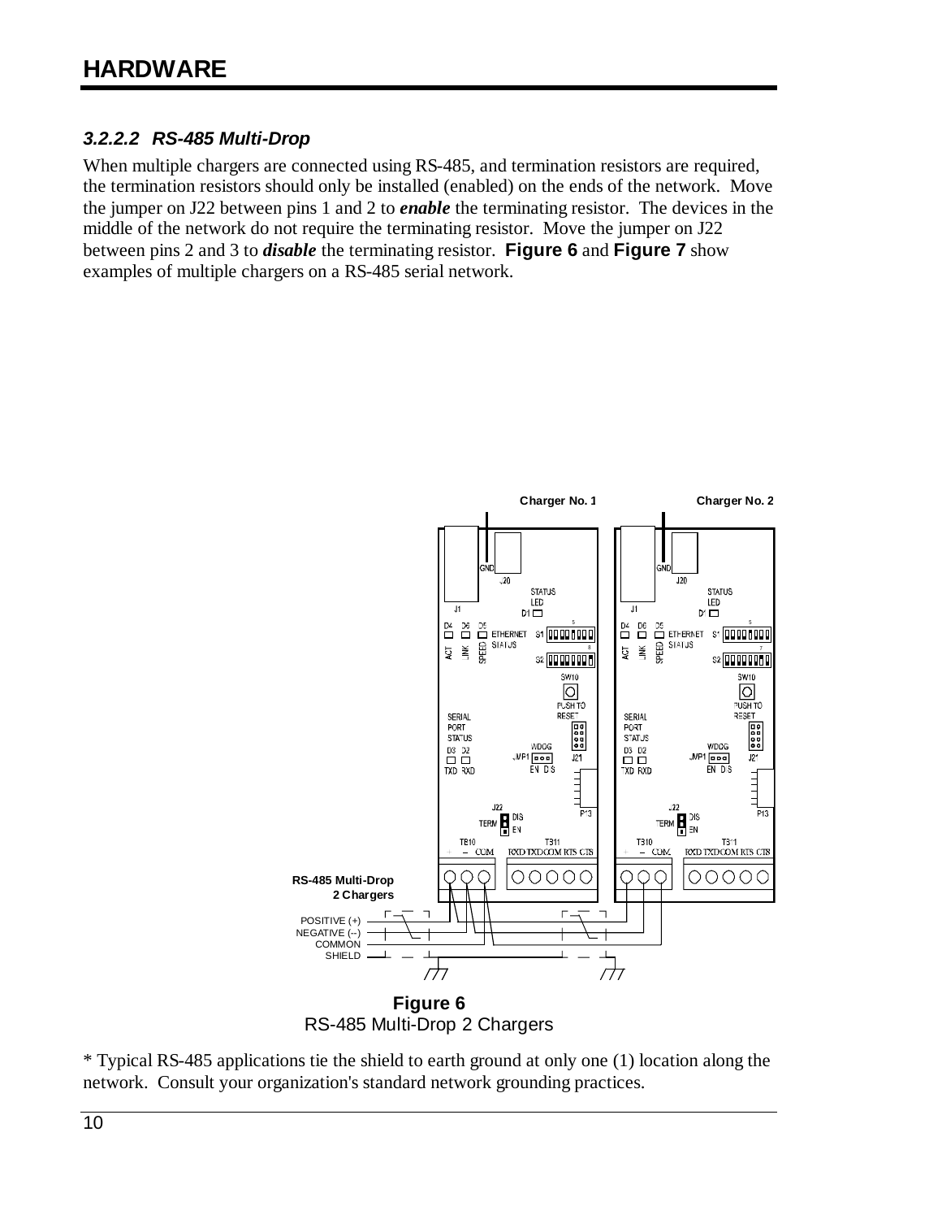### 3.2.2.2 RS-485 Multi-Drop

When multiple chargers are connected using RS-485, and termination resistors are required, the termination resistors should only be installed (enabled) on the ends of the network. Move the jumper on J22 between pins 1 and 2 to ***enable*** the terminating resistor. The devices in the middle of the network do not require the terminating resistor. Move the jumper on J22 between pins 2 and 3 to ***disable*** the terminating resistor. **Figure 6** and **Figure 7** show examples of multiple chargers on a RS-485 serial network.

**Figure 6**
RS-485 Multi-Drop 2 Chargers

* Typical RS-485 applications tie the shield to earth ground at only one (1) location along the network. Consult your organization's standard network grounding practices.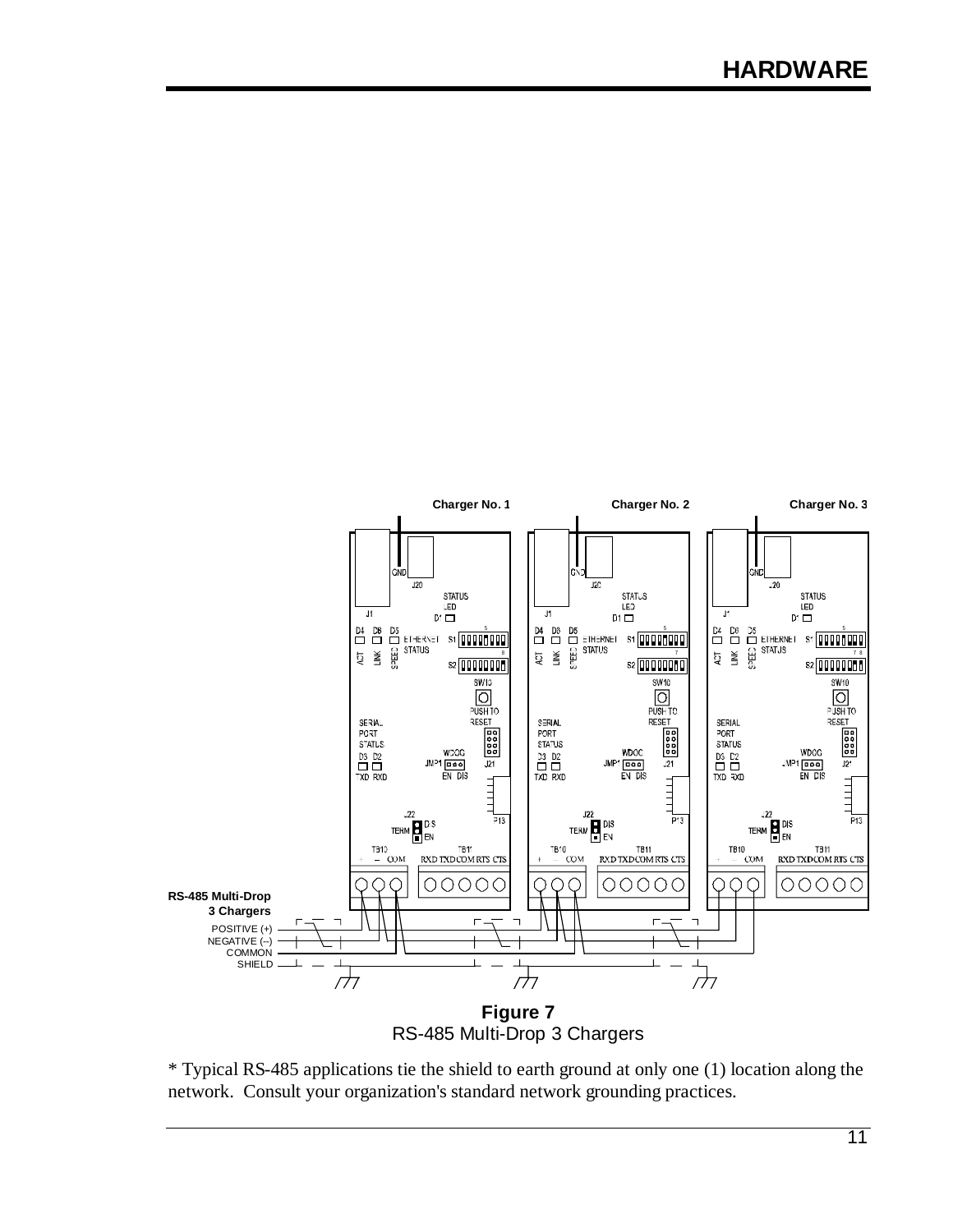**Figure 7**
RS-485 Multi-Drop 3 Chargers

* Typical RS-485 applications tie the shield to earth ground at only one (1) location along the network. Consult your organization's standard network grounding practices.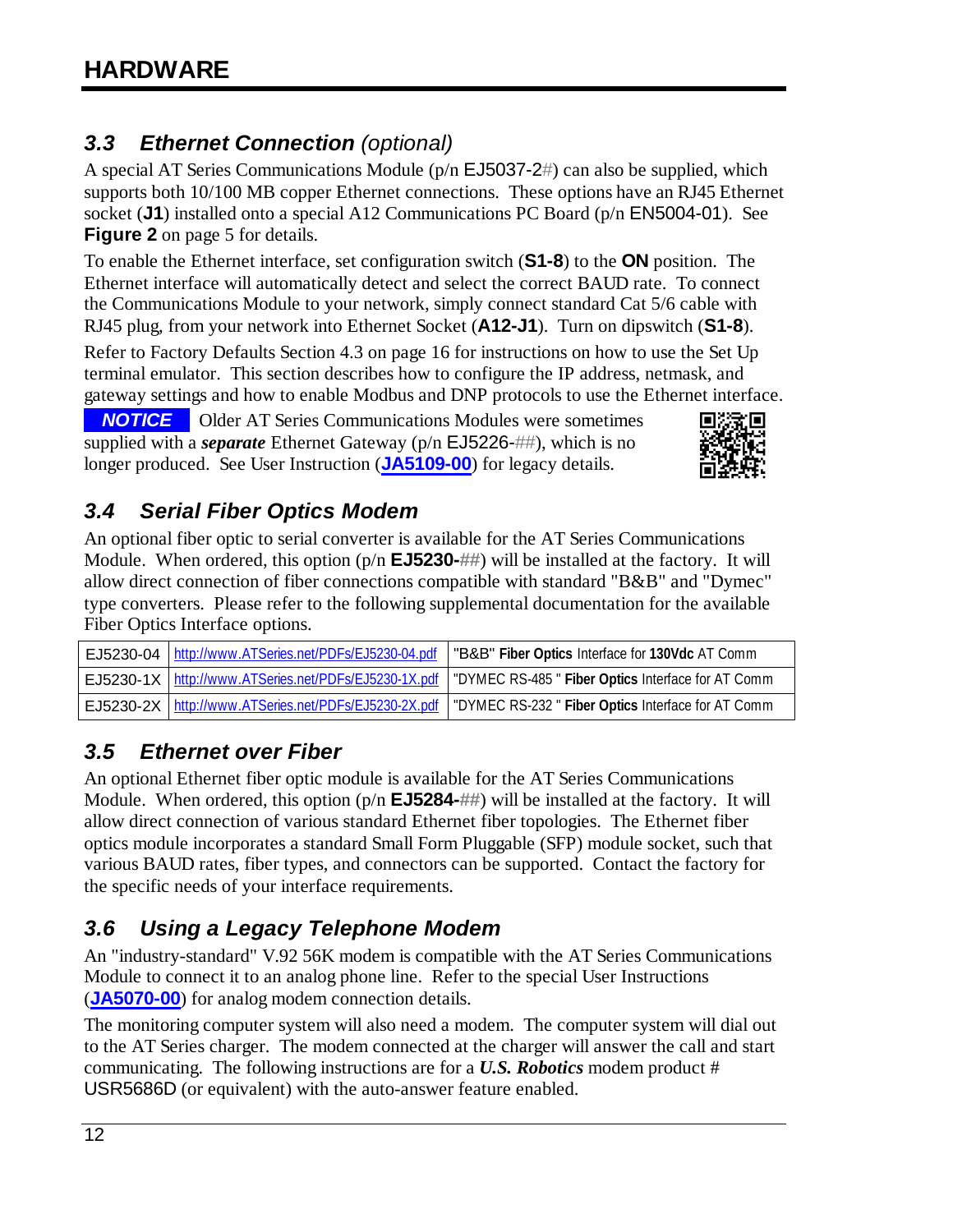# HARDWARE

## 3.3 *Ethernet Connection* (optional)

A special AT Series Communications Module (p/n EJ5037-2#) can also be supplied, which supports both 10/100 MB copper Ethernet connections. These options have an RJ45 Ethernet socket (**J1**) installed onto a special A12 Communications PC Board (p/n EN5004-01). See **Figure 2** on page 5 for details.

To enable the Ethernet interface, set configuration switch (**S1-8**) to the **ON** position. The Ethernet interface will automatically detect and select the correct BAUD rate. To connect the Communications Module to your network, simply connect standard Cat 5/6 cable with RJ45 plug, from your network into Ethernet Socket (**A12-J1**). Turn on dipswitch (**S1-8**).

Refer to Factory Defaults Section 4.3 on page 16 for instructions on how to use the Set Up terminal emulator. This section describes how to configure the IP address, netmask, and gateway settings and how to enable Modbus and DNP protocols to use the Ethernet interface.

***NOTICE*** Older AT Series Communications Modules were sometimes supplied with a ***separate*** Ethernet Gateway (p/n EJ5226-##), which is no longer produced. See User Instruction (**JA5109-00**) for legacy details.

## 3.4 *Serial Fiber Optics Modem*

An optional fiber optic to serial converter is available for the AT Series Communications Module. When ordered, this option (p/n **EJ5230-##**) will be installed at the factory. It will allow direct connection of fiber connections compatible with standard "B&B" and "Dymec" type converters. Please refer to the following supplemental documentation for the available Fiber Optics Interface options.

| | | |
|---|---|---|
| EJ5230-04 | http://www.ATSeries.net/PDFs/EJ5230-04.pdf | "B&B" **Fiber Optics** Interface for **130Vdc** AT Comm |
| EJ5230-1X | http://www.ATSeries.net/PDFs/EJ5230-1X.pdf | "DYMEC RS-485 " **Fiber Optics** Interface for AT Comm |
| EJ5230-2X | http://www.ATSeries.net/PDFs/EJ5230-2X.pdf | "DYMEC RS-232 " **Fiber Optics** Interface for AT Comm |

## 3.5 *Ethernet over Fiber*

An optional Ethernet fiber optic module is available for the AT Series Communications Module. When ordered, this option (p/n **EJ5284-##**) will be installed at the factory. It will allow direct connection of various standard Ethernet fiber topologies. The Ethernet fiber optics module incorporates a standard Small Form Pluggable (SFP) module socket, such that various BAUD rates, fiber types, and connectors can be supported. Contact the factory for the specific needs of your interface requirements.

## 3.6 *Using a Legacy Telephone Modem*

An "industry-standard" V.92 56K modem is compatible with the AT Series Communications Module to connect it to an analog phone line. Refer to the special User Instructions (**JA5070-00**) for analog modem connection details.

The monitoring computer system will also need a modem. The computer system will dial out to the AT Series charger. The modem connected at the charger will answer the call and start communicating. The following instructions are for a ***U.S. Robotics*** modem product # USR5686D (or equivalent) with the auto-answer feature enabled.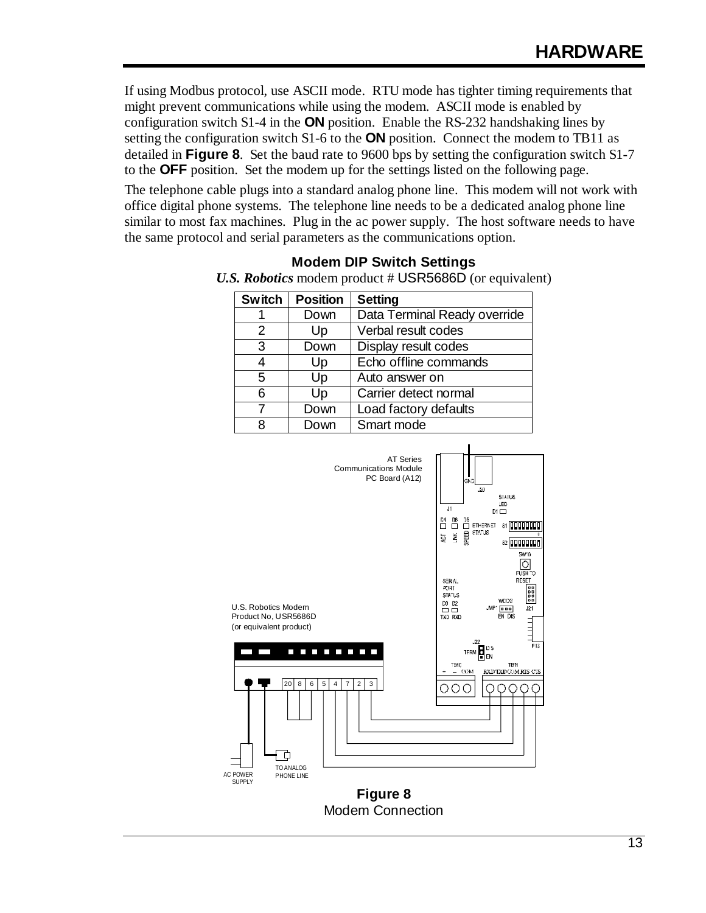If using Modbus protocol, use ASCII mode. RTU mode has tighter timing requirements that might prevent communications while using the modem. ASCII mode is enabled by configuration switch S1-4 in the **ON** position. Enable the RS-232 handshaking lines by setting the configuration switch S1-6 to the **ON** position. Connect the modem to TB11 as detailed in **Figure 8**. Set the baud rate to 9600 bps by setting the configuration switch S1-7 to the **OFF** position. Set the modem up for the settings listed on the following page.

The telephone cable plugs into a standard analog phone line. This modem will not work with office digital phone systems. The telephone line needs to be a dedicated analog phone line similar to most fax machines. Plug in the ac power supply. The host software needs to have the same protocol and serial parameters as the communications option.

**Modem DIP Switch Settings**

***U.S. Robotics*** modem product # USR5686D (or equivalent)

| Switch | Position | Setting |
|---|---|---|
| 1 | Down | Data Terminal Ready override |
| 2 | Up | Verbal result codes |
| 3 | Down | Display result codes |
| 4 | Up | Echo offline commands |
| 5 | Up | Auto answer on |
| 6 | Up | Carrier detect normal |
| 7 | Down | Load factory defaults |
| 8 | Down | Smart mode |

**Figure 8**
Modem Connection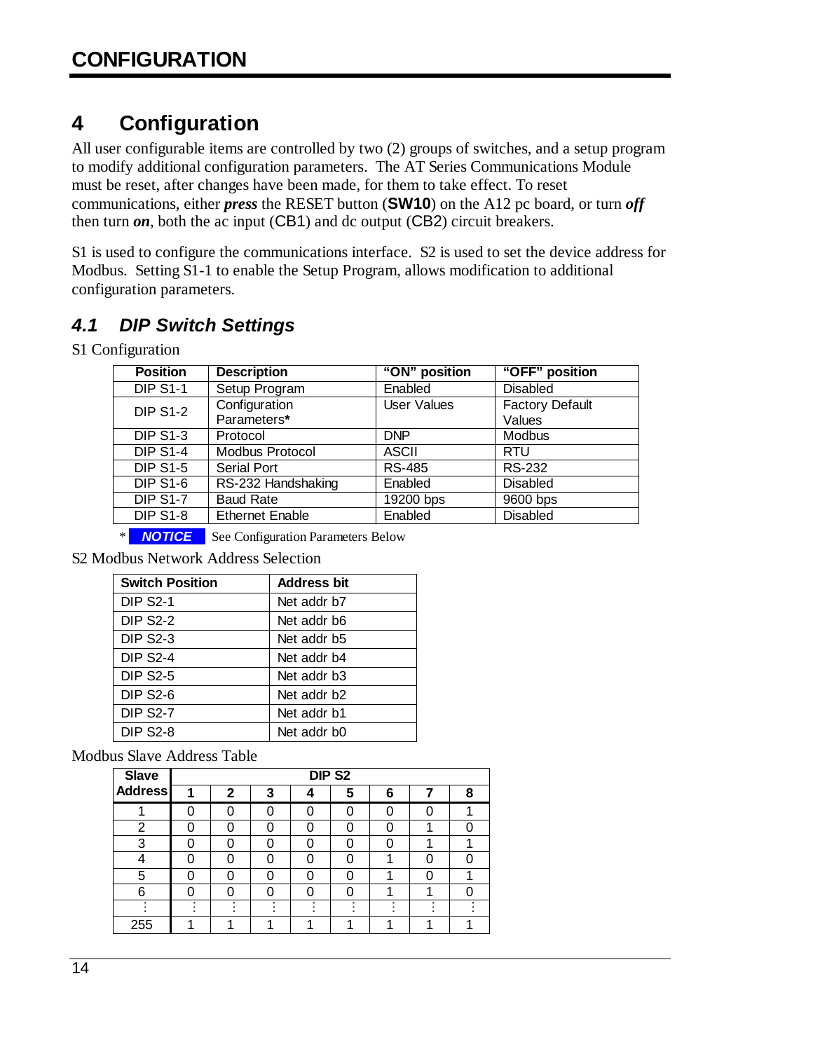# 4 Configuration

All user configurable items are controlled by two (2) groups of switches, and a setup program to modify additional configuration parameters. The AT Series Communications Module must be reset, after changes have been made, for them to take effect. To reset communications, either ***press*** the RESET button (**SW10**) on the A12 pc board, or turn ***off*** then turn ***on***, both the ac input (CB1) and dc output (CB2) circuit breakers.

S1 is used to configure the communications interface. S2 is used to set the device address for Modbus. Setting S1-1 to enable the Setup Program, allows modification to additional configuration parameters.

## *4.1 DIP Switch Settings*

S1 Configuration

| Position | Description | "ON" position | "OFF" position |
|---|---|---|---|
| DIP S1-1 | Setup Program | Enabled | Disabled |
| DIP S1-2 | Configuration Parameters* | User Values | Factory Default Values |
| DIP S1-3 | Protocol | DNP | Modbus |
| DIP S1-4 | Modbus Protocol | ASCII | RTU |
| DIP S1-5 | Serial Port | RS-485 | RS-232 |
| DIP S1-6 | RS-232 Handshaking | Enabled | Disabled |
| DIP S1-7 | Baud Rate | 19200 bps | 9600 bps |
| DIP S1-8 | Ethernet Enable | Enabled | Disabled |

\* ***NOTICE*** See Configuration Parameters Below

S2 Modbus Network Address Selection

| Switch Position | Address bit |
|---|---|
| DIP S2-1 | Net addr b7 |
| DIP S2-2 | Net addr b6 |
| DIP S2-3 | Net addr b5 |
| DIP S2-4 | Net addr b4 |
| DIP S2-5 | Net addr b3 |
| DIP S2-6 | Net addr b2 |
| DIP S2-7 | Net addr b1 |
| DIP S2-8 | Net addr b0 |

Modbus Slave Address Table

| Slave Address | DIP S2 | | | | | | | |
|---|---|---|---|---|---|---|---|---|
| | 1 | 2 | 3 | 4 | 5 | 6 | 7 | 8 |
| 1 | 0 | 0 | 0 | 0 | 0 | 0 | 0 | 1 |
| 2 | 0 | 0 | 0 | 0 | 0 | 0 | 1 | 0 |
| 3 | 0 | 0 | 0 | 0 | 0 | 0 | 1 | 1 |
| 4 | 0 | 0 | 0 | 0 | 0 | 1 | 0 | 0 |
| 5 | 0 | 0 | 0 | 0 | 0 | 1 | 0 | 1 |
| 6 | 0 | 0 | 0 | 0 | 0 | 1 | 1 | 0 |
| ⋮ | ⋮ | ⋮ | ⋮ | ⋮ | ⋮ | ⋮ | ⋮ | ⋮ |
| 255 | 1 | 1 | 1 | 1 | 1 | 1 | 1 | 1 |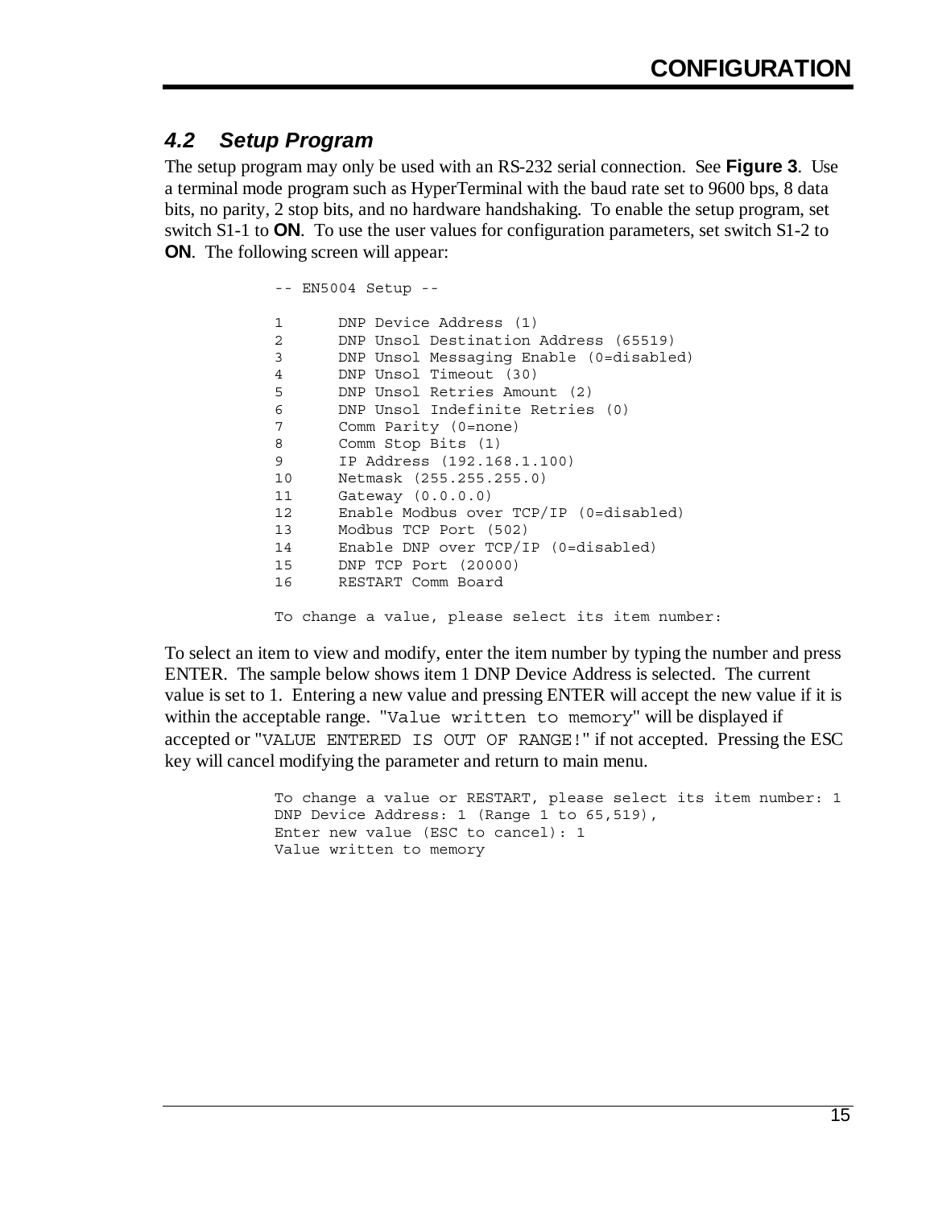## 4.2 Setup Program

The setup program may only be used with an RS-232 serial connection. See **Figure 3**. Use a terminal mode program such as HyperTerminal with the baud rate set to 9600 bps, 8 data bits, no parity, 2 stop bits, and no hardware handshaking. To enable the setup program, set switch S1-1 to **ON**. To use the user values for configuration parameters, set switch S1-2 to **ON**. The following screen will appear:

```
-- EN5004 Setup --

1       DNP Device Address (1)
2       DNP Unsol Destination Address (65519)
3       DNP Unsol Messaging Enable (0=disabled)
4       DNP Unsol Timeout (30)
5       DNP Unsol Retries Amount (2)
6       DNP Unsol Indefinite Retries (0)
7       Comm Parity (0=none)
8       Comm Stop Bits (1)
9       IP Address (192.168.1.100)
10      Netmask (255.255.255.0)
11      Gateway (0.0.0.0)
12      Enable Modbus over TCP/IP (0=disabled)
13      Modbus TCP Port (502)
14      Enable DNP over TCP/IP (0=disabled)
15      DNP TCP Port (20000)
16      RESTART Comm Board

To change a value, please select its item number:
```

To select an item to view and modify, enter the item number by typing the number and press ENTER. The sample below shows item 1 DNP Device Address is selected. The current value is set to 1. Entering a new value and pressing ENTER will accept the new value if it is within the acceptable range. "`Value written to memory`" will be displayed if accepted or "`VALUE ENTERED IS OUT OF RANGE!`" if not accepted. Pressing the ESC key will cancel modifying the parameter and return to main menu.

```
To change a value or RESTART, please select its item number: 1
DNP Device Address: 1 (Range 1 to 65,519),
Enter new value (ESC to cancel): 1
Value written to memory
```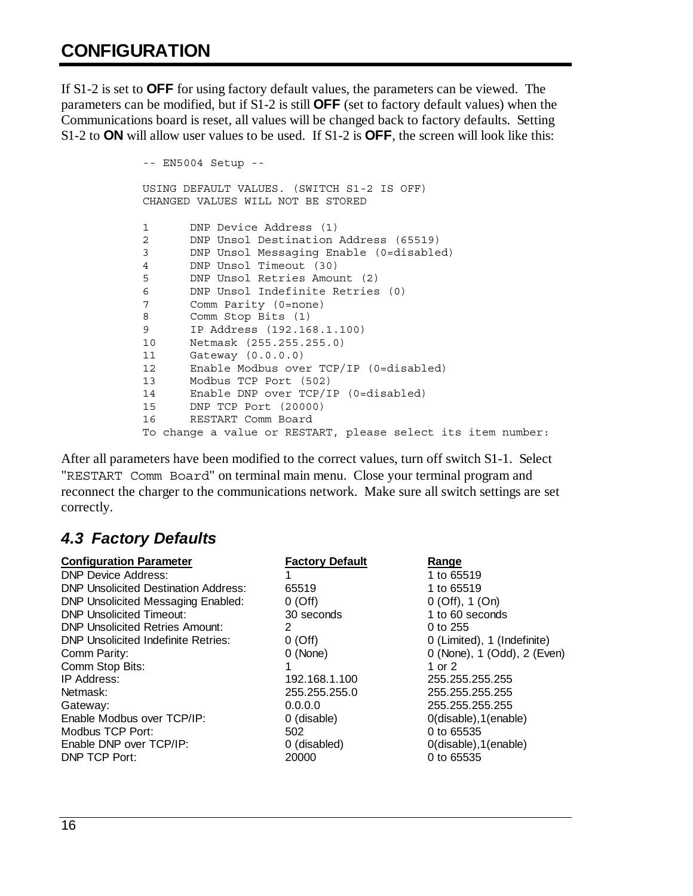# CONFIGURATION

If S1-2 is set to **OFF** for using factory default values, the parameters can be viewed. The parameters can be modified, but if S1-2 is still **OFF** (set to factory default values) when the Communications board is reset, all values will be changed back to factory defaults. Setting S1-2 to **ON** will allow user values to be used. If S1-2 is **OFF**, the screen will look like this:

```
-- EN5004 Setup --

USING DEFAULT VALUES. (SWITCH S1-2 IS OFF)
CHANGED VALUES WILL NOT BE STORED

1       DNP Device Address (1)
2       DNP Unsol Destination Address (65519)
3       DNP Unsol Messaging Enable (0=disabled)
4       DNP Unsol Timeout (30)
5       DNP Unsol Retries Amount (2)
6       DNP Unsol Indefinite Retries (0)
7       Comm Parity (0=none)
8       Comm Stop Bits (1)
9       IP Address (192.168.1.100)
10      Netmask (255.255.255.0)
11      Gateway (0.0.0.0)
12      Enable Modbus over TCP/IP (0=disabled)
13      Modbus TCP Port (502)
14      Enable DNP over TCP/IP (0=disabled)
15      DNP TCP Port (20000)
16      RESTART Comm Board
To change a value or RESTART, please select its item number:
```

After all parameters have been modified to the correct values, turn off switch S1-1. Select "`RESTART Comm Board`" on terminal main menu. Close your terminal program and reconnect the charger to the communications network. Make sure all switch settings are set correctly.

## *4.3 Factory Defaults*

| Configuration Parameter | Factory Default | Range |
|---|---|---|
| DNP Device Address: | 1 | 1 to 65519 |
| DNP Unsolicited Destination Address: | 65519 | 1 to 65519 |
| DNP Unsolicited Messaging Enabled: | 0 (Off) | 0 (Off), 1 (On) |
| DNP Unsolicited Timeout: | 30 seconds | 1 to 60 seconds |
| DNP Unsolicited Retries Amount: | 2 | 0 to 255 |
| DNP Unsolicited Indefinite Retries: | 0 (Off) | 0 (Limited), 1 (Indefinite) |
| Comm Parity: | 0 (None) | 0 (None), 1 (Odd), 2 (Even) |
| Comm Stop Bits: | 1 | 1 or 2 |
| IP Address: | 192.168.1.100 | 255.255.255.255 |
| Netmask: | 255.255.255.0 | 255.255.255.255 |
| Gateway: | 0.0.0.0 | 255.255.255.255 |
| Enable Modbus over TCP/IP: | 0 (disable) | 0(disable),1(enable) |
| Modbus TCP Port: | 502 | 0 to 65535 |
| Enable DNP over TCP/IP: | 0 (disabled) | 0(disable),1(enable) |
| DNP TCP Port: | 20000 | 0 to 65535 |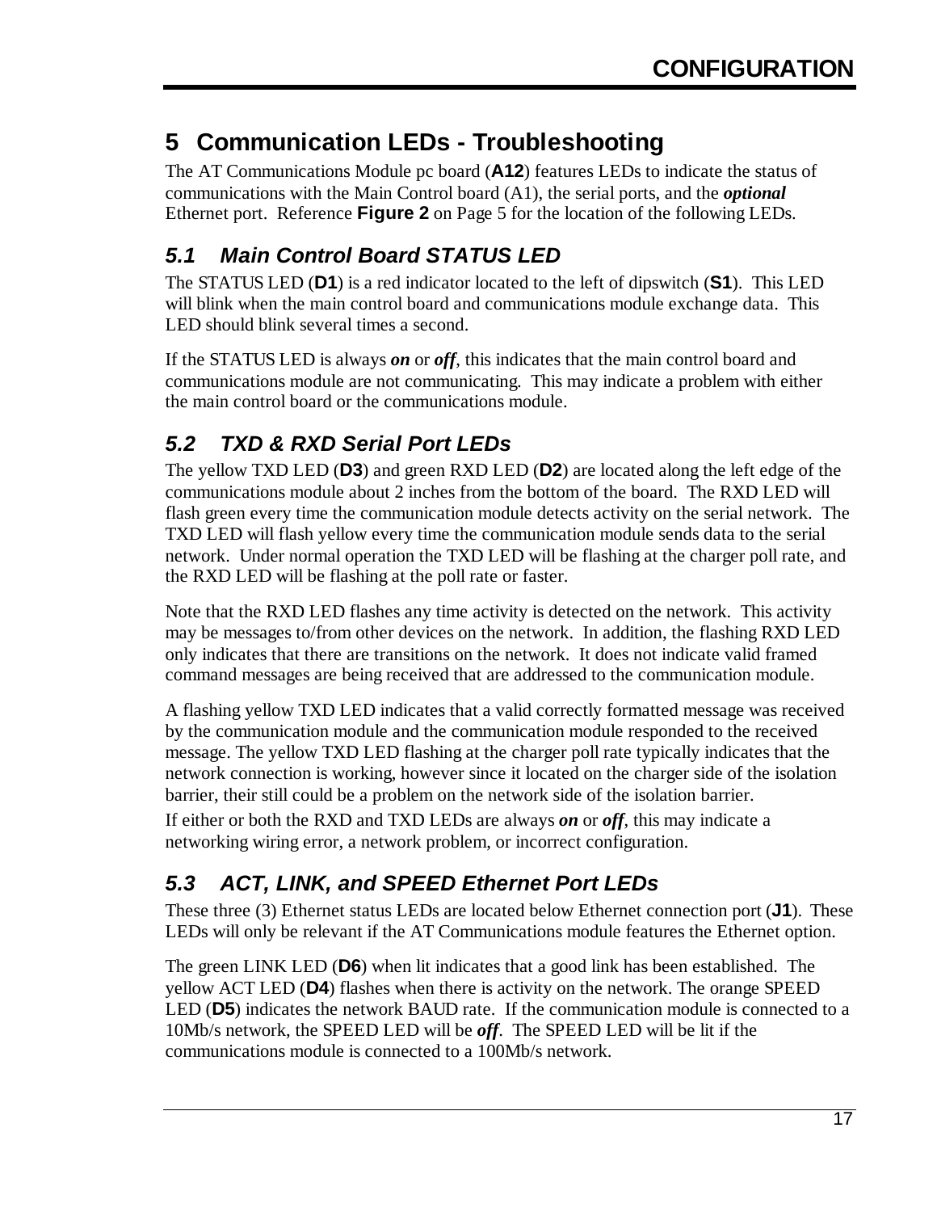# 5 Communication LEDs - Troubleshooting

The AT Communications Module pc board (**A12**) features LEDs to indicate the status of communications with the Main Control board (A1), the serial ports, and the ***optional*** Ethernet port. Reference **Figure 2** on Page 5 for the location of the following LEDs.

## *5.1 Main Control Board STATUS LED*

The STATUS LED (**D1**) is a red indicator located to the left of dipswitch (**S1**). This LED will blink when the main control board and communications module exchange data. This LED should blink several times a second.

If the STATUS LED is always ***on*** or ***off***, this indicates that the main control board and communications module are not communicating. This may indicate a problem with either the main control board or the communications module.

## *5.2 TXD & RXD Serial Port LEDs*

The yellow TXD LED (**D3**) and green RXD LED (**D2**) are located along the left edge of the communications module about 2 inches from the bottom of the board. The RXD LED will flash green every time the communication module detects activity on the serial network. The TXD LED will flash yellow every time the communication module sends data to the serial network. Under normal operation the TXD LED will be flashing at the charger poll rate, and the RXD LED will be flashing at the poll rate or faster.

Note that the RXD LED flashes any time activity is detected on the network. This activity may be messages to/from other devices on the network. In addition, the flashing RXD LED only indicates that there are transitions on the network. It does not indicate valid framed command messages are being received that are addressed to the communication module.

A flashing yellow TXD LED indicates that a valid correctly formatted message was received by the communication module and the communication module responded to the received message. The yellow TXD LED flashing at the charger poll rate typically indicates that the network connection is working, however since it located on the charger side of the isolation barrier, their still could be a problem on the network side of the isolation barrier.

If either or both the RXD and TXD LEDs are always ***on*** or ***off***, this may indicate a networking wiring error, a network problem, or incorrect configuration.

## *5.3 ACT, LINK, and SPEED Ethernet Port LEDs*

These three (3) Ethernet status LEDs are located below Ethernet connection port (**J1**). These LEDs will only be relevant if the AT Communications module features the Ethernet option.

The green LINK LED (**D6**) when lit indicates that a good link has been established. The yellow ACT LED (**D4**) flashes when there is activity on the network. The orange SPEED LED (**D5**) indicates the network BAUD rate. If the communication module is connected to a 10Mb/s network, the SPEED LED will be ***off***. The SPEED LED will be lit if the communications module is connected to a 100Mb/s network.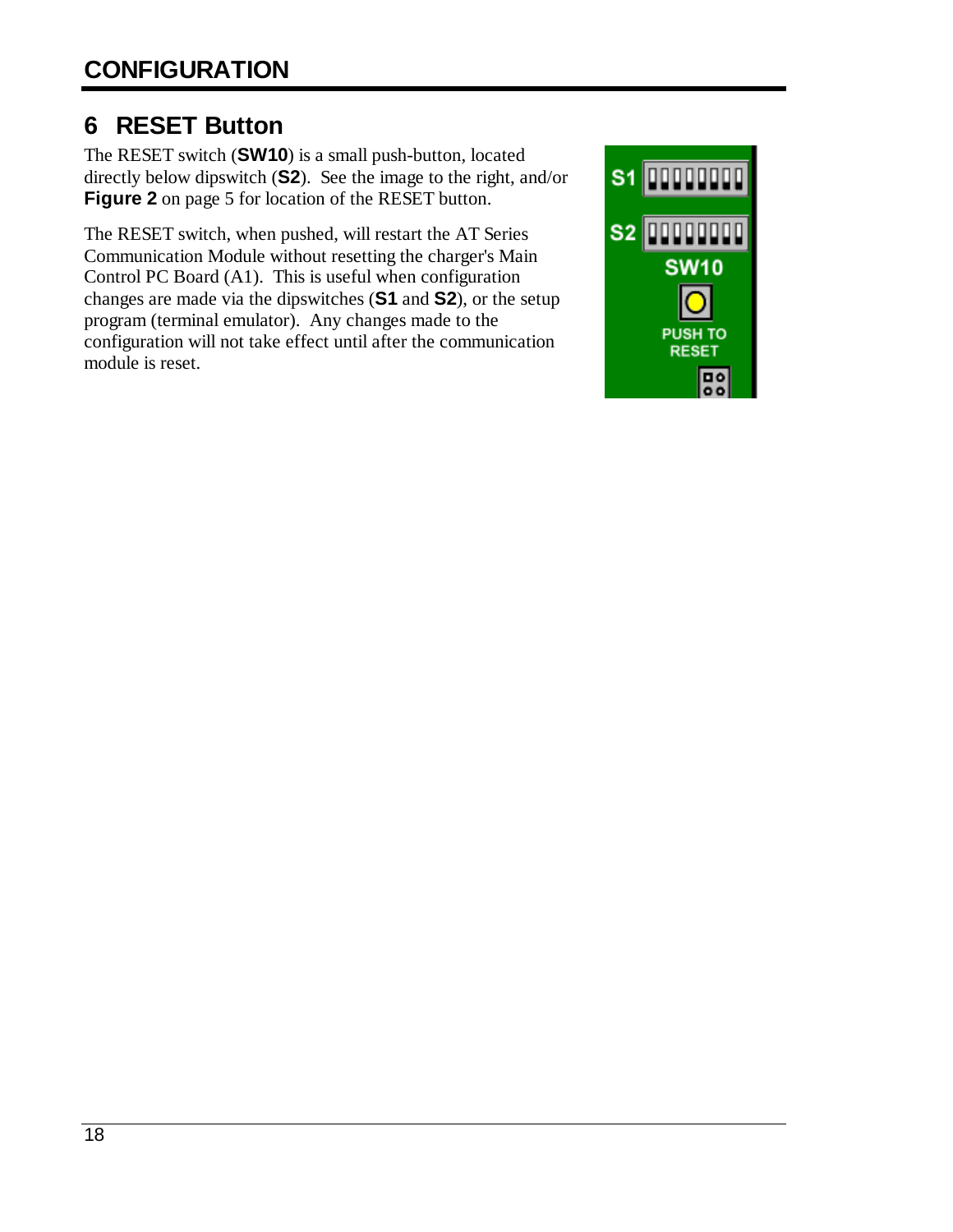# 6 RESET Button

The RESET switch (**SW10**) is a small push-button, located directly below dipswitch (**S2**). See the image to the right, and/or **Figure 2** on page 5 for location of the RESET button.

The RESET switch, when pushed, will restart the AT Series Communication Module without resetting the charger's Main Control PC Board (A1). This is useful when configuration changes are made via the dipswitches (**S1** and **S2**), or the setup program (terminal emulator). Any changes made to the configuration will not take effect until after the communication module is reset.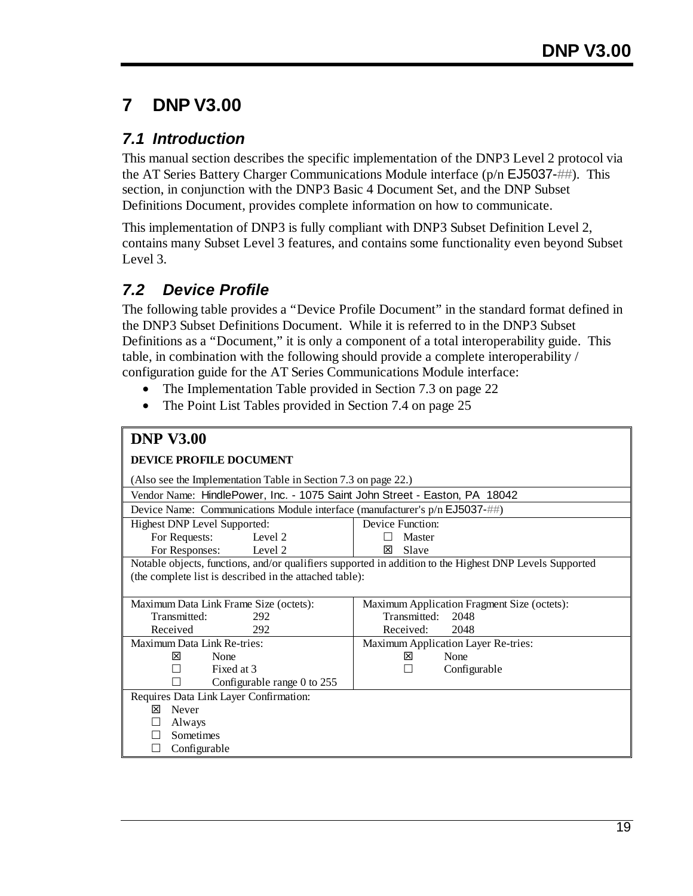# 7 DNP V3.00

## 7.1 Introduction

This manual section describes the specific implementation of the DNP3 Level 2 protocol via the AT Series Battery Charger Communications Module interface (p/n EJ5037-##). This section, in conjunction with the DNP3 Basic 4 Document Set, and the DNP Subset Definitions Document, provides complete information on how to communicate.

This implementation of DNP3 is fully compliant with DNP3 Subset Definition Level 2, contains many Subset Level 3 features, and contains some functionality even beyond Subset Level 3.

## 7.2 Device Profile

The following table provides a "Device Profile Document" in the standard format defined in the DNP3 Subset Definitions Document. While it is referred to in the DNP3 Subset Definitions as a "Document," it is only a component of a total interoperability guide. This table, in combination with the following should provide a complete interoperability / configuration guide for the AT Series Communications Module interface:

- The Implementation Table provided in Section 7.3 on page 22
- The Point List Tables provided in Section 7.4 on page 25

| **DNP V3.00**<br>**DEVICE PROFILE DOCUMENT**<br>(Also see the Implementation Table in Section 7.3 on page 22.) | |
|---|---|
| Vendor Name: HindlePower, Inc. - 1075 Saint John Street - Easton, PA 18042 | |
| Device Name: Communications Module interface (manufacturer's p/n EJ5037-##) | |
| Highest DNP Level Supported:<br>For Requests: Level 2<br>For Responses: Level 2 | Device Function:<br>☐ Master<br>☒ Slave |
| Notable objects, functions, and/or qualifiers supported in addition to the Highest DNP Levels Supported (the complete list is described in the attached table): | |
| Maximum Data Link Frame Size (octets):<br>Transmitted: 292<br>Received 292 | Maximum Application Fragment Size (octets):<br>Transmitted: 2048<br>Received: 2048 |
| Maximum Data Link Re-tries:<br>☒ None<br>☐ Fixed at 3<br>☐ Configurable range 0 to 255 | Maximum Application Layer Re-tries:<br>☒ None<br>☐ Configurable |
| Requires Data Link Layer Confirmation:<br>☒ Never<br>☐ Always<br>☐ Sometimes<br>☐ Configurable | |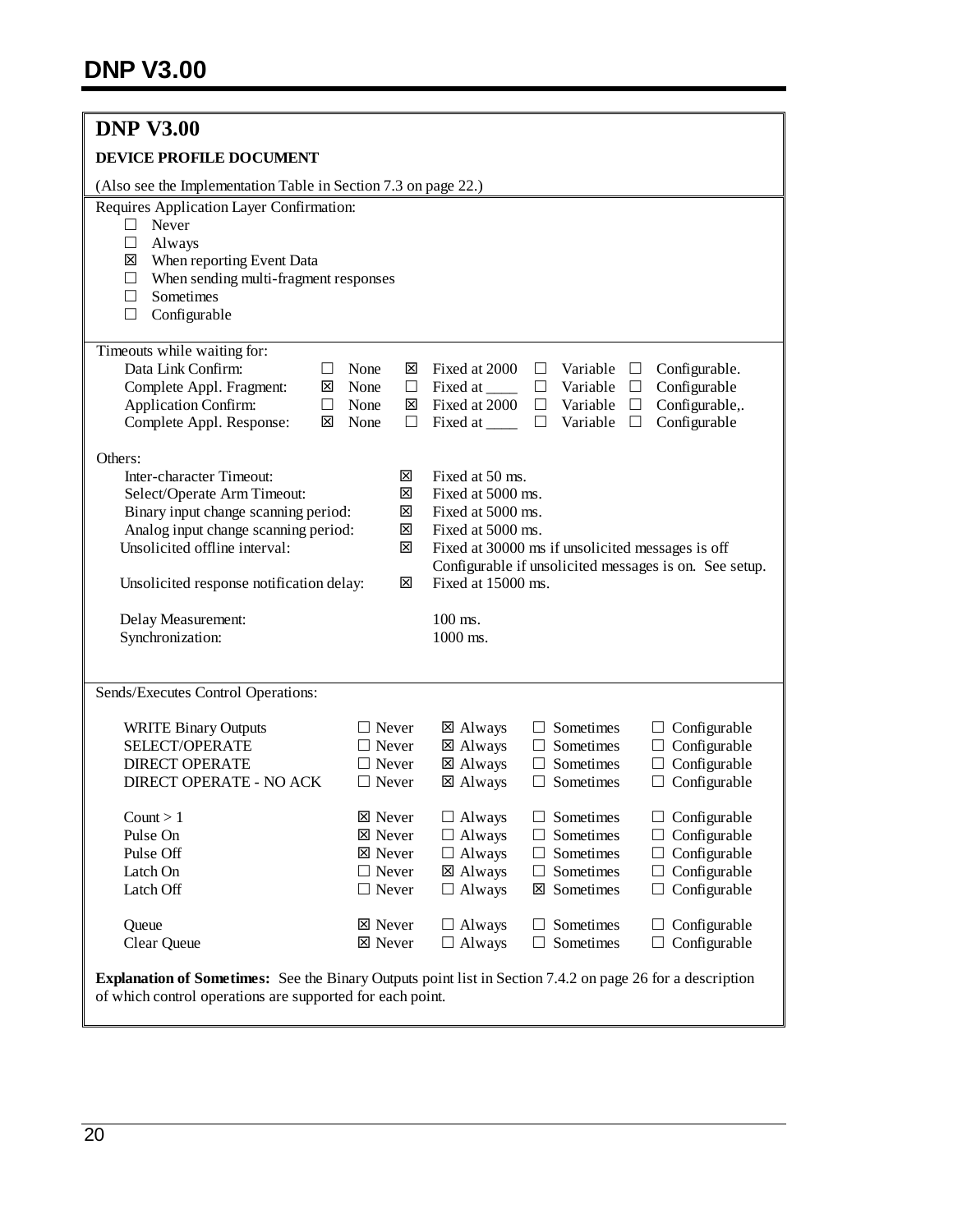# DNP V3.00

## DNP V3.00

**DEVICE PROFILE DOCUMENT**

(Also see the Implementation Table in Section 7.3 on page 22.)

Requires Application Layer Confirmation:

- ☐ Never
- ☐ Always
- ☒ When reporting Event Data
- ☐ When sending multi-fragment responses
- ☐ Sometimes
- ☐ Configurable

Timeouts while waiting for:

| | | | | |
|---|---|---|---|---|
| Data Link Confirm: | ☐ None | ☒ Fixed at 2000 | ☐ Variable | ☐ Configurable. |
| Complete Appl. Fragment: | ☒ None | ☐ Fixed at ____ | ☐ Variable | ☐ Configurable |
| Application Confirm: | ☐ None | ☒ Fixed at 2000 | ☐ Variable | ☐ Configurable,. |
| Complete Appl. Response: | ☒ None | ☐ Fixed at ____ | ☐ Variable | ☐ Configurable |

Others:

| | | |
|---|---|---|
| Inter-character Timeout: | ☒ | Fixed at 50 ms. |
| Select/Operate Arm Timeout: | ☒ | Fixed at 5000 ms. |
| Binary input change scanning period: | ☒ | Fixed at 5000 ms. |
| Analog input change scanning period: | ☒ | Fixed at 5000 ms. |
| Unsolicited offline interval: | ☒ | Fixed at 30000 ms if unsolicited messages is off<br>Configurable if unsolicited messages is on. See setup. |
| Unsolicited response notification delay: | ☒ | Fixed at 15000 ms. |
| Delay Measurement: | | 100 ms. |
| Synchronization: | | 1000 ms. |

Sends/Executes Control Operations:

| | | | | |
|---|---|---|---|---|
| WRITE Binary Outputs | ☐ Never | ☒ Always | ☐ Sometimes | ☐ Configurable |
| SELECT/OPERATE | ☐ Never | ☒ Always | ☐ Sometimes | ☐ Configurable |
| DIRECT OPERATE | ☐ Never | ☒ Always | ☐ Sometimes | ☐ Configurable |
| DIRECT OPERATE - NO ACK | ☐ Never | ☒ Always | ☐ Sometimes | ☐ Configurable |
| Count > 1 | ☒ Never | ☐ Always | ☐ Sometimes | ☐ Configurable |
| Pulse On | ☒ Never | ☐ Always | ☐ Sometimes | ☐ Configurable |
| Pulse Off | ☒ Never | ☐ Always | ☐ Sometimes | ☐ Configurable |
| Latch On | ☐ Never | ☒ Always | ☐ Sometimes | ☐ Configurable |
| Latch Off | ☐ Never | ☐ Always | ☒ Sometimes | ☐ Configurable |
| Queue | ☒ Never | ☐ Always | ☐ Sometimes | ☐ Configurable |
| Clear Queue | ☒ Never | ☐ Always | ☐ Sometimes | ☐ Configurable |

**Explanation of Sometimes:** See the Binary Outputs point list in Section 7.4.2 on page 26 for a description of which control operations are supported for each point.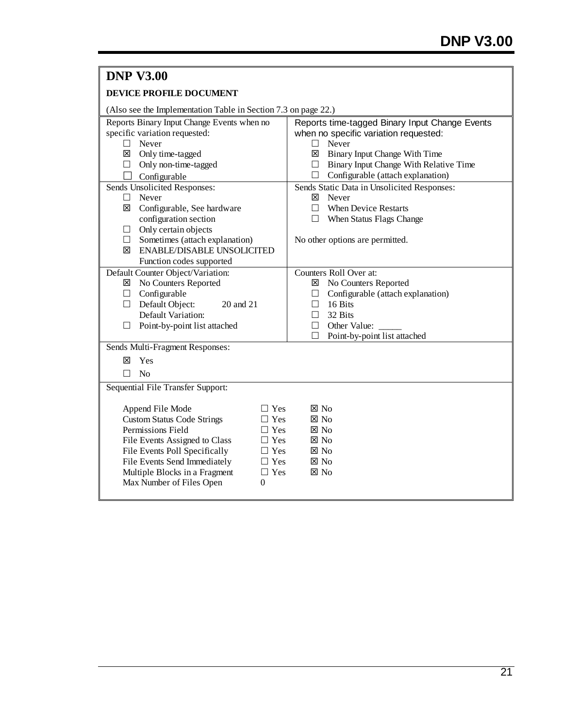## DNP V3.00

**DEVICE PROFILE DOCUMENT**

(Also see the Implementation Table in Section 7.3 on page 22.)

| Reports Binary Input Change Events when no specific variation requested: | Reports time-tagged Binary Input Change Events when no specific variation requested: |
|---|---|
| ☐ Never<br>☒ Only time-tagged<br>☐ Only non-time-tagged<br>☐ Configurable | ☐ Never<br>☒ Binary Input Change With Time<br>☐ Binary Input Change With Relative Time<br>☐ Configurable (attach explanation) |
| **Sends Unsolicited Responses:**<br>☐ Never<br>☒ Configurable, See hardware configuration section<br>☐ Only certain objects<br>☐ Sometimes (attach explanation)<br>☒ ENABLE/DISABLE UNSOLICITED Function codes supported | **Sends Static Data in Unsolicited Responses:**<br>☒ Never<br>☐ When Device Restarts<br>☐ When Status Flags Change<br><br>No other options are permitted. |
| **Default Counter Object/Variation:**<br>☒ No Counters Reported<br>☐ Configurable<br>☐ Default Object: 20 and 21<br>Default Variation:<br>☐ Point-by-point list attached | **Counters Roll Over at:**<br>☒ No Counters Reported<br>☐ Configurable (attach explanation)<br>☐ 16 Bits<br>☐ 32 Bits<br>☐ Other Value: _____<br>☐ Point-by-point list attached |

Sends Multi-Fragment Responses:

☒ Yes

☐ No

Sequential File Transfer Support:

| | | |
|---|---|---|
| Append File Mode | ☐ Yes | ☒ No |
| Custom Status Code Strings | ☐ Yes | ☒ No |
| Permissions Field | ☐ Yes | ☒ No |
| File Events Assigned to Class | ☐ Yes | ☒ No |
| File Events Poll Specifically | ☐ Yes | ☒ No |
| File Events Send Immediately | ☐ Yes | ☒ No |
| Multiple Blocks in a Fragment | ☐ Yes | ☒ No |
| Max Number of Files Open | 0 | |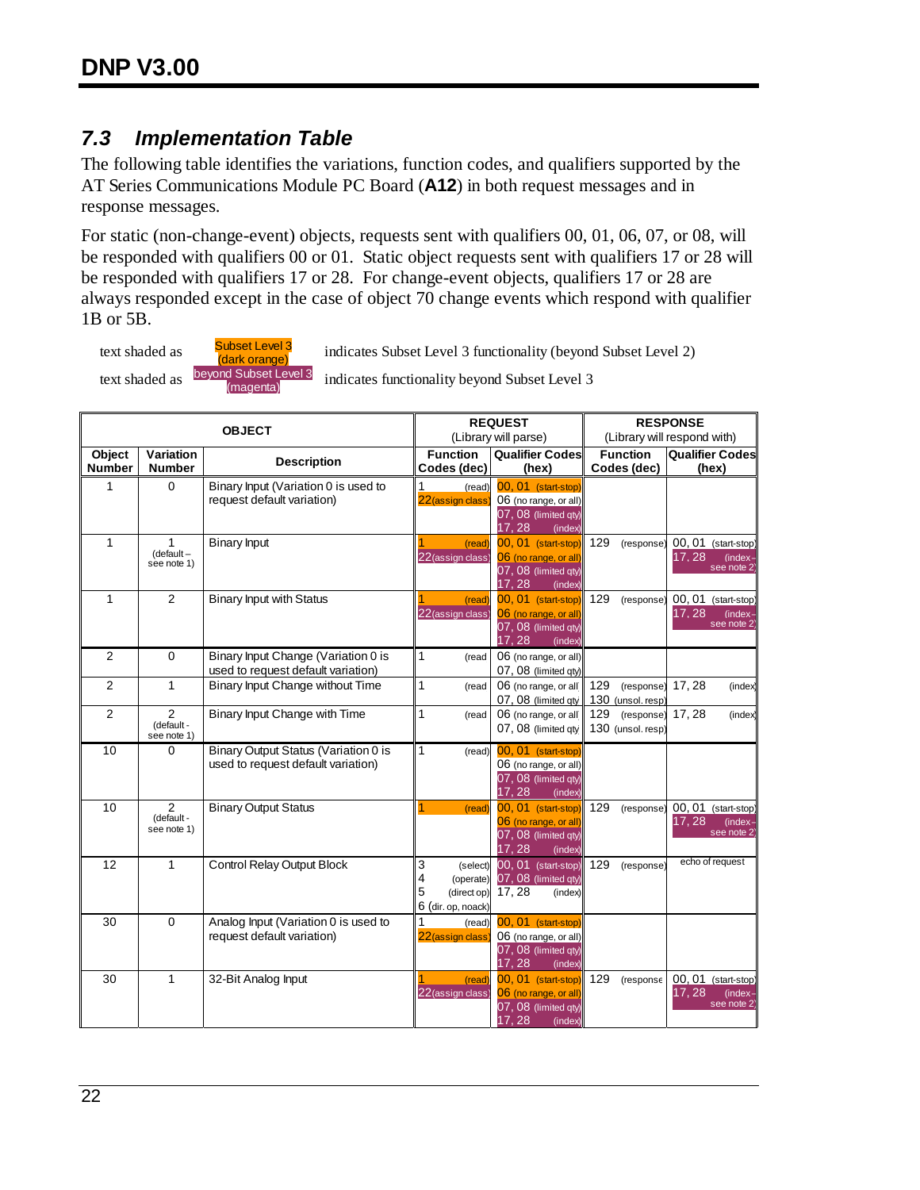## 7.3 Implementation Table

The following table identifies the variations, function codes, and qualifiers supported by the AT Series Communications Module PC Board (**A12**) in both request messages and in response messages.

For static (non-change-event) objects, requests sent with qualifiers 00, 01, 06, 07, or 08, will be responded with qualifiers 00 or 01. Static object requests sent with qualifiers 17 or 28 will be responded with qualifiers 17 or 28. For change-event objects, qualifiers 17 or 28 are always responded except in the case of object 70 change events which respond with qualifier 1B or 5B.

text shaded as Subset Level 3 (dark orange) indicates Subset Level 3 functionality (beyond Subset Level 2)

text shaded as beyond Subset Level 3 (magenta) indicates functionality beyond Subset Level 3

| OBJECT | | | REQUEST (Library will parse) | | RESPONSE (Library will respond with) | |
|---|---|---|---|---|---|---|
| **Object Number** | **Variation Number** | **Description** | **Function Codes (dec)** | **Qualifier Codes (hex)** | **Function Codes (dec)** | **Qualifier Codes (hex)** |
| 1 | 0 | Binary Input (Variation 0 is used to request default variation) | 1 (read)<br>22 (assign class) | 00, 01 (start-stop)<br>06 (no range, or all)<br>07, 08 (limited qty)<br>17, 28 (index) | | |
| 1 | 1 (default – see note 1) | Binary Input | 1 (read)<br>22 (assign class) | 00, 01 (start-stop)<br>06 (no range, or all)<br>07, 08 (limited qty)<br>17, 28 (index) | 129 (response) | 00, 01 (start-stop)<br>17, 28 (index – see note 2) |
| 1 | 2 | Binary Input with Status | 1 (read)<br>22 (assign class) | 00, 01 (start-stop)<br>06 (no range, or all)<br>07, 08 (limited qty)<br>17, 28 (index) | 129 (response) | 00, 01 (start-stop)<br>17, 28 (index – see note 2) |
| 2 | 0 | Binary Input Change (Variation 0 is used to request default variation) | 1 (read) | 06 (no range, or all)<br>07, 08 (limited qty) | | |
| 2 | 1 | Binary Input Change without Time | 1 (read) | 06 (no range, or all)<br>07, 08 (limited qty) | 129 (response)<br>130 (unsol. resp) | 17, 28 (index) |
| 2 | 2 (default - see note 1) | Binary Input Change with Time | 1 (read) | 06 (no range, or all)<br>07, 08 (limited qty) | 129 (response)<br>130 (unsol. resp) | 17, 28 (index) |
| 10 | 0 | Binary Output Status (Variation 0 is used to request default variation) | 1 (read) | 00, 01 (start-stop)<br>06 (no range, or all)<br>07, 08 (limited qty)<br>17, 28 (index) | | |
| 10 | 2 (default - see note 1) | Binary Output Status | 1 (read) | 00, 01 (start-stop)<br>06 (no range, or all)<br>07, 08 (limited qty)<br>17, 28 (index) | 129 (response) | 00, 01 (start-stop)<br>17, 28 (index – see note 2) |
| 12 | 1 | Control Relay Output Block | 3 (select)<br>4 (operate)<br>5 (direct op)<br>6 (dir. op, noack) | 00, 01 (start-stop)<br>07, 08 (limited qty)<br>17, 28 (index) | 129 (response) | echo of request |
| 30 | 0 | Analog Input (Variation 0 is used to request default variation) | 1 (read)<br>22 (assign class) | 00, 01 (start-stop)<br>06 (no range, or all)<br>07, 08 (limited qty)<br>17, 28 (index) | | |
| 30 | 1 | 32-Bit Analog Input | 1 (read)<br>22 (assign class) | 00, 01 (start-stop)<br>06 (no range, or all)<br>07, 08 (limited qty)<br>17, 28 (index) | 129 (response) | 00, 01 (start-stop)<br>17, 28 (index – see note 2) |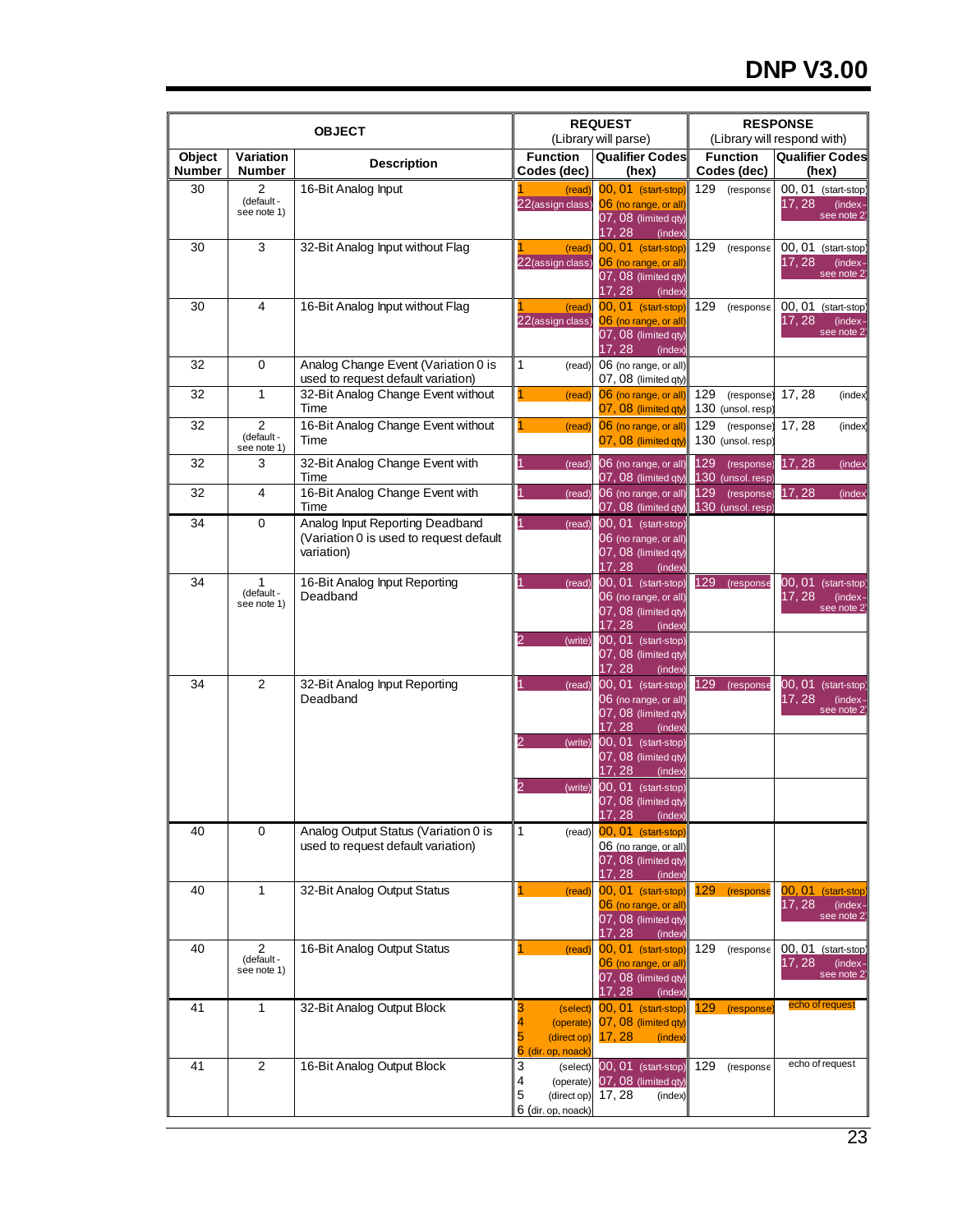| OBJECT | | | REQUEST (Library will parse) | | RESPONSE (Library will respond with) | |
|---|---|---|---|---|---|---|
| Object Number | Variation Number | Description | Function Codes (dec) | Qualifier Codes (hex) | Function Codes (dec) | Qualifier Codes (hex) |
| 30 | 2 (default - see note 1) | 16-Bit Analog Input | 1 (read)<br>22(assign class) | 00, 01 (start-stop)<br>06 (no range, or all)<br>07, 08 (limited qty)<br>17, 28 (index) | 129 (response | 00, 01 (start-stop)<br>17, 28 (index - see note 2 |
| 30 | 3 | 32-Bit Analog Input without Flag | 1 (read)<br>22(assign class) | 00, 01 (start-stop)<br>06 (no range, or all)<br>07, 08 (limited qty)<br>17, 28 (index) | 129 (response | 00, 01 (start-stop)<br>17, 28 (index - see note 2 |
| 30 | 4 | 16-Bit Analog Input without Flag | 1 (read)<br>22(assign class) | 00, 01 (start-stop)<br>06 (no range, or all)<br>07, 08 (limited qty)<br>17, 28 (index) | 129 (response | 00, 01 (start-stop)<br>17, 28 (index - see note 2 |
| 32 | 0 | Analog Change Event (Variation 0 is used to request default variation) | 1 (read) | 06 (no range, or all)<br>07, 08 (limited qty) | | |
| 32 | 1 | 32-Bit Analog Change Event without Time | 1 (read) | 06 (no range, or all)<br>07, 08 (limited qty) | 129 (response)<br>130 (unsol. resp) | 17, 28 (index |
| 32 | 2 (default - see note 1) | 16-Bit Analog Change Event without Time | 1 (read) | 06 (no range, or all)<br>07, 08 (limited qty) | 129 (response)<br>130 (unsol. resp) | 17, 28 (index |
| 32 | 3 | 32-Bit Analog Change Event with Time | 1 (read) | 06 (no range, or all)<br>07, 08 (limited qty) | 129 (response)<br>130 (unsol. resp) | 17, 28 (index |
| 32 | 4 | 16-Bit Analog Change Event with Time | 1 (read) | 06 (no range, or all)<br>07, 08 (limited qty) | 129 (response)<br>130 (unsol. resp) | 17, 28 (index |
| 34 | 0 | Analog Input Reporting Deadband (Variation 0 is used to request default variation) | 1 (read) | 00, 01 (start-stop)<br>06 (no range, or all)<br>07, 08 (limited qty)<br>17, 28 (index) | | |
| 34 | 1 (default - see note 1) | 16-Bit Analog Input Reporting Deadband | 1 (read) | 00, 01 (start-stop)<br>06 (no range, or all)<br>07, 08 (limited qty)<br>17, 28 (index) | 129 (response | 00, 01 (start-stop)<br>17, 28 (index - see note 2 |
| | | | 2 (write) | 00, 01 (start-stop)<br>07, 08 (limited qty)<br>17, 28 (index) | | |
| 34 | 2 | 32-Bit Analog Input Reporting Deadband | 1 (read) | 00, 01 (start-stop)<br>06 (no range, or all)<br>07, 08 (limited qty)<br>17, 28 (index) | 129 (response | 00, 01 (start-stop)<br>17, 28 (index - see note 2 |
| | | | 2 (write) | 00, 01 (start-stop)<br>07, 08 (limited qty)<br>17, 28 (index) | | |
| | | | 2 (write) | 00, 01 (start-stop)<br>07, 08 (limited qty)<br>17, 28 (index) | | |
| 40 | 0 | Analog Output Status (Variation 0 is used to request default variation) | 1 (read) | 00, 01 (start-stop)<br>06 (no range, or all)<br>07, 08 (limited qty)<br>17, 28 (index) | | |
| 40 | 1 | 32-Bit Analog Output Status | 1 (read) | 00, 01 (start-stop)<br>06 (no range, or all)<br>07, 08 (limited qty)<br>17, 28 (index) | 129 (response | 00, 01 (start-stop)<br>17, 28 (index - see note 2 |
| 40 | 2 (default - see note 1) | 16-Bit Analog Output Status | 1 (read) | 00, 01 (start-stop)<br>06 (no range, or all)<br>07, 08 (limited qty)<br>17, 28 (index) | 129 (response | 00, 01 (start-stop)<br>17, 28 (index - see note 2 |
| 41 | 1 | 32-Bit Analog Output Block | 3 (select)<br>4 (operate)<br>5 (direct op)<br>6 (dir. op, noack) | 00, 01 (start-stop)<br>07, 08 (limited qty)<br>17, 28 (index) | 129 (response) | echo of request |
| 41 | 2 | 16-Bit Analog Output Block | 3 (select)<br>4 (operate)<br>5 (direct op)<br>6 (dir. op, noack) | 00, 01 (start-stop)<br>07, 08 (limited qty)<br>17, 28 (index) | 129 (response | echo of request |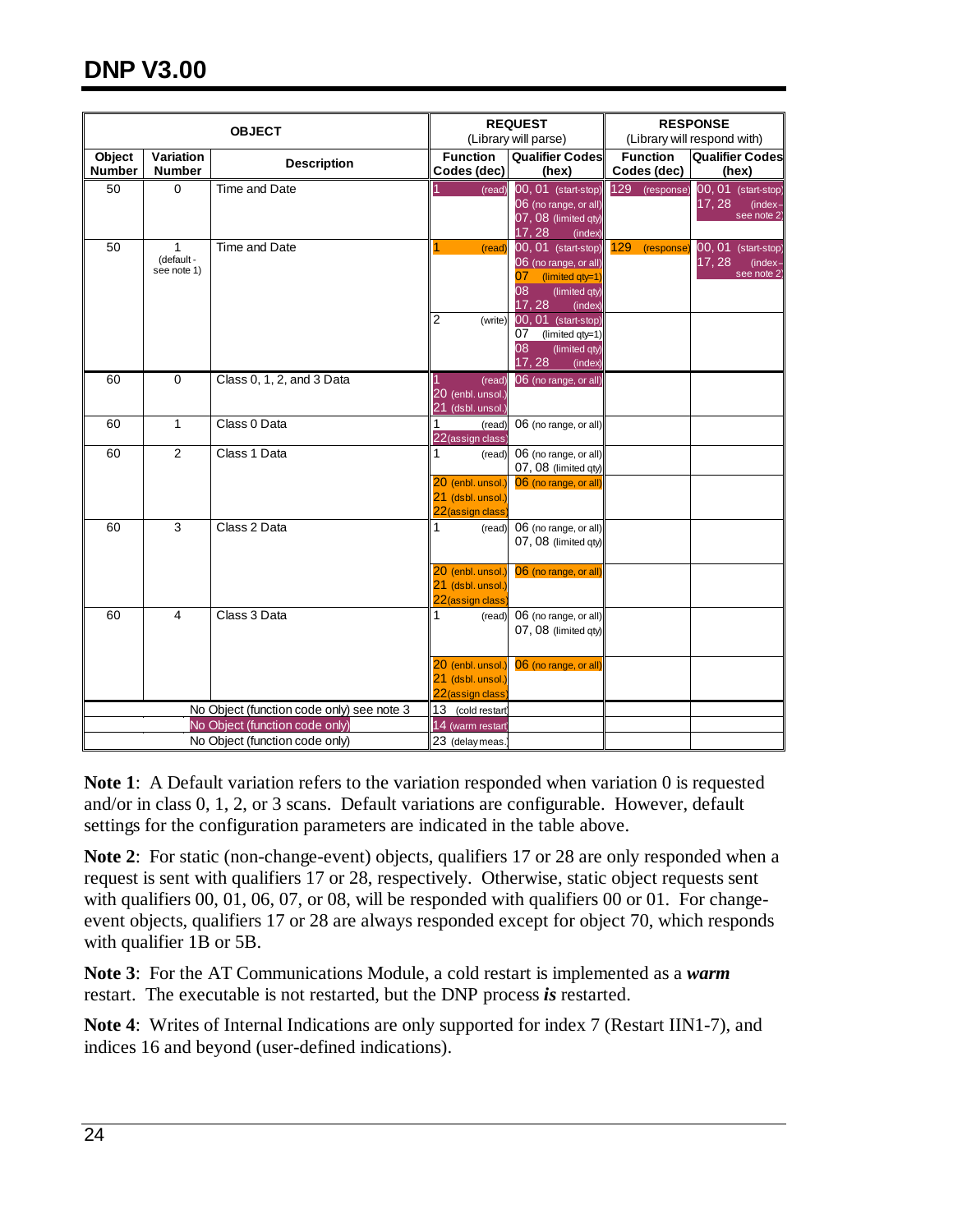# DNP V3.00

| OBJECT | | | REQUEST (Library will parse) | | RESPONSE (Library will respond with) | |
|---|---|---|---|---|---|---|
| Object Number | Variation Number | Description | Function Codes (dec) | Qualifier Codes (hex) | Function Codes (dec) | Qualifier Codes (hex) |
| 50 | 0 | Time and Date | 1 (read) | 00, 01 (start-stop)<br>06 (no range, or all)<br>07, 08 (limited qty)<br>17, 28 (index) | 129 (response) | 00, 01 (start-stop)<br>17, 28 (index–see note 2) |
| 50 | 1 (default - see note 1) | Time and Date | 1 (read) | 00, 01 (start-stop)<br>06 (no range, or all)<br>07 (limited qty=1)<br>08 (limited qty)<br>17, 28 (index) | 129 (response) | 00, 01 (start-stop)<br>17, 28 (index–see note 2) |
| | | | 2 (write) | 00, 01 (start-stop)<br>07 (limited qty=1)<br>08 (limited qty)<br>17, 28 (index) | | |
| 60 | 0 | Class 0, 1, 2, and 3 Data | 1 (read)<br>20 (enbl. unsol.)<br>21 (dsbl. unsol.) | 06 (no range, or all) | | |
| 60 | 1 | Class 0 Data | 1 (read)<br>22(assign class) | 06 (no range, or all) | | |
| 60 | 2 | Class 1 Data | 1 (read) | 06 (no range, or all)<br>07, 08 (limited qty) | | |
| | | | 20 (enbl. unsol.)<br>21 (dsbl. unsol.)<br>22(assign class) | 06 (no range, or all) | | |
| 60 | 3 | Class 2 Data | 1 (read) | 06 (no range, or all)<br>07, 08 (limited qty) | | |
| | | | 20 (enbl. unsol.)<br>21 (dsbl. unsol.)<br>22(assign class) | 06 (no range, or all) | | |
| 60 | 4 | Class 3 Data | 1 (read) | 06 (no range, or all)<br>07, 08 (limited qty) | | |
| | | | 20 (enbl. unsol.)<br>21 (dsbl. unsol.)<br>22(assign class) | 06 (no range, or all) | | |
| No Object (function code only) see note 3 | | | 13 (cold restart) | | | |
| No Object (function code only) | | | 14 (warm restart) | | | |
| No Object (function code only) | | | 23 (delay meas.) | | | |

**Note 1**: A Default variation refers to the variation responded when variation 0 is requested and/or in class 0, 1, 2, or 3 scans. Default variations are configurable. However, default settings for the configuration parameters are indicated in the table above.

**Note 2**: For static (non-change-event) objects, qualifiers 17 or 28 are only responded when a request is sent with qualifiers 17 or 28, respectively. Otherwise, static object requests sent with qualifiers 00, 01, 06, 07, or 08, will be responded with qualifiers 00 or 01. For change-event objects, qualifiers 17 or 28 are always responded except for object 70, which responds with qualifier 1B or 5B.

**Note 3**: For the AT Communications Module, a cold restart is implemented as a ***warm*** restart. The executable is not restarted, but the DNP process ***is*** restarted.

**Note 4**: Writes of Internal Indications are only supported for index 7 (Restart IIN1-7), and indices 16 and beyond (user-defined indications).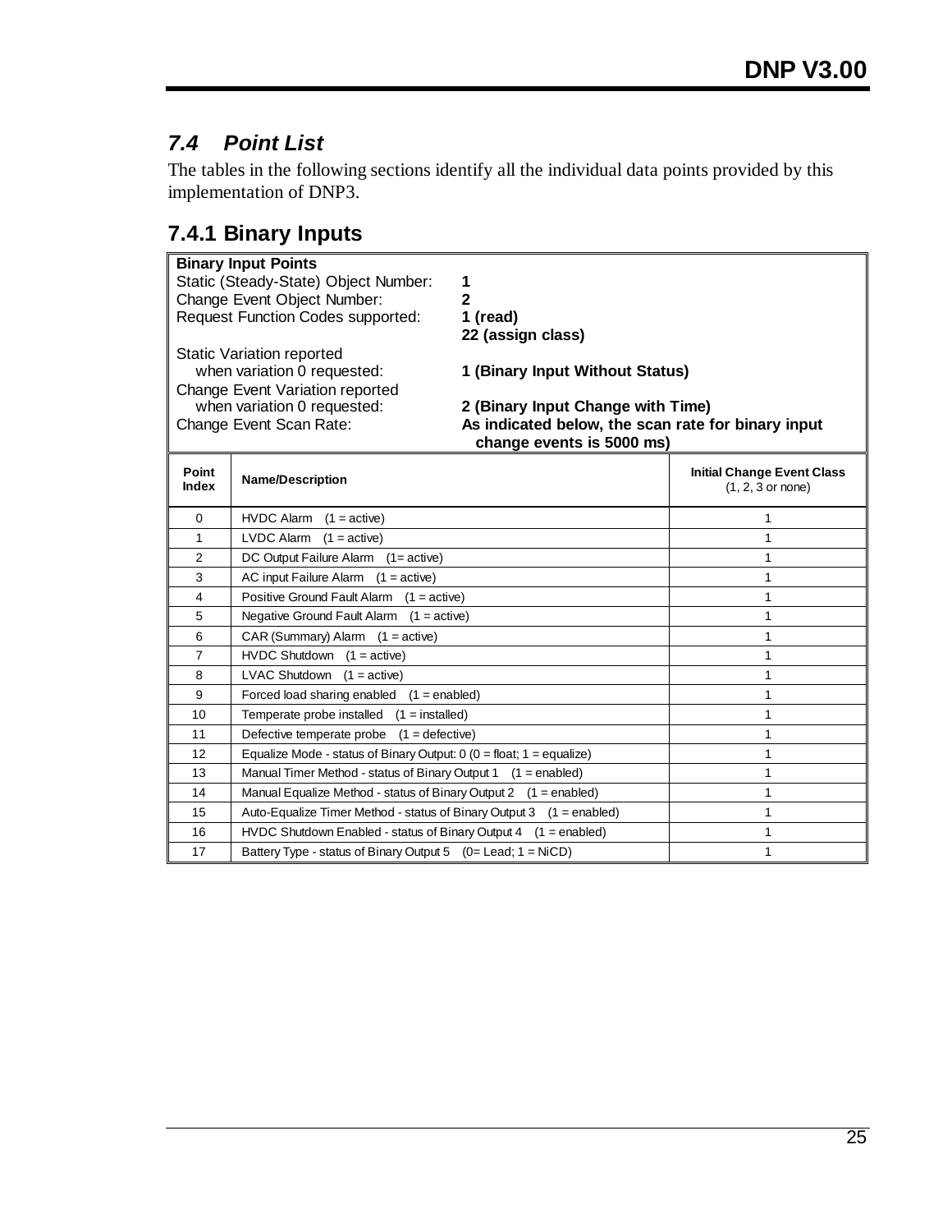## 7.4 *Point List*

The tables in the following sections identify all the individual data points provided by this implementation of DNP3.

### 7.4.1 Binary Inputs

| **Binary Input Points** | |
|---|---|
| Static (Steady-State) Object Number: | **1** |
| Change Event Object Number: | **2** |
| Request Function Codes supported: | **1 (read)**<br>**22 (assign class)** |
| Static Variation reported when variation 0 requested: | **1 (Binary Input Without Status)** |
| Change Event Variation reported when variation 0 requested: | **2 (Binary Input Change with Time)** |
| Change Event Scan Rate: | **As indicated below, the scan rate for binary input change events is 5000 ms)** |

| Point Index | Name/Description | Initial Change Event Class (1, 2, 3 or none) |
|---|---|---|
| 0 | HVDC Alarm (1 = active) | 1 |
| 1 | LVDC Alarm (1 = active) | 1 |
| 2 | DC Output Failure Alarm (1= active) | 1 |
| 3 | AC input Failure Alarm (1 = active) | 1 |
| 4 | Positive Ground Fault Alarm (1 = active) | 1 |
| 5 | Negative Ground Fault Alarm (1 = active) | 1 |
| 6 | CAR (Summary) Alarm (1 = active) | 1 |
| 7 | HVDC Shutdown (1 = active) | 1 |
| 8 | LVAC Shutdown (1 = active) | 1 |
| 9 | Forced load sharing enabled (1 = enabled) | 1 |
| 10 | Temperate probe installed (1 = installed) | 1 |
| 11 | Defective temperate probe (1 = defective) | 1 |
| 12 | Equalize Mode - status of Binary Output: 0 (0 = float; 1 = equalize) | 1 |
| 13 | Manual Timer Method - status of Binary Output 1 (1 = enabled) | 1 |
| 14 | Manual Equalize Method - status of Binary Output 2 (1 = enabled) | 1 |
| 15 | Auto-Equalize Timer Method - status of Binary Output 3 (1 = enabled) | 1 |
| 16 | HVDC Shutdown Enabled - status of Binary Output 4 (1 = enabled) | 1 |
| 17 | Battery Type - status of Binary Output 5 (0= Lead; 1 = NiCD) | 1 |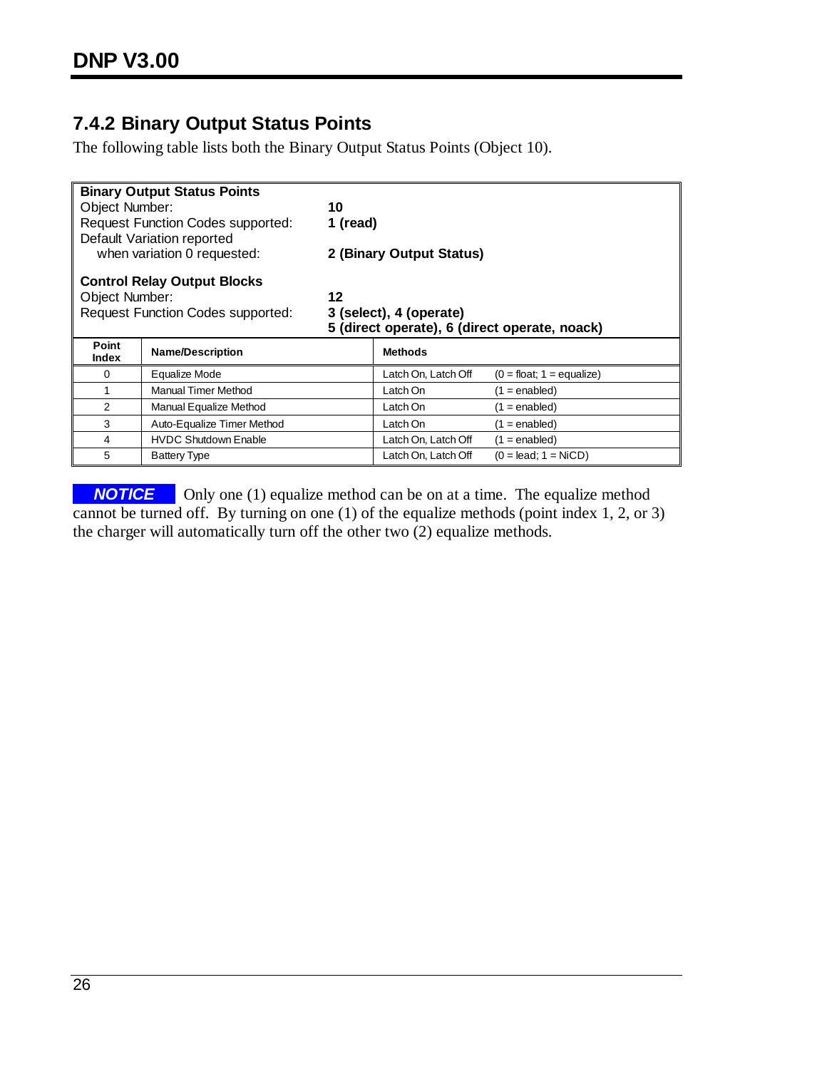## 7.4.2 Binary Output Status Points

The following table lists both the Binary Output Status Points (Object 10).

| **Binary Output Status Points** | | | |
|---|---|---|---|
| Object Number: | **10** | | |
| Request Function Codes supported: | **1 (read)** | | |
| Default Variation reported when variation 0 requested: | **2 (Binary Output Status)** | | |
| **Control Relay Output Blocks** | | | |
| Object Number: | **12** | | |
| Request Function Codes supported: | **3 (select), 4 (operate) 5 (direct operate), 6 (direct operate, noack)** | | |

| Point Index | Name/Description | Methods | |
|---|---|---|---|
| 0 | Equalize Mode | Latch On, Latch Off | (0 = float; 1 = equalize) |
| 1 | Manual Timer Method | Latch On | (1 = enabled) |
| 2 | Manual Equalize Method | Latch On | (1 = enabled) |
| 3 | Auto-Equalize Timer Method | Latch On | (1 = enabled) |
| 4 | HVDC Shutdown Enable | Latch On, Latch Off | (1 = enabled) |
| 5 | Battery Type | Latch On, Latch Off | (0 = lead; 1 = NiCD) |

***NOTICE*** Only one (1) equalize method can be on at a time. The equalize method cannot be turned off. By turning on one (1) of the equalize methods (point index 1, 2, or 3) the charger will automatically turn off the other two (2) equalize methods.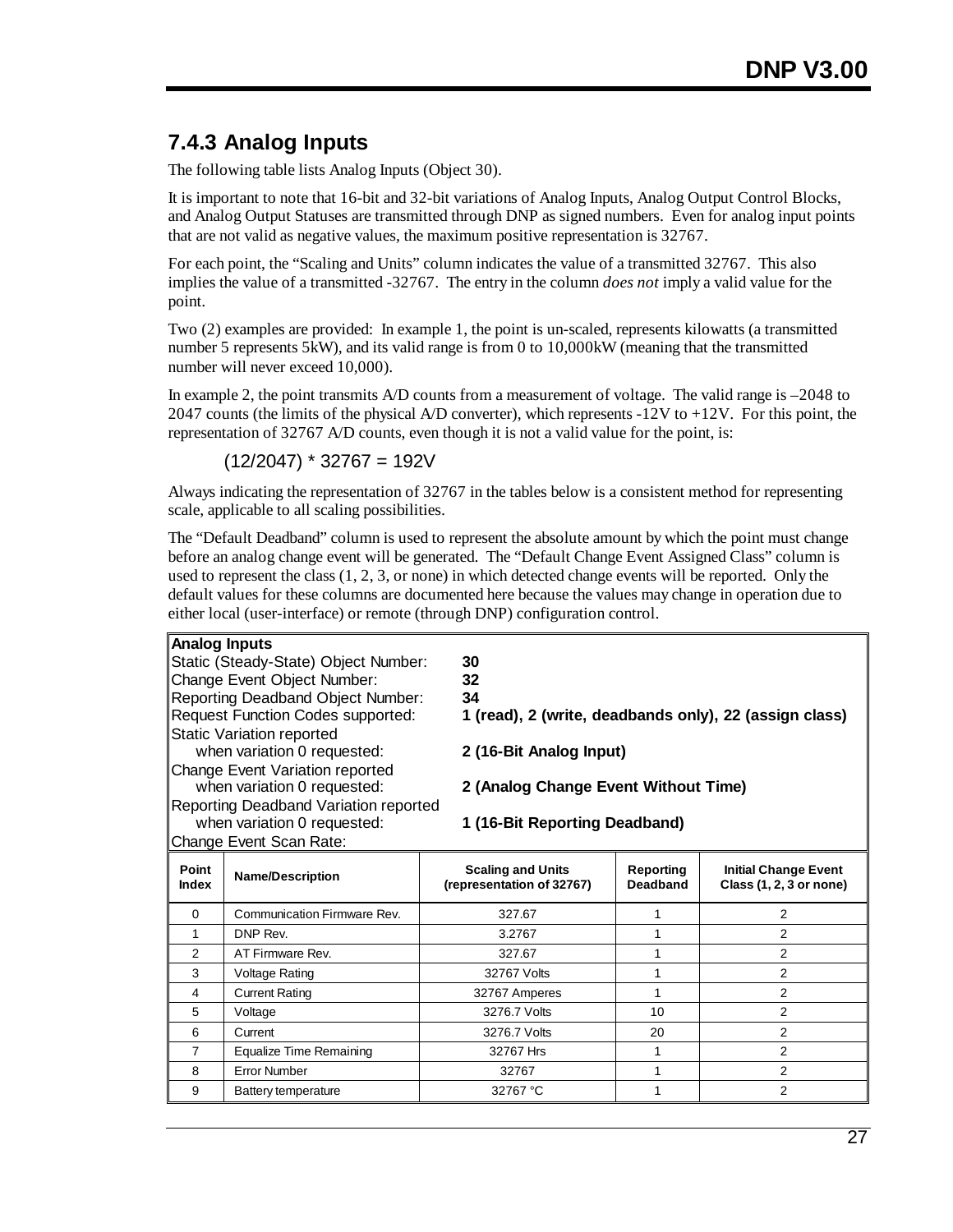### 7.4.3 Analog Inputs

The following table lists Analog Inputs (Object 30).

It is important to note that 16-bit and 32-bit variations of Analog Inputs, Analog Output Control Blocks, and Analog Output Statuses are transmitted through DNP as signed numbers. Even for analog input points that are not valid as negative values, the maximum positive representation is 32767.

For each point, the "Scaling and Units" column indicates the value of a transmitted 32767. This also implies the value of a transmitted -32767. The entry in the column *does not* imply a valid value for the point.

Two (2) examples are provided: In example 1, the point is un-scaled, represents kilowatts (a transmitted number 5 represents 5kW), and its valid range is from 0 to 10,000kW (meaning that the transmitted number will never exceed 10,000).

In example 2, the point transmits A/D counts from a measurement of voltage. The valid range is –2048 to 2047 counts (the limits of the physical A/D converter), which represents -12V to +12V. For this point, the representation of 32767 A/D counts, even though it is not a valid value for the point, is:

$$(12/2047) * 32767 = 192V$$

Always indicating the representation of 32767 in the tables below is a consistent method for representing scale, applicable to all scaling possibilities.

The "Default Deadband" column is used to represent the absolute amount by which the point must change before an analog change event will be generated. The "Default Change Event Assigned Class" column is used to represent the class (1, 2, 3, or none) in which detected change events will be reported. Only the default values for these columns are documented here because the values may change in operation due to either local (user-interface) or remote (through DNP) configuration control.

**Analog Inputs**

| | |
|---|---|
| Static (Steady-State) Object Number: | **30** |
| Change Event Object Number: | **32** |
| Reporting Deadband Object Number: | **34** |
| Request Function Codes supported: | **1 (read), 2 (write, deadbands only), 22 (assign class)** |
| Static Variation reported when variation 0 requested: | **2 (16-Bit Analog Input)** |
| Change Event Variation reported when variation 0 requested: | **2 (Analog Change Event Without Time)** |
| Reporting Deadband Variation reported when variation 0 requested: | **1 (16-Bit Reporting Deadband)** |
| Change Event Scan Rate: | |

| Point Index | Name/Description | Scaling and Units (representation of 32767) | Reporting Deadband | Initial Change Event Class (1, 2, 3 or none) |
|---|---|---|---|---|
| 0 | Communication Firmware Rev. | 327.67 | 1 | 2 |
| 1 | DNP Rev. | 3.2767 | 1 | 2 |
| 2 | AT Firmware Rev. | 327.67 | 1 | 2 |
| 3 | Voltage Rating | 32767 Volts | 1 | 2 |
| 4 | Current Rating | 32767 Amperes | 1 | 2 |
| 5 | Voltage | 3276.7 Volts | 10 | 2 |
| 6 | Current | 3276.7 Volts | 20 | 2 |
| 7 | Equalize Time Remaining | 32767 Hrs | 1 | 2 |
| 8 | Error Number | 32767 | 1 | 2 |
| 9 | Battery temperature | 32767 °C | 1 | 2 |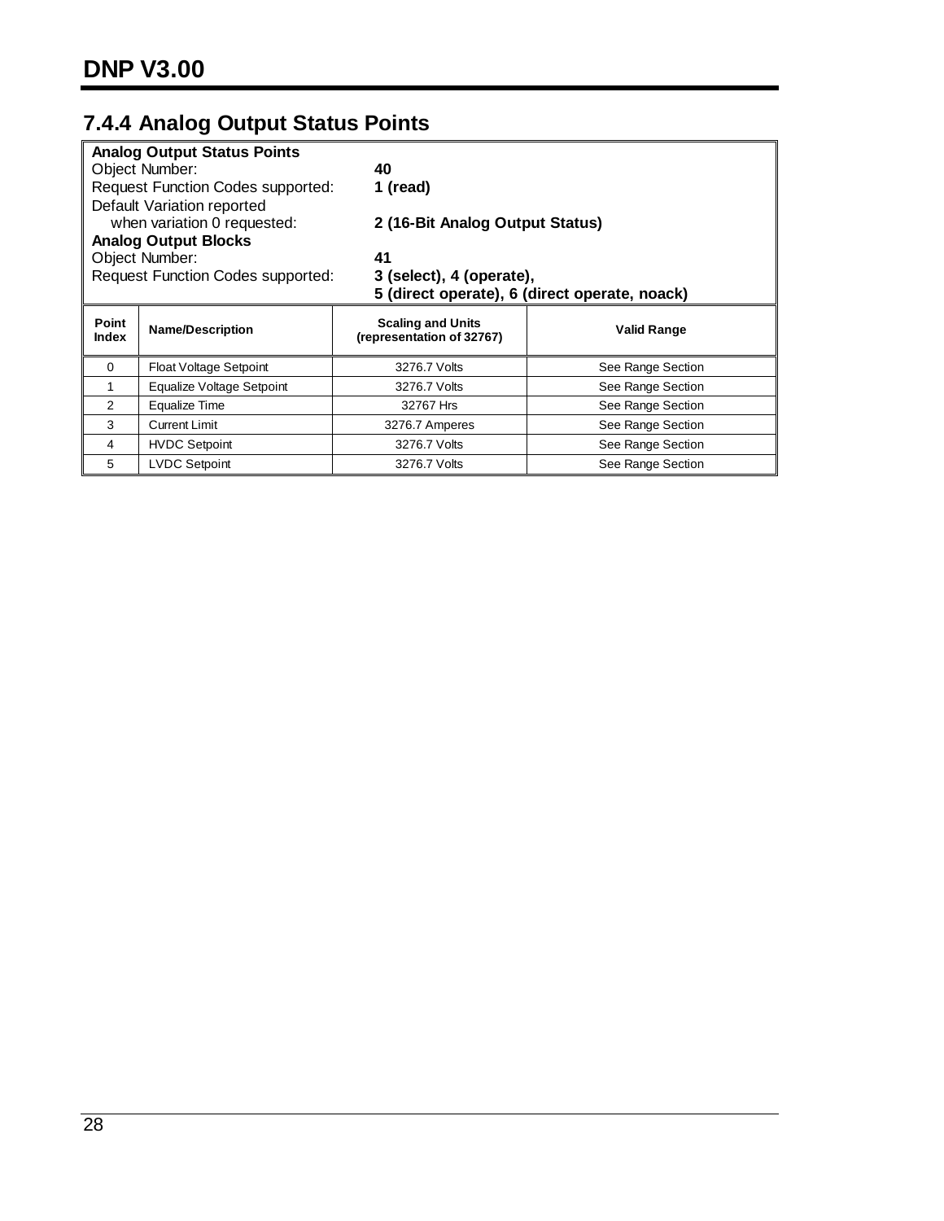## 7.4.4 Analog Output Status Points

**Analog Output Status Points**
Object Number: **40**
Request Function Codes supported: **1 (read)**
Default Variation reported when variation 0 requested: **2 (16-Bit Analog Output Status)**

**Analog Output Blocks**
Object Number: **41**
Request Function Codes supported: **3 (select), 4 (operate), 5 (direct operate), 6 (direct operate, noack)**

| Point Index | Name/Description | Scaling and Units (representation of 32767) | Valid Range |
|---|---|---|---|
| 0 | Float Voltage Setpoint | 3276.7 Volts | See Range Section |
| 1 | Equalize Voltage Setpoint | 3276.7 Volts | See Range Section |
| 2 | Equalize Time | 32767 Hrs | See Range Section |
| 3 | Current Limit | 3276.7 Amperes | See Range Section |
| 4 | HVDC Setpoint | 3276.7 Volts | See Range Section |
| 5 | LVDC Setpoint | 3276.7 Volts | See Range Section |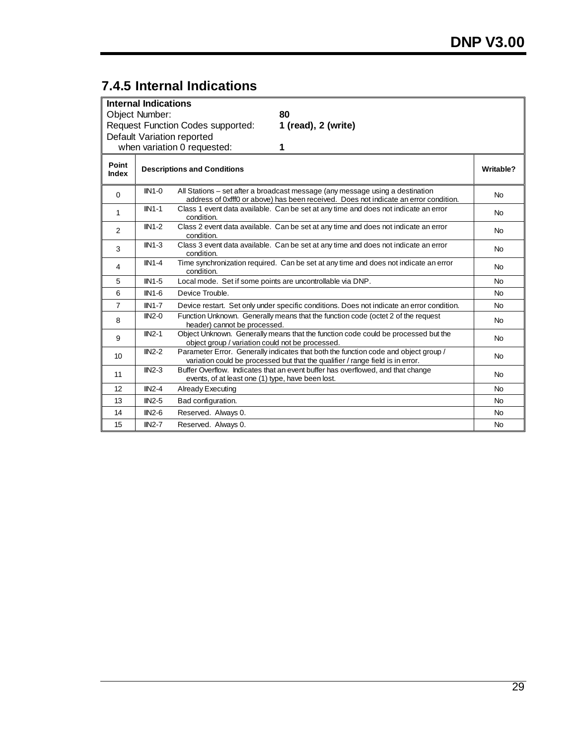## 7.4.5 Internal Indications

| **Internal Indications** | | |
|---|---|---|
| Object Number: **80** | | |
| Request Function Codes supported: **1 (read), 2 (write)** | | |
| Default Variation reported when variation 0 requested: **1** | | |
| **Point Index** | **Descriptions and Conditions** | **Writable?** |
| 0 | IIN1-0 All Stations – set after a broadcast message (any message using a destination address of 0xfff0 or above) has been received. Does not indicate an error condition. | No |
| 1 | IIN1-1 Class 1 event data available. Can be set at any time and does not indicate an error condition. | No |
| 2 | IIN1-2 Class 2 event data available. Can be set at any time and does not indicate an error condition. | No |
| 3 | IIN1-3 Class 3 event data available. Can be set at any time and does not indicate an error condition. | No |
| 4 | IIN1-4 Time synchronization required. Can be set at any time and does not indicate an error condition. | No |
| 5 | IIN1-5 Local mode. Set if some points are uncontrollable via DNP. | No |
| 6 | IIN1-6 Device Trouble. | No |
| 7 | IIN1-7 Device restart. Set only under specific conditions. Does not indicate an error condition. | No |
| 8 | IIN2-0 Function Unknown. Generally means that the function code (octet 2 of the request header) cannot be processed. | No |
| 9 | IIN2-1 Object Unknown. Generally means that the function code could be processed but the object group / variation could not be processed. | No |
| 10 | IIN2-2 Parameter Error. Generally indicates that both the function code and object group / variation could be processed but that the qualifier / range field is in error. | No |
| 11 | IIN2-3 Buffer Overflow. Indicates that an event buffer has overflowed, and that change events, of at least one (1) type, have been lost. | No |
| 12 | IIN2-4 Already Executing | No |
| 13 | IIN2-5 Bad configuration. | No |
| 14 | IIN2-6 Reserved. Always 0. | No |
| 15 | IIN2-7 Reserved. Always 0. | No |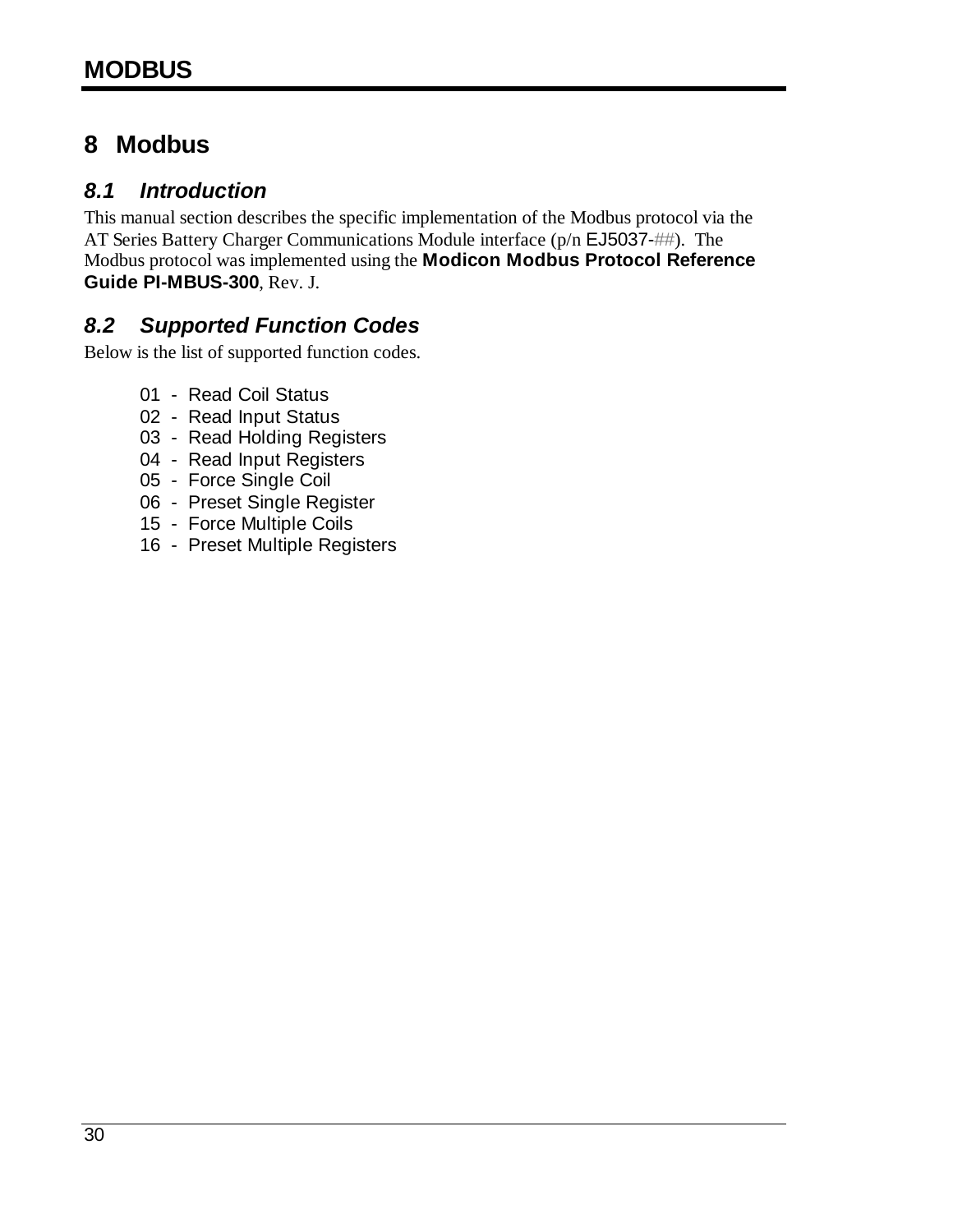# 8 Modbus

## 8.1 Introduction

This manual section describes the specific implementation of the Modbus protocol via the AT Series Battery Charger Communications Module interface (p/n EJ5037-##). The Modbus protocol was implemented using the **Modicon Modbus Protocol Reference Guide PI-MBUS-300**, Rev. J.

## 8.2 Supported Function Codes

Below is the list of supported function codes.

- 01 - Read Coil Status
- 02 - Read Input Status
- 03 - Read Holding Registers
- 04 - Read Input Registers
- 05 - Force Single Coil
- 06 - Preset Single Register
- 15 - Force Multiple Coils
- 16 - Preset Multiple Registers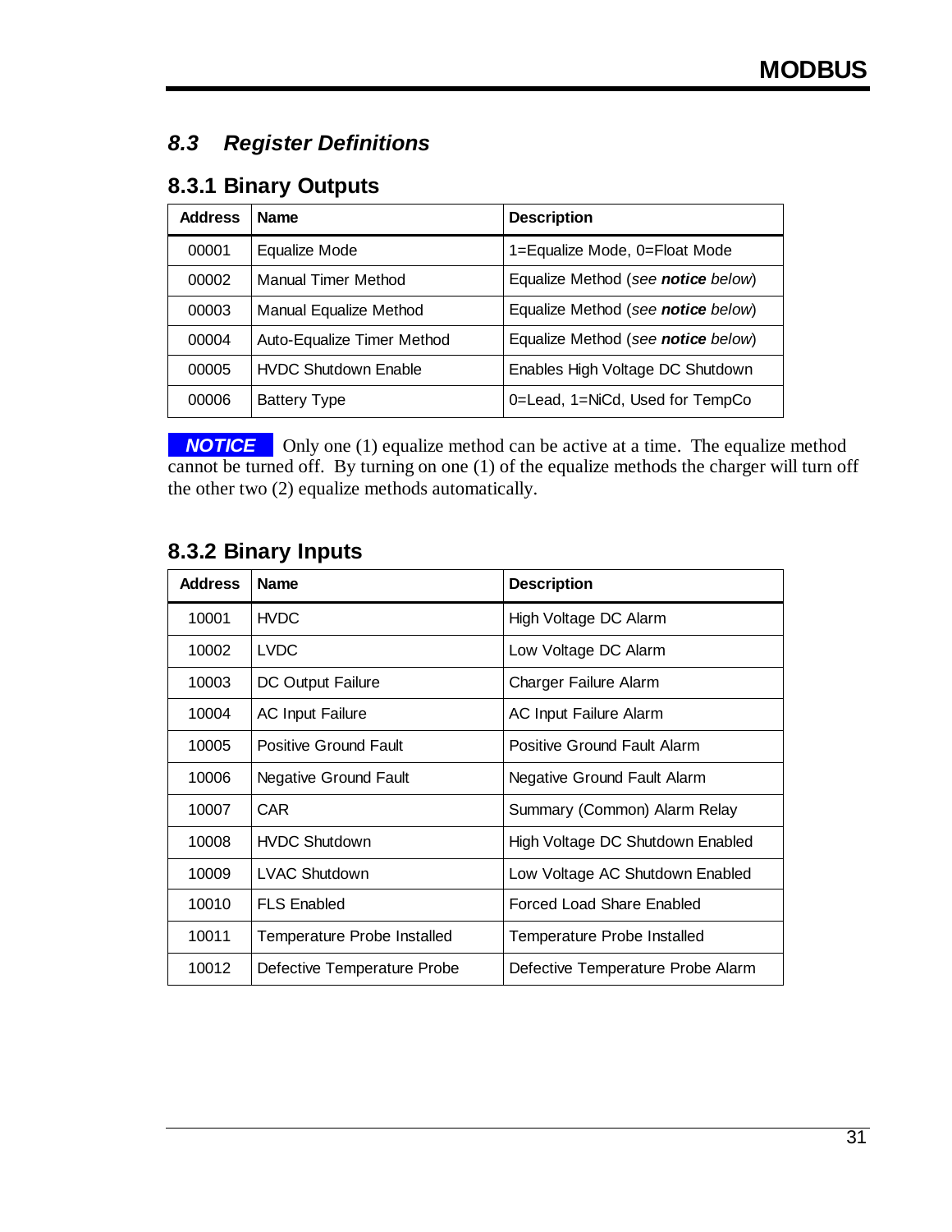## 8.3 *Register Definitions*

### 8.3.1 Binary Outputs

| Address | Name | Description |
|---|---|---|
| 00001 | Equalize Mode | 1=Equalize Mode, 0=Float Mode |
| 00002 | Manual Timer Method | Equalize Method (*see **notice** below*) |
| 00003 | Manual Equalize Method | Equalize Method (*see **notice** below*) |
| 00004 | Auto-Equalize Timer Method | Equalize Method (*see **notice** below*) |
| 00005 | HVDC Shutdown Enable | Enables High Voltage DC Shutdown |
| 00006 | Battery Type | 0=Lead, 1=NiCd, Used for TempCo |

***NOTICE*** Only one (1) equalize method can be active at a time. The equalize method cannot be turned off. By turning on one (1) of the equalize methods the charger will turn off the other two (2) equalize methods automatically.

### 8.3.2 Binary Inputs

| Address | Name | Description |
|---|---|---|
| 10001 | HVDC | High Voltage DC Alarm |
| 10002 | LVDC | Low Voltage DC Alarm |
| 10003 | DC Output Failure | Charger Failure Alarm |
| 10004 | AC Input Failure | AC Input Failure Alarm |
| 10005 | Positive Ground Fault | Positive Ground Fault Alarm |
| 10006 | Negative Ground Fault | Negative Ground Fault Alarm |
| 10007 | CAR | Summary (Common) Alarm Relay |
| 10008 | HVDC Shutdown | High Voltage DC Shutdown Enabled |
| 10009 | LVAC Shutdown | Low Voltage AC Shutdown Enabled |
| 10010 | FLS Enabled | Forced Load Share Enabled |
| 10011 | Temperature Probe Installed | Temperature Probe Installed |
| 10012 | Defective Temperature Probe | Defective Temperature Probe Alarm |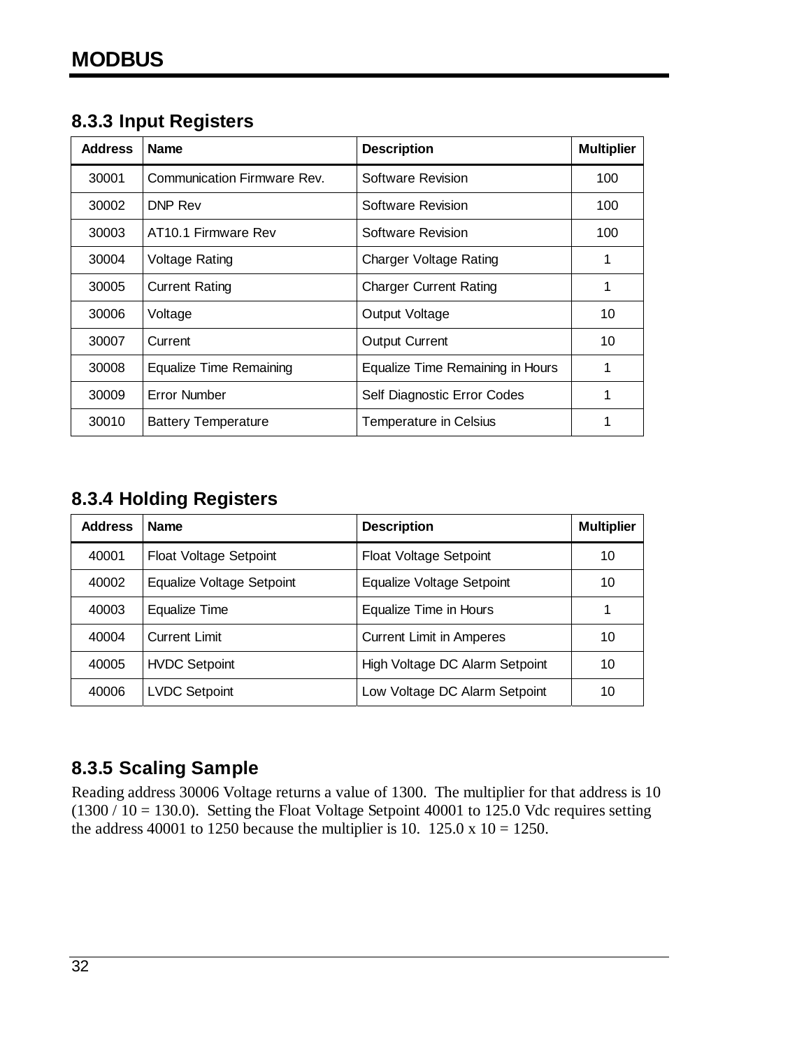### 8.3.3 Input Registers

| Address | Name | Description | Multiplier |
|---|---|---|---|
| 30001 | Communication Firmware Rev. | Software Revision | 100 |
| 30002 | DNP Rev | Software Revision | 100 |
| 30003 | AT10.1 Firmware Rev | Software Revision | 100 |
| 30004 | Voltage Rating | Charger Voltage Rating | 1 |
| 30005 | Current Rating | Charger Current Rating | 1 |
| 30006 | Voltage | Output Voltage | 10 |
| 30007 | Current | Output Current | 10 |
| 30008 | Equalize Time Remaining | Equalize Time Remaining in Hours | 1 |
| 30009 | Error Number | Self Diagnostic Error Codes | 1 |
| 30010 | Battery Temperature | Temperature in Celsius | 1 |

### 8.3.4 Holding Registers

| Address | Name | Description | Multiplier |
|---|---|---|---|
| 40001 | Float Voltage Setpoint | Float Voltage Setpoint | 10 |
| 40002 | Equalize Voltage Setpoint | Equalize Voltage Setpoint | 10 |
| 40003 | Equalize Time | Equalize Time in Hours | 1 |
| 40004 | Current Limit | Current Limit in Amperes | 10 |
| 40005 | HVDC Setpoint | High Voltage DC Alarm Setpoint | 10 |
| 40006 | LVDC Setpoint | Low Voltage DC Alarm Setpoint | 10 |

### 8.3.5 Scaling Sample

Reading address 30006 Voltage returns a value of 1300. The multiplier for that address is 10 (1300 / 10 = 130.0). Setting the Float Voltage Setpoint 40001 to 125.0 Vdc requires setting the address 40001 to 1250 because the multiplier is 10. 125.0 x 10 = 1250.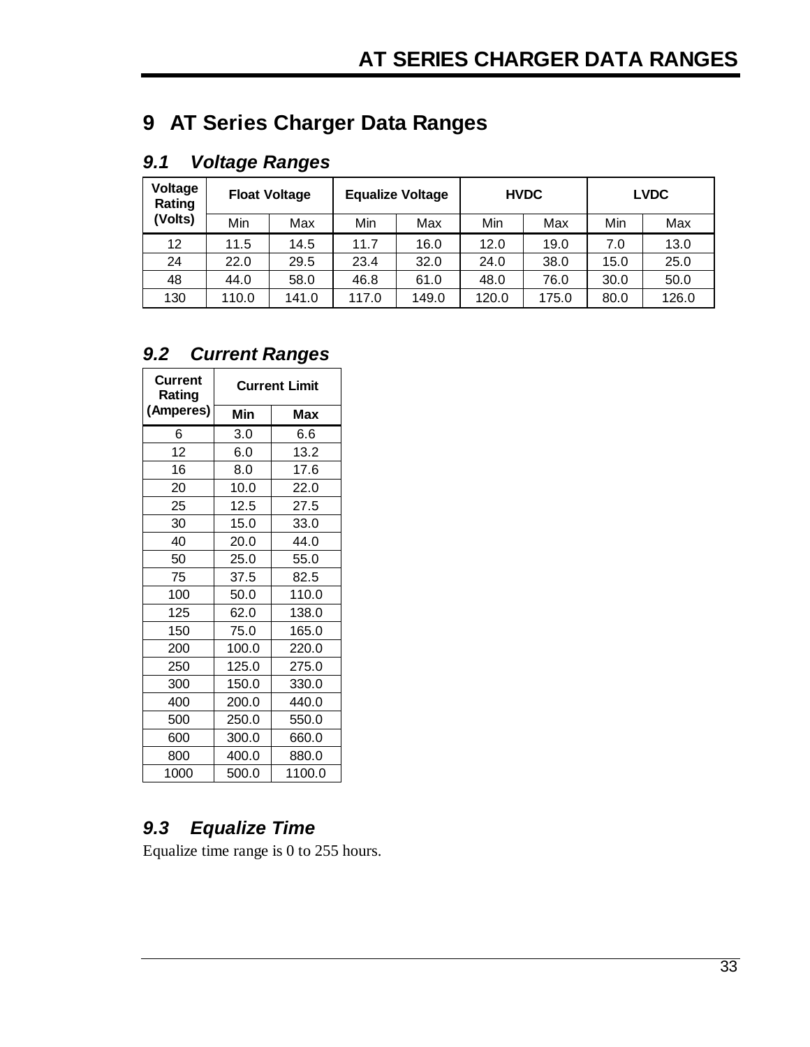# 9 AT Series Charger Data Ranges

## 9.1 Voltage Ranges

| Voltage Rating (Volts) | Float Voltage | | Equalize Voltage | | HVDC | | LVDC | |
|---|---|---|---|---|---|---|---|---|
| | Min | Max | Min | Max | Min | Max | Min | Max |
| 12 | 11.5 | 14.5 | 11.7 | 16.0 | 12.0 | 19.0 | 7.0 | 13.0 |
| 24 | 22.0 | 29.5 | 23.4 | 32.0 | 24.0 | 38.0 | 15.0 | 25.0 |
| 48 | 44.0 | 58.0 | 46.8 | 61.0 | 48.0 | 76.0 | 30.0 | 50.0 |
| 130 | 110.0 | 141.0 | 117.0 | 149.0 | 120.0 | 175.0 | 80.0 | 126.0 |

## 9.2 Current Ranges

| Current Rating (Amperes) | Current Limit | |
|---|---|---|
| | Min | Max |
| 6 | 3.0 | 6.6 |
| 12 | 6.0 | 13.2 |
| 16 | 8.0 | 17.6 |
| 20 | 10.0 | 22.0 |
| 25 | 12.5 | 27.5 |
| 30 | 15.0 | 33.0 |
| 40 | 20.0 | 44.0 |
| 50 | 25.0 | 55.0 |
| 75 | 37.5 | 82.5 |
| 100 | 50.0 | 110.0 |
| 125 | 62.0 | 138.0 |
| 150 | 75.0 | 165.0 |
| 200 | 100.0 | 220.0 |
| 250 | 125.0 | 275.0 |
| 300 | 150.0 | 330.0 |
| 400 | 200.0 | 440.0 |
| 500 | 250.0 | 550.0 |
| 600 | 300.0 | 660.0 |
| 800 | 400.0 | 880.0 |
| 1000 | 500.0 | 1100.0 |

## 9.3 Equalize Time

Equalize time range is 0 to 255 hours.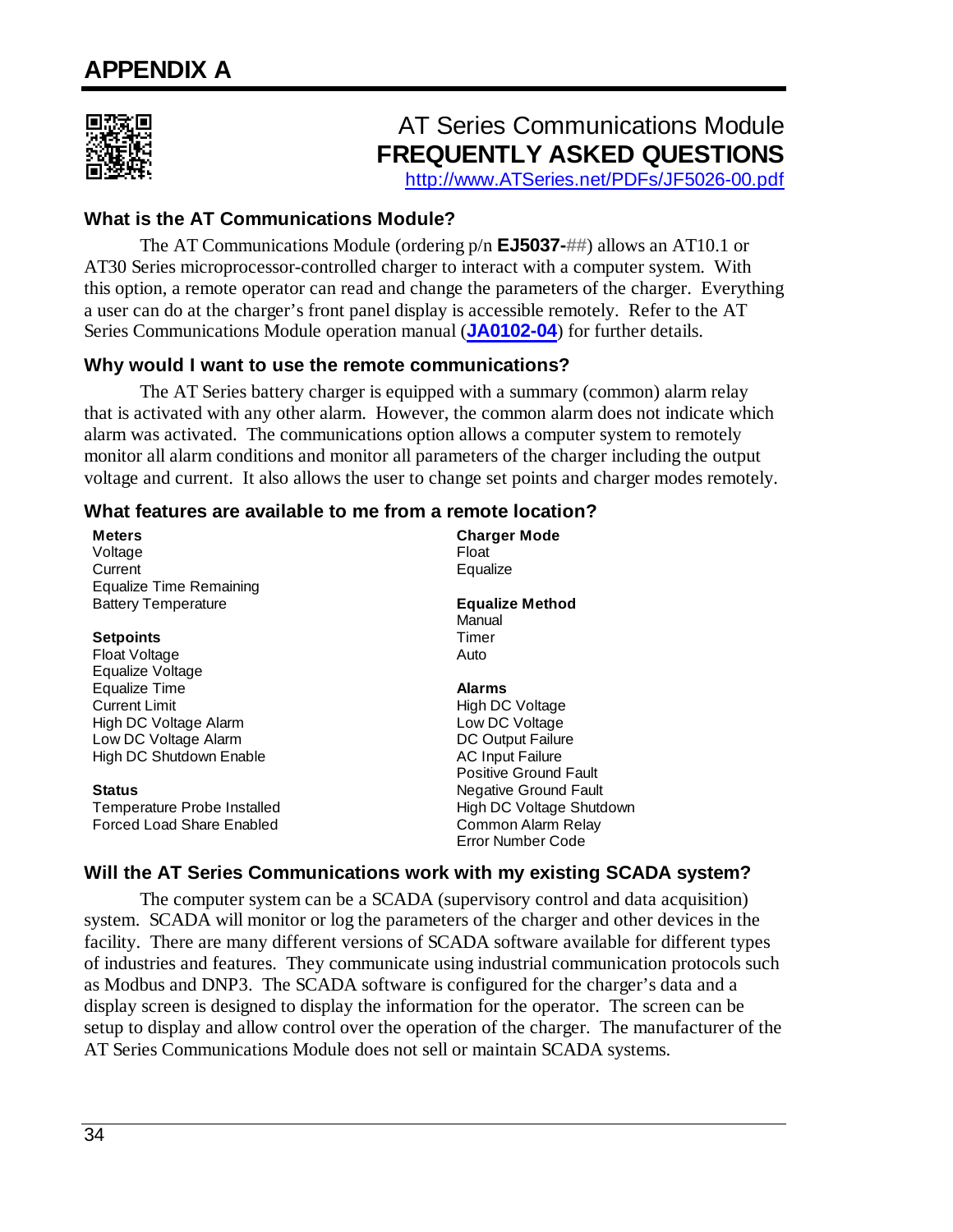# APPENDIX A

## AT Series Communications Module
## FREQUENTLY ASKED QUESTIONS

http://www.ATSeries.net/PDFs/JF5026-00.pdf

### What is the AT Communications Module?

The AT Communications Module (ordering p/n **EJ5037-**##) allows an AT10.1 or AT30 Series microprocessor-controlled charger to interact with a computer system. With this option, a remote operator can read and change the parameters of the charger. Everything a user can do at the charger's front panel display is accessible remotely. Refer to the AT Series Communications Module operation manual (**JA0102-04**) for further details.

### Why would I want to use the remote communications?

The AT Series battery charger is equipped with a summary (common) alarm relay that is activated with any other alarm. However, the common alarm does not indicate which alarm was activated. The communications option allows a computer system to remotely monitor all alarm conditions and monitor all parameters of the charger including the output voltage and current. It also allows the user to change set points and charger modes remotely.

### What features are available to me from a remote location?

**Meters**
Voltage
Current
Equalize Time Remaining
Battery Temperature

**Setpoints**
Float Voltage
Equalize Voltage
Equalize Time
Current Limit
High DC Voltage Alarm
Low DC Voltage Alarm
High DC Shutdown Enable

**Status**
Temperature Probe Installed
Forced Load Share Enabled

**Charger Mode**
Float
Equalize

**Equalize Method**
Manual
Timer
Auto

**Alarms**
High DC Voltage
Low DC Voltage
DC Output Failure
AC Input Failure
Positive Ground Fault
Negative Ground Fault
High DC Voltage Shutdown
Common Alarm Relay
Error Number Code

### Will the AT Series Communications work with my existing SCADA system?

The computer system can be a SCADA (supervisory control and data acquisition) system. SCADA will monitor or log the parameters of the charger and other devices in the facility. There are many different versions of SCADA software available for different types of industries and features. They communicate using industrial communication protocols such as Modbus and DNP3. The SCADA software is configured for the charger's data and a display screen is designed to display the information for the operator. The screen can be setup to display and allow control over the operation of the charger. The manufacturer of the AT Series Communications Module does not sell or maintain SCADA systems.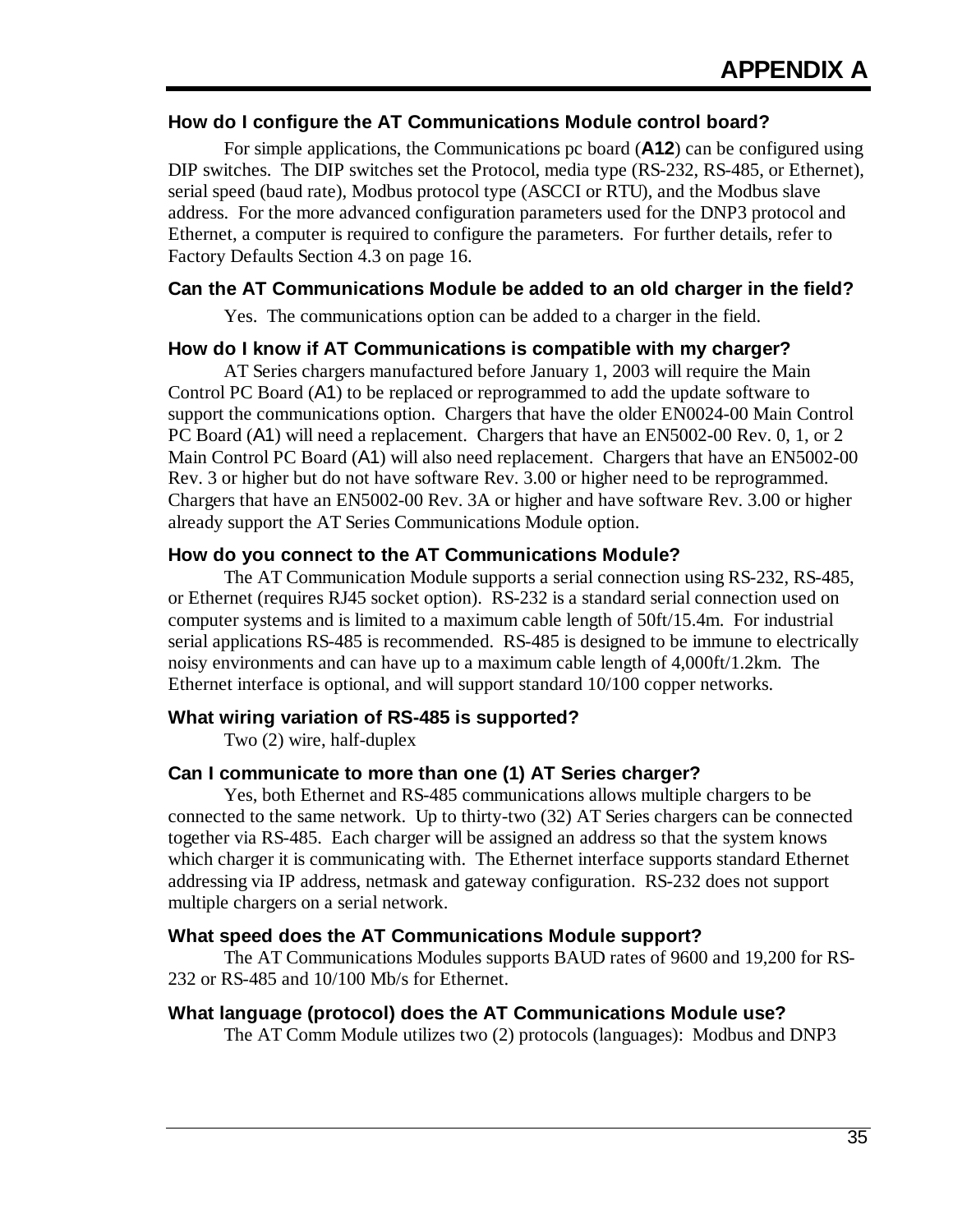# APPENDIX A

### How do I configure the AT Communications Module control board?

For simple applications, the Communications pc board (**A12**) can be configured using DIP switches. The DIP switches set the Protocol, media type (RS-232, RS-485, or Ethernet), serial speed (baud rate), Modbus protocol type (ASCCI or RTU), and the Modbus slave address. For the more advanced configuration parameters used for the DNP3 protocol and Ethernet, a computer is required to configure the parameters. For further details, refer to Factory Defaults Section 4.3 on page 16.

### Can the AT Communications Module be added to an old charger in the field?

Yes. The communications option can be added to a charger in the field.

### How do I know if AT Communications is compatible with my charger?

AT Series chargers manufactured before January 1, 2003 will require the Main Control PC Board (A1) to be replaced or reprogrammed to add the update software to support the communications option. Chargers that have the older EN0024-00 Main Control PC Board (A1) will need a replacement. Chargers that have an EN5002-00 Rev. 0, 1, or 2 Main Control PC Board (A1) will also need replacement. Chargers that have an EN5002-00 Rev. 3 or higher but do not have software Rev. 3.00 or higher need to be reprogrammed. Chargers that have an EN5002-00 Rev. 3A or higher and have software Rev. 3.00 or higher already support the AT Series Communications Module option.

### How do you connect to the AT Communications Module?

The AT Communication Module supports a serial connection using RS-232, RS-485, or Ethernet (requires RJ45 socket option). RS-232 is a standard serial connection used on computer systems and is limited to a maximum cable length of 50ft/15.4m. For industrial serial applications RS-485 is recommended. RS-485 is designed to be immune to electrically noisy environments and can have up to a maximum cable length of 4,000ft/1.2km. The Ethernet interface is optional, and will support standard 10/100 copper networks.

### What wiring variation of RS-485 is supported?

Two (2) wire, half-duplex

### Can I communicate to more than one (1) AT Series charger?

Yes, both Ethernet and RS-485 communications allows multiple chargers to be connected to the same network. Up to thirty-two (32) AT Series chargers can be connected together via RS-485. Each charger will be assigned an address so that the system knows which charger it is communicating with. The Ethernet interface supports standard Ethernet addressing via IP address, netmask and gateway configuration. RS-232 does not support multiple chargers on a serial network.

### What speed does the AT Communications Module support?

The AT Communications Modules supports BAUD rates of 9600 and 19,200 for RS-232 or RS-485 and 10/100 Mb/s for Ethernet.

### What language (protocol) does the AT Communications Module use?

The AT Comm Module utilizes two (2) protocols (languages): Modbus and DNP3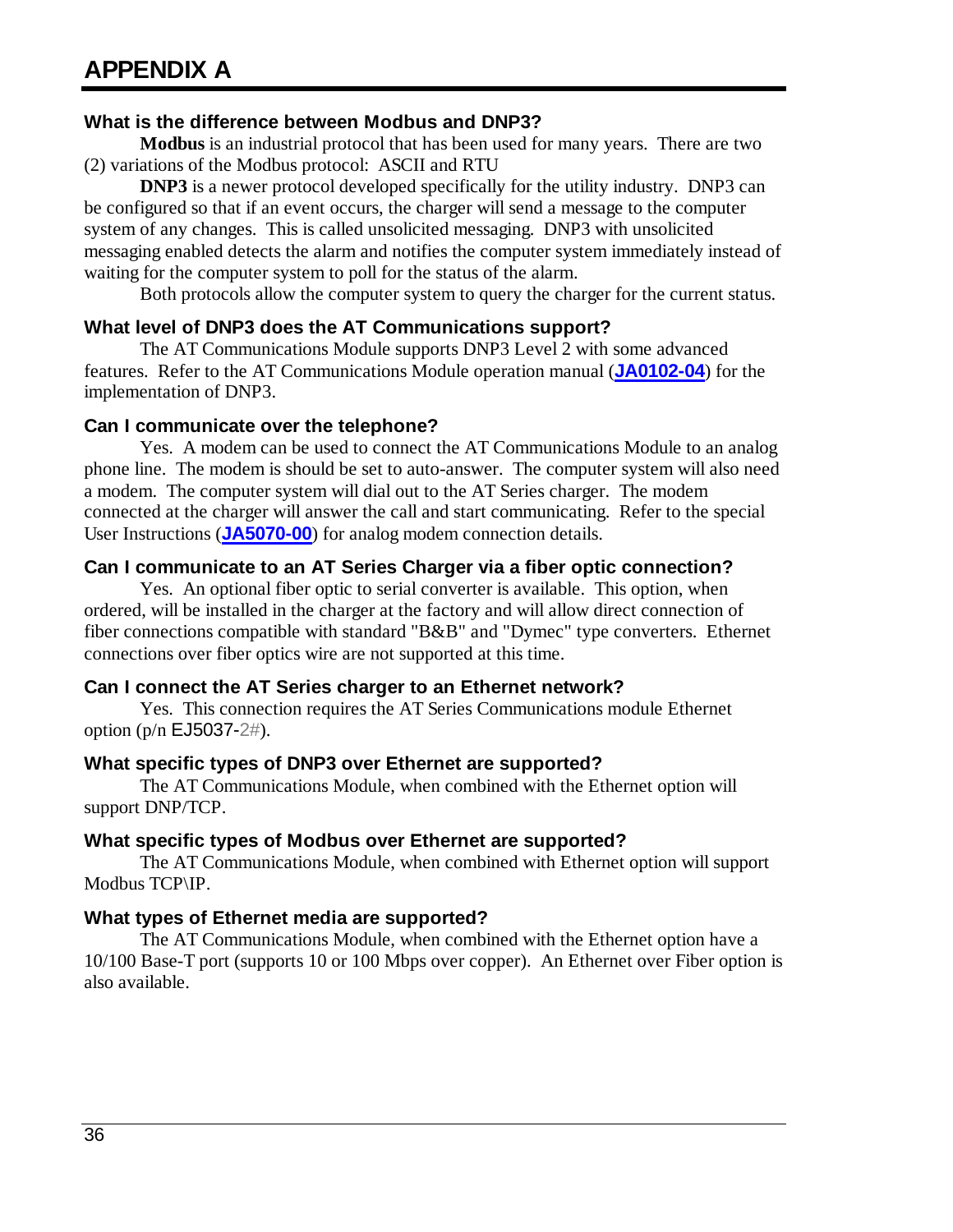# APPENDIX A

### What is the difference between Modbus and DNP3?

**Modbus** is an industrial protocol that has been used for many years. There are two (2) variations of the Modbus protocol: ASCII and RTU

**DNP3** is a newer protocol developed specifically for the utility industry. DNP3 can be configured so that if an event occurs, the charger will send a message to the computer system of any changes. This is called unsolicited messaging. DNP3 with unsolicited messaging enabled detects the alarm and notifies the computer system immediately instead of waiting for the computer system to poll for the status of the alarm.

Both protocols allow the computer system to query the charger for the current status.

### What level of DNP3 does the AT Communications support?

The AT Communications Module supports DNP3 Level 2 with some advanced features. Refer to the AT Communications Module operation manual (**JA0102-04**) for the implementation of DNP3.

### Can I communicate over the telephone?

Yes. A modem can be used to connect the AT Communications Module to an analog phone line. The modem is should be set to auto-answer. The computer system will also need a modem. The computer system will dial out to the AT Series charger. The modem connected at the charger will answer the call and start communicating. Refer to the special User Instructions (**JA5070-00**) for analog modem connection details.

### Can I communicate to an AT Series Charger via a fiber optic connection?

Yes. An optional fiber optic to serial converter is available. This option, when ordered, will be installed in the charger at the factory and will allow direct connection of fiber connections compatible with standard "B&B" and "Dymec" type converters. Ethernet connections over fiber optics wire are not supported at this time.

### Can I connect the AT Series charger to an Ethernet network?

Yes. This connection requires the AT Series Communications module Ethernet option (p/n EJ5037-2#).

### What specific types of DNP3 over Ethernet are supported?

The AT Communications Module, when combined with the Ethernet option will support DNP/TCP.

### What specific types of Modbus over Ethernet are supported?

The AT Communications Module, when combined with Ethernet option will support Modbus TCP\IP.

### What types of Ethernet media are supported?

The AT Communications Module, when combined with the Ethernet option have a 10/100 Base-T port (supports 10 or 100 Mbps over copper). An Ethernet over Fiber option is also available.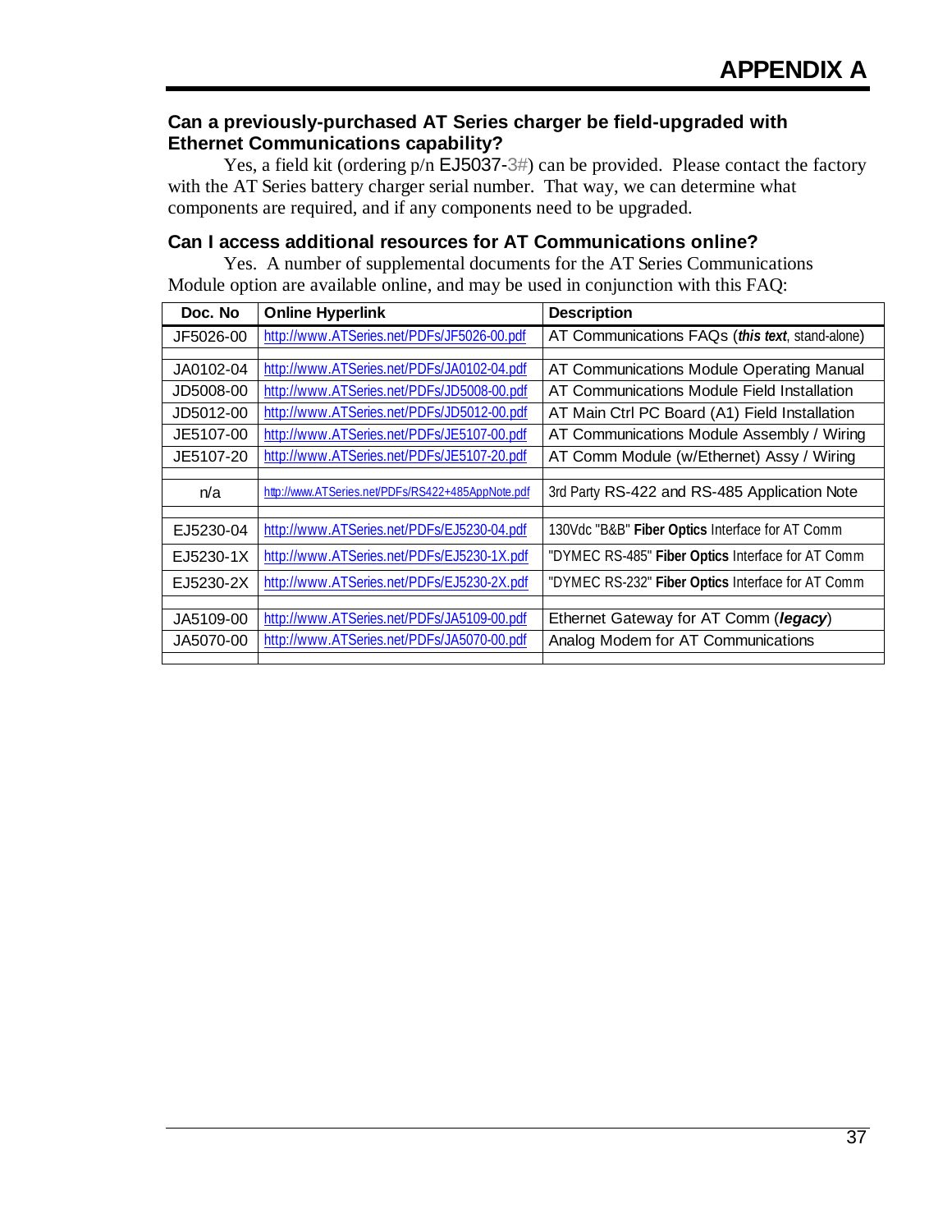# APPENDIX A

### Can a previously-purchased AT Series charger be field-upgraded with Ethernet Communications capability?

Yes, a field kit (ordering p/n EJ5037-3#) can be provided. Please contact the factory with the AT Series battery charger serial number. That way, we can determine what components are required, and if any components need to be upgraded.

### Can I access additional resources for AT Communications online?

Yes. A number of supplemental documents for the AT Series Communications Module option are available online, and may be used in conjunction with this FAQ:

| Doc. No | Online Hyperlink | Description |
|---|---|---|
| JF5026-00 | http://www.ATSeries.net/PDFs/JF5026-00.pdf | AT Communications FAQs (***this text***, stand-alone) |
| | | |
| JA0102-04 | http://www.ATSeries.net/PDFs/JA0102-04.pdf | AT Communications Module Operating Manual |
| JD5008-00 | http://www.ATSeries.net/PDFs/JD5008-00.pdf | AT Communications Module Field Installation |
| JD5012-00 | http://www.ATSeries.net/PDFs/JD5012-00.pdf | AT Main Ctrl PC Board (A1) Field Installation |
| JE5107-00 | http://www.ATSeries.net/PDFs/JE5107-00.pdf | AT Communications Module Assembly / Wiring |
| JE5107-20 | http://www.ATSeries.net/PDFs/JE5107-20.pdf | AT Comm Module (w/Ethernet) Assy / Wiring |
| | | |
| n/a | http://www.ATSeries.net/PDFs/RS422+485AppNote.pdf | 3rd Party RS-422 and RS-485 Application Note |
| | | |
| EJ5230-04 | http://www.ATSeries.net/PDFs/EJ5230-04.pdf | 130Vdc "B&B" **Fiber Optics** Interface for AT Comm |
| EJ5230-1X | http://www.ATSeries.net/PDFs/EJ5230-1X.pdf | "DYMEC RS-485" **Fiber Optics** Interface for AT Comm |
| EJ5230-2X | http://www.ATSeries.net/PDFs/EJ5230-2X.pdf | "DYMEC RS-232" **Fiber Optics** Interface for AT Comm |
| | | |
| JA5109-00 | http://www.ATSeries.net/PDFs/JA5109-00.pdf | Ethernet Gateway for AT Comm (***legacy***) |
| JA5070-00 | http://www.ATSeries.net/PDFs/JA5070-00.pdf | Analog Modem for AT Communications |
| | | |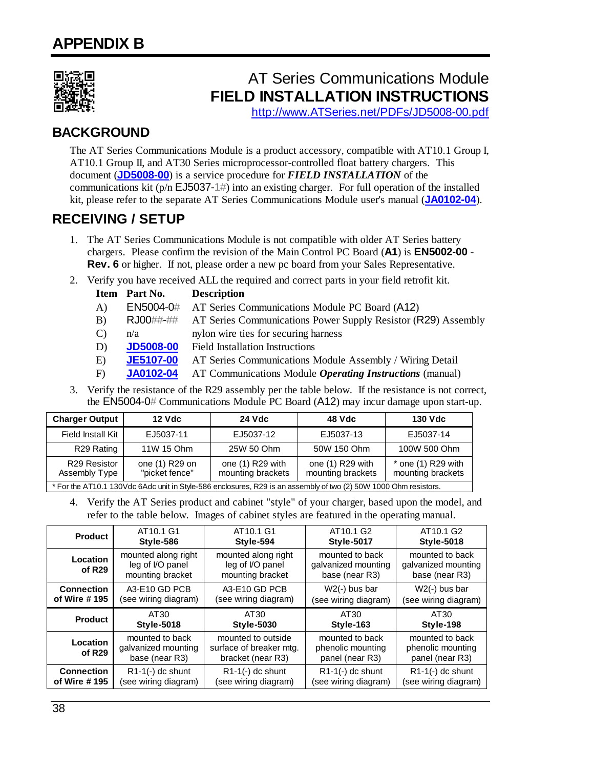# APPENDIX B

## AT Series Communications Module
## FIELD INSTALLATION INSTRUCTIONS

http://www.ATSeries.net/PDFs/JD5008-00.pdf

## BACKGROUND

The AT Series Communications Module is a product accessory, compatible with AT10.1 Group I, AT10.1 Group II, and AT30 Series microprocessor-controlled float battery chargers. This document (**JD5008-00**) is a service procedure for ***FIELD INSTALLATION*** of the communications kit (p/n EJ5037-1#) into an existing charger. For full operation of the installed kit, please refer to the separate AT Series Communications Module user's manual (**JA0102-04**).

## RECEIVING / SETUP

1. The AT Series Communications Module is not compatible with older AT Series battery chargers. Please confirm the revision of the Main Control PC Board (**A1**) is **EN5002-00 - Rev. 6** or higher. If not, please order a new pc board from your Sales Representative.

2. Verify you have received ALL the required and correct parts in your field retrofit kit.

| Item | Part No. | Description |
|---|---|---|
| A) | EN5004-0# | AT Series Communications Module PC Board (A12) |
| B) | RJ00##-## | AT Series Communications Power Supply Resistor (R29) Assembly |
| C) | n/a | nylon wire ties for securing harness |
| D) | **JD5008-00** | Field Installation Instructions |
| E) | **JE5107-00** | AT Series Communications Module Assembly / Wiring Detail |
| F) | **JA0102-04** | AT Communications Module ***Operating Instructions*** (manual) |

3. Verify the resistance of the R29 assembly per the table below. If the resistance is not correct, the EN5004-0# Communications Module PC Board (A12) may incur damage upon start-up.

| **Charger Output** | **12 Vdc** | **24 Vdc** | **48 Vdc** | **130 Vdc** |
|---|---|---|---|---|
| Field Install Kit | EJ5037-11 | EJ5037-12 | EJ5037-13 | EJ5037-14 |
| R29 Rating | 11W 15 Ohm | 25W 50 Ohm | 50W 150 Ohm | 100W 500 Ohm |
| R29 Resistor Assembly Type | one (1) R29 on "picket fence" | one (1) R29 with mounting brackets | one (1) R29 with mounting brackets | * one (1) R29 with mounting brackets |

\* For the AT10.1 130Vdc 6Adc unit in Style-586 enclosures, R29 is an assembly of two (2) 50W 1000 Ohm resistors.

4. Verify the AT Series product and cabinet "style" of your charger, based upon the model, and refer to the table below. Images of cabinet styles are featured in the operating manual.

| **Product** | AT10.1 G1 **Style-586** | AT10.1 G1 **Style-594** | AT10.1 G2 **Style-5017** | AT10.1 G2 **Style-5018** |
|---|---|---|---|---|
| **Location of R29** | mounted along right leg of I/O panel mounting bracket | mounted along right leg of I/O panel mounting bracket | mounted to back galvanized mounting base (near R3) | mounted to back galvanized mounting base (near R3) |
| **Connection of Wire # 195** | A3-E10 GD PCB (see wiring diagram) | A3-E10 GD PCB (see wiring diagram) | W2(-) bus bar (see wiring diagram) | W2(-) bus bar (see wiring diagram) |
| **Product** | AT30 **Style-5018** | AT30 **Style-5030** | AT30 **Style-163** | AT30 **Style-198** |
| **Location of R29** | mounted to back galvanized mounting base (near R3) | mounted to outside surface of breaker mtg. bracket (near R3) | mounted to back phenolic mounting panel (near R3) | mounted to back phenolic mounting panel (near R3) |
| **Connection of Wire # 195** | R1-1(-) dc shunt (see wiring diagram) | R1-1(-) dc shunt (see wiring diagram) | R1-1(-) dc shunt (see wiring diagram) | R1-1(-) dc shunt (see wiring diagram) |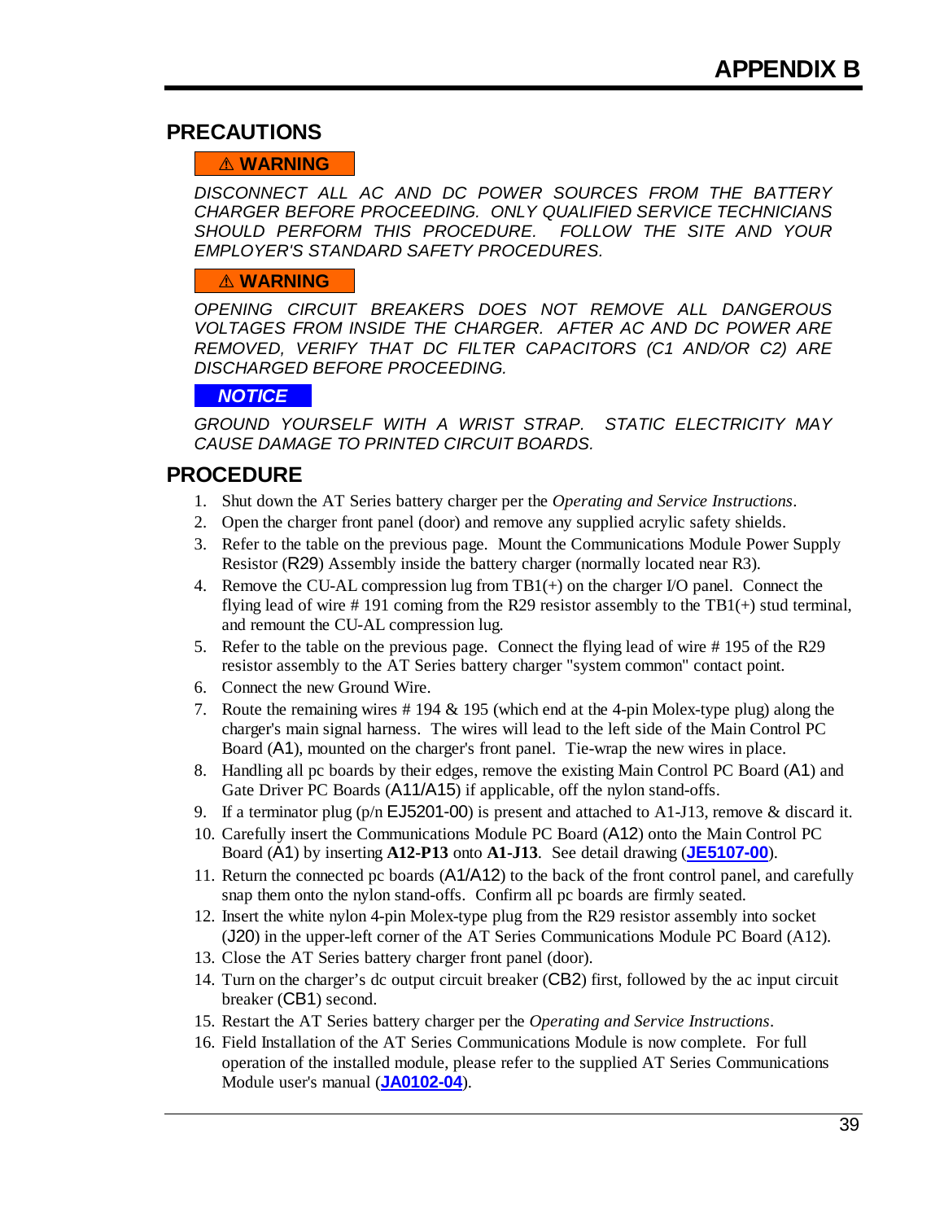# APPENDIX B

## PRECAUTIONS

**⚠ WARNING**

*DISCONNECT ALL AC AND DC POWER SOURCES FROM THE BATTERY CHARGER BEFORE PROCEEDING. ONLY QUALIFIED SERVICE TECHNICIANS SHOULD PERFORM THIS PROCEDURE. FOLLOW THE SITE AND YOUR EMPLOYER'S STANDARD SAFETY PROCEDURES.*

**⚠ WARNING**

*OPENING CIRCUIT BREAKERS DOES NOT REMOVE ALL DANGEROUS VOLTAGES FROM INSIDE THE CHARGER. AFTER AC AND DC POWER ARE REMOVED, VERIFY THAT DC FILTER CAPACITORS (C1 AND/OR C2) ARE DISCHARGED BEFORE PROCEEDING.*

***NOTICE***

*GROUND YOURSELF WITH A WRIST STRAP. STATIC ELECTRICITY MAY CAUSE DAMAGE TO PRINTED CIRCUIT BOARDS.*

## PROCEDURE

1. Shut down the AT Series battery charger per the *Operating and Service Instructions*.
2. Open the charger front panel (door) and remove any supplied acrylic safety shields.
3. Refer to the table on the previous page. Mount the Communications Module Power Supply Resistor (R29) Assembly inside the battery charger (normally located near R3).
4. Remove the CU-AL compression lug from TB1(+) on the charger I/O panel. Connect the flying lead of wire # 191 coming from the R29 resistor assembly to the TB1(+) stud terminal, and remount the CU-AL compression lug.
5. Refer to the table on the previous page. Connect the flying lead of wire # 195 of the R29 resistor assembly to the AT Series battery charger "system common" contact point.
6. Connect the new Ground Wire.
7. Route the remaining wires # 194 & 195 (which end at the 4-pin Molex-type plug) along the charger's main signal harness. The wires will lead to the left side of the Main Control PC Board (A1), mounted on the charger's front panel. Tie-wrap the new wires in place.
8. Handling all pc boards by their edges, remove the existing Main Control PC Board (A1) and Gate Driver PC Boards (A11/A15) if applicable, off the nylon stand-offs.
9. If a terminator plug (p/n EJ5201-00) is present and attached to A1-J13, remove & discard it.
10. Carefully insert the Communications Module PC Board (A12) onto the Main Control PC Board (A1) by inserting **A12-P13** onto **A1-J13**. See detail drawing (**JE5107-00**).
11. Return the connected pc boards (A1/A12) to the back of the front control panel, and carefully snap them onto the nylon stand-offs. Confirm all pc boards are firmly seated.
12. Insert the white nylon 4-pin Molex-type plug from the R29 resistor assembly into socket (J20) in the upper-left corner of the AT Series Communications Module PC Board (A12).
13. Close the AT Series battery charger front panel (door).
14. Turn on the charger's dc output circuit breaker (CB2) first, followed by the ac input circuit breaker (CB1) second.
15. Restart the AT Series battery charger per the *Operating and Service Instructions*.
16. Field Installation of the AT Series Communications Module is now complete. For full operation of the installed module, please refer to the supplied AT Series Communications Module user's manual (**JA0102-04**).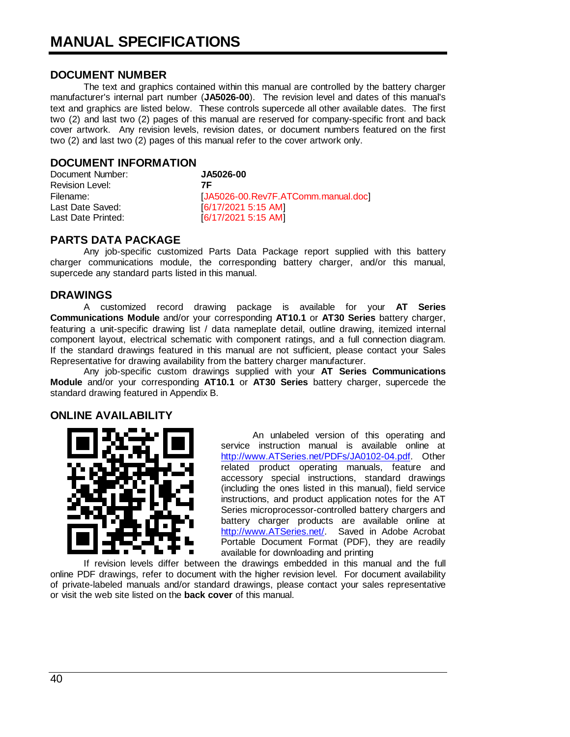# MANUAL SPECIFICATIONS

## DOCUMENT NUMBER

The text and graphics contained within this manual are controlled by the battery charger manufacturer's internal part number (**JA5026-00**). The revision level and dates of this manual's text and graphics are listed below. These controls supercede all other available dates. The first two (2) and last two (2) pages of this manual are reserved for company-specific front and back cover artwork. Any revision levels, revision dates, or document numbers featured on the first two (2) and last two (2) pages of this manual refer to the cover artwork only.

## DOCUMENT INFORMATION

| | |
|---|---|
| Document Number: | **JA5026-00** |
| Revision Level: | **7F** |
| Filename: | [JA5026-00.Rev7F.ATComm.manual.doc] |
| Last Date Saved: | [6/17/2021 5:15 AM] |
| Last Date Printed: | [6/17/2021 5:15 AM] |

## PARTS DATA PACKAGE

Any job-specific customized Parts Data Package report supplied with this battery charger communications module, the corresponding battery charger, and/or this manual, supercede any standard parts listed in this manual.

## DRAWINGS

A customized record drawing package is available for your **AT Series Communications Module** and/or your corresponding **AT10.1** or **AT30 Series** battery charger, featuring a unit-specific drawing list / data nameplate detail, outline drawing, itemized internal component layout, electrical schematic with component ratings, and a full connection diagram. If the standard drawings featured in this manual are not sufficient, please contact your Sales Representative for drawing availability from the battery charger manufacturer.

Any job-specific custom drawings supplied with your **AT Series Communications Module** and/or your corresponding **AT10.1** or **AT30 Series** battery charger, supercede the standard drawing featured in Appendix B.

## ONLINE AVAILABILITY

An unlabeled version of this operating and service instruction manual is available online at http://www.ATSeries.net/PDFs/JA0102-04.pdf. Other related product operating manuals, feature and accessory special instructions, standard drawings (including the ones listed in this manual), field service instructions, and product application notes for the AT Series microprocessor-controlled battery chargers and battery charger products are available online at http://www.ATSeries.net/. Saved in Adobe Acrobat Portable Document Format (PDF), they are readily available for downloading and printing

If revision levels differ between the drawings embedded in this manual and the full online PDF drawings, refer to document with the higher revision level. For document availability of private-labeled manuals and/or standard drawings, please contact your sales representative or visit the web site listed on the **back cover** of this manual.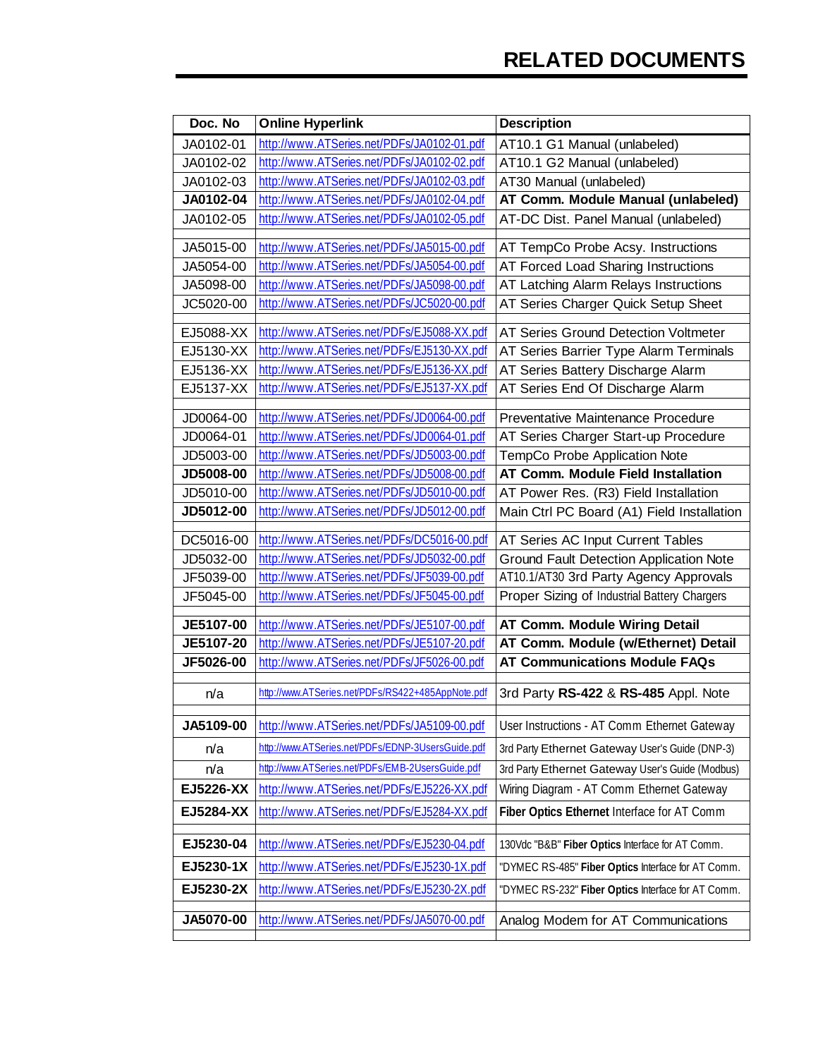# RELATED DOCUMENTS

| Doc. No | Online Hyperlink | Description |
|---|---|---|
| JA0102-01 | http://www.ATSeries.net/PDFs/JA0102-01.pdf | AT10.1 G1 Manual (unlabeled) |
| JA0102-02 | http://www.ATSeries.net/PDFs/JA0102-02.pdf | AT10.1 G2 Manual (unlabeled) |
| JA0102-03 | http://www.ATSeries.net/PDFs/JA0102-03.pdf | AT30 Manual (unlabeled) |
| **JA0102-04** | http://www.ATSeries.net/PDFs/JA0102-04.pdf | **AT Comm. Module Manual (unlabeled)** |
| JA0102-05 | http://www.ATSeries.net/PDFs/JA0102-05.pdf | AT-DC Dist. Panel Manual (unlabeled) |
| | | |
| JA5015-00 | http://www.ATSeries.net/PDFs/JA5015-00.pdf | AT TempCo Probe Acsy. Instructions |
| JA5054-00 | http://www.ATSeries.net/PDFs/JA5054-00.pdf | AT Forced Load Sharing Instructions |
| JA5098-00 | http://www.ATSeries.net/PDFs/JA5098-00.pdf | AT Latching Alarm Relays Instructions |
| JC5020-00 | http://www.ATSeries.net/PDFs/JC5020-00.pdf | AT Series Charger Quick Setup Sheet |
| | | |
| EJ5088-XX | http://www.ATSeries.net/PDFs/EJ5088-XX.pdf | AT Series Ground Detection Voltmeter |
| EJ5130-XX | http://www.ATSeries.net/PDFs/EJ5130-XX.pdf | AT Series Barrier Type Alarm Terminals |
| EJ5136-XX | http://www.ATSeries.net/PDFs/EJ5136-XX.pdf | AT Series Battery Discharge Alarm |
| EJ5137-XX | http://www.ATSeries.net/PDFs/EJ5137-XX.pdf | AT Series End Of Discharge Alarm |
| | | |
| JD0064-00 | http://www.ATSeries.net/PDFs/JD0064-00.pdf | Preventative Maintenance Procedure |
| JD0064-01 | http://www.ATSeries.net/PDFs/JD0064-01.pdf | AT Series Charger Start-up Procedure |
| JD5003-00 | http://www.ATSeries.net/PDFs/JD5003-00.pdf | TempCo Probe Application Note |
| **JD5008-00** | http://www.ATSeries.net/PDFs/JD5008-00.pdf | **AT Comm. Module Field Installation** |
| JD5010-00 | http://www.ATSeries.net/PDFs/JD5010-00.pdf | AT Power Res. (R3) Field Installation |
| **JD5012-00** | http://www.ATSeries.net/PDFs/JD5012-00.pdf | Main Ctrl PC Board (A1) Field Installation |
| | | |
| DC5016-00 | http://www.ATSeries.net/PDFs/DC5016-00.pdf | AT Series AC Input Current Tables |
| JD5032-00 | http://www.ATSeries.net/PDFs/JD5032-00.pdf | Ground Fault Detection Application Note |
| JF5039-00 | http://www.ATSeries.net/PDFs/JF5039-00.pdf | AT10.1/AT30 3rd Party Agency Approvals |
| JF5045-00 | http://www.ATSeries.net/PDFs/JF5045-00.pdf | Proper Sizing of Industrial Battery Chargers |
| | | |
| **JE5107-00** | http://www.ATSeries.net/PDFs/JE5107-00.pdf | **AT Comm. Module Wiring Detail** |
| **JE5107-20** | http://www.ATSeries.net/PDFs/JE5107-20.pdf | **AT Comm. Module (w/Ethernet) Detail** |
| **JF5026-00** | http://www.ATSeries.net/PDFs/JF5026-00.pdf | **AT Communications Module FAQs** |
| | | |
| n/a | http://www.ATSeries.net/PDFs/RS422+485AppNote.pdf | 3rd Party **RS-422** & **RS-485** Appl. Note |
| | | |
| **JA5109-00** | http://www.ATSeries.net/PDFs/JA5109-00.pdf | User Instructions - AT Comm Ethernet Gateway |
| n/a | http://www.ATSeries.net/PDFs/EDNP-3UsersGuide.pdf | 3rd Party Ethernet Gateway User's Guide (DNP-3) |
| n/a | http://www.ATSeries.net/PDFs/EMB-2UsersGuide.pdf | 3rd Party Ethernet Gateway User's Guide (Modbus) |
| **EJ5226-XX** | http://www.ATSeries.net/PDFs/EJ5226-XX.pdf | Wiring Diagram - AT Comm Ethernet Gateway |
| **EJ5284-XX** | http://www.ATSeries.net/PDFs/EJ5284-XX.pdf | **Fiber Optics Ethernet** Interface for AT Comm |
| | | |
| **EJ5230-04** | http://www.ATSeries.net/PDFs/EJ5230-04.pdf | 130Vdc "B&B" **Fiber Optics** Interface for AT Comm. |
| **EJ5230-1X** | http://www.ATSeries.net/PDFs/EJ5230-1X.pdf | "DYMEC RS-485" **Fiber Optics** Interface for AT Comm. |
| **EJ5230-2X** | http://www.ATSeries.net/PDFs/EJ5230-2X.pdf | "DYMEC RS-232" **Fiber Optics** Interface for AT Comm. |
| | | |
| **JA5070-00** | http://www.ATSeries.net/PDFs/JA5070-00.pdf | Analog Modem for AT Communications |
| | | |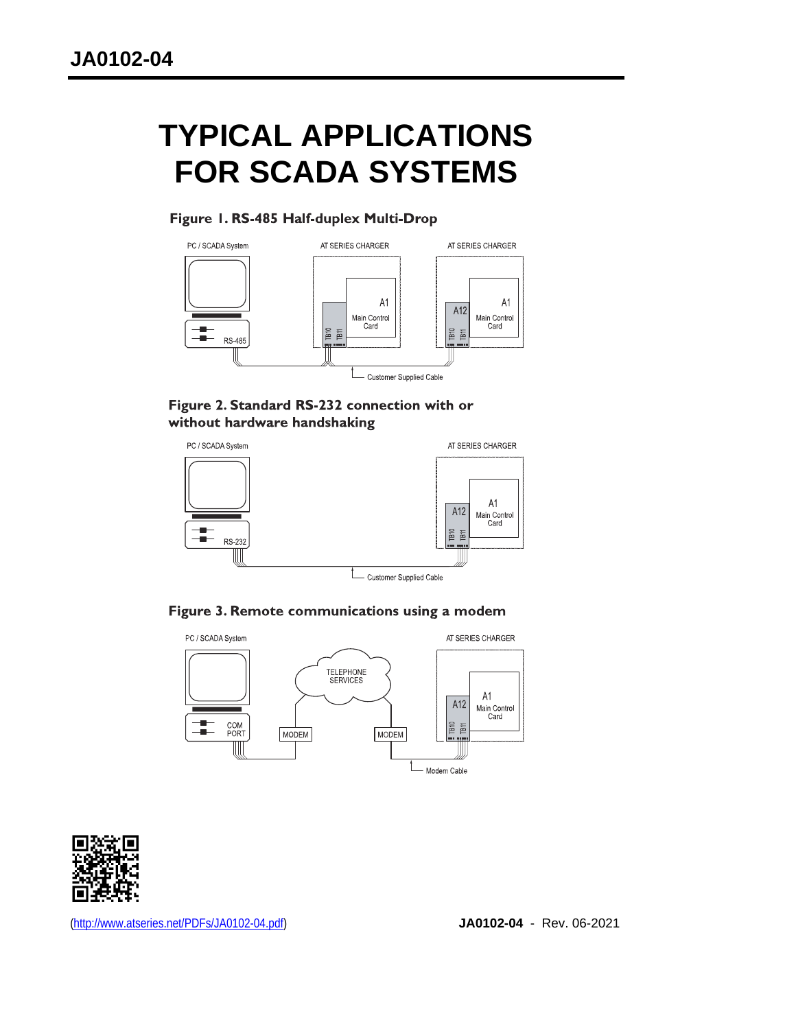# TYPICAL APPLICATIONS FOR SCADA SYSTEMS

**Figure 1. RS-485 Half-duplex Multi-Drop**

PC / SCADA System

RS-485

AT SERIES CHARGER

A1

Main Control Card

TB10 TB11

AT SERIES CHARGER

A12

A1

Main Control Card

TB10 TB11

Customer Supplied Cable

**Figure 2. Standard RS-232 connection with or without hardware handshaking**

PC / SCADA System

RS-232

AT SERIES CHARGER

A12

A1

Main Control Card

TB10 TB11

Customer Supplied Cable

**Figure 3. Remote communications using a modem**

PC / SCADA System

COM PORT

MODEM

TELEPHONE SERVICES

MODEM

AT SERIES CHARGER

A12

A1

Main Control Card

TB10 TB11

Modem Cable

(http://www.atseries.net/PDFs/JA0102-04.pdf)

**JA0102-04** - Rev. 06-2021